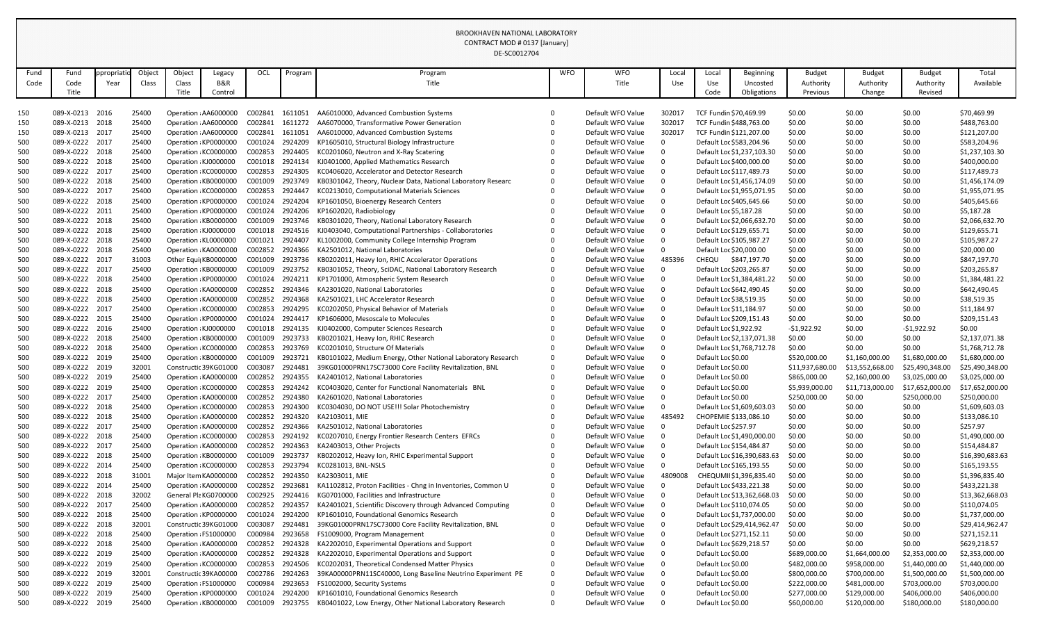# BROOKHAVEN NATIONAL LABORATORY
CONTRACT MOD # 0137 [January]
DE-SC0012704

| Fund Code | Fund Code Title | ppropriatio Year | Object Class | Object Class Title | Legacy B&R Control | OCL | Program | Program Title | WFO | WFO Title | Local Use | Local Use Code | Beginning Uncosted Obligations | Budget Authority Previous | Budget Authority Change | Budget Authority Revised | Total Available |
|---|---|---|---|---|---|---|---|---|---|---|---|---|---|---|---|---|---|
| 150 | 089-X-0213 | 2016 | 25400 | Operation : | AA6000000 | C002841 | 1611051 | AA6010000, Advanced Combustion Systems | 0 | Default WFO Value | 302017 | TCF Fundin | $70,469.99 | $0.00 | $0.00 | $0.00 | $70,469.99 |
| 150 | 089-X-0213 | 2018 | 25400 | Operation : | AA6000000 | C002841 | 1611272 | AA6070000, Transformative Power Generation | 0 | Default WFO Value | 302017 | TCF Fundin | $488,763.00 | $0.00 | $0.00 | $0.00 | $488,763.00 |
| 150 | 089-X-0213 | 2017 | 25400 | Operation : | AA6000000 | C002841 | 1611051 | AA6010000, Advanced Combustion Systems | 0 | Default WFO Value | 302017 | TCF Fundin | $121,207.00 | $0.00 | $0.00 | $0.00 | $121,207.00 |
| 500 | 089-X-0222 | 2017 | 25400 | Operation : | KP0000000 | C001024 | 2924209 | KP1605010, Structural Biology Infrastructure | 0 | Default WFO Value | 0 | Default Loc | $583,204.96 | $0.00 | $0.00 | $0.00 | $583,204.96 |
| 500 | 089-X-0222 | 2018 | 25400 | Operation : | KC0000000 | C002853 | 2924405 | KC0201060, Neutron and X-Ray Scatering | 0 | Default WFO Value | 0 | Default Loc | $1,237,103.30 | $0.00 | $0.00 | $0.00 | $1,237,103.30 |
| 500 | 089-X-0222 | 2018 | 25400 | Operation : | KJ0000000 | C001018 | 2924134 | KJ0401000, Applied Mathematics Research | 0 | Default WFO Value | 0 | Default Loc | $400,000.00 | $0.00 | $0.00 | $0.00 | $400,000.00 |
| 500 | 089-X-0222 | 2017 | 25400 | Operation : | KC0000000 | C002853 | 2924305 | KC0406020, Accelerator and Detector Research | 0 | Default WFO Value | 0 | Default Loc | $117,489.73 | $0.00 | $0.00 | $0.00 | $117,489.73 |
| 500 | 089-X-0222 | 2018 | 25400 | Operation : | KB0000000 | C001009 | 2923749 | KB0301042, Theory, Nuclear Data, National Laboratory Researc | 0 | Default WFO Value | 0 | Default Loc | $1,456,174.09 | $0.00 | $0.00 | $0.00 | $1,456,174.09 |
| 500 | 089-X-0222 | 2017 | 25400 | Operation : | KC0000000 | C002853 | 2924447 | KC0213010, Computational Materials Sciences | 0 | Default WFO Value | 0 | Default Loc | $1,955,071.95 | $0.00 | $0.00 | $0.00 | $1,955,071.95 |
| 500 | 089-X-0222 | 2018 | 25400 | Operation : | KP0000000 | C001024 | 2924204 | KP1601050, Bioenergy Research Centers | 0 | Default WFO Value | 0 | Default Loc | $405,645.66 | $0.00 | $0.00 | $0.00 | $405,645.66 |
| 500 | 089-X-0222 | 2011 | 25400 | Operation : | KP0000000 | C001024 | 2924206 | KP1602020, Radiobiology | 0 | Default WFO Value | 0 | Default Loc | $5,187.28 | $0.00 | $0.00 | $0.00 | $5,187.28 |
| 500 | 089-X-0222 | 2018 | 25400 | Operation : | KB0000000 | C001009 | 2923746 | KB0301020, Theory, National Laboratory Research | 0 | Default WFO Value | 0 | Default Loc | $2,066,632.70 | $0.00 | $0.00 | $0.00 | $2,066,632.70 |
| 500 | 089-X-0222 | 2018 | 25400 | Operation : | KJ0000000 | C001018 | 2924516 | KJ0403040, Computational Partnerships - Collaboratories | 0 | Default WFO Value | 0 | Default Loc | $129,655.71 | $0.00 | $0.00 | $0.00 | $129,655.71 |
| 500 | 089-X-0222 | 2018 | 25400 | Operation : | KL0000000 | C001021 | 2924407 | KL1002000, Community College Internship Program | 0 | Default WFO Value | 0 | Default Loc | $105,987.27 | $0.00 | $0.00 | $0.00 | $105,987.27 |
| 500 | 089-X-0222 | 2018 | 25400 | Operation : | KA0000000 | C002852 | 2924366 | KA2501012, National Laboratories | 0 | Default WFO Value | 0 | Default Loc | $20,000.00 | $0.00 | $0.00 | $0.00 | $20,000.00 |
| 500 | 089-X-0222 | 2017 | 31003 | Other Equi | KB0000000 | C001009 | 2923736 | KB0202011, Heavy Ion, RHIC Accelerator Operations | 0 | Default WFO Value | 485396 | CHEQU | $847,197.70 | $0.00 | $0.00 | $0.00 | $847,197.70 |
| 500 | 089-X-0222 | 2017 | 25400 | Operation : | KB0000000 | C001009 | 2923752 | KB0301052, Theory, SciDAC, National Laboratory Research | 0 | Default WFO Value | 0 | Default Loc | $203,265.87 | $0.00 | $0.00 | $0.00 | $203,265.87 |
| 500 | 089-X-0222 | 2018 | 25400 | Operation : | KP0000000 | C001024 | 2924211 | KP1701000, Atmospheric System Research | 0 | Default WFO Value | 0 | Default Loc | $1,384,481.22 | $0.00 | $0.00 | $0.00 | $1,384,481.22 |
| 500 | 089-X-0222 | 2018 | 25400 | Operation : | KA0000000 | C002852 | 2924346 | KA2301020, National Laboratories | 0 | Default WFO Value | 0 | Default Loc | $642,490.45 | $0.00 | $0.00 | $0.00 | $642,490.45 |
| 500 | 089-X-0222 | 2018 | 25400 | Operation : | KA0000000 | C002852 | 2924368 | KA2501021, LHC Accelerator Research | 0 | Default WFO Value | 0 | Default Loc | $38,519.35 | $0.00 | $0.00 | $0.00 | $38,519.35 |
| 500 | 089-X-0222 | 2017 | 25400 | Operation : | KC0000000 | C002853 | 2924295 | KC0202050, Physical Behavior of Materials | 0 | Default WFO Value | 0 | Default Loc | $11,184.97 | $0.00 | $0.00 | $0.00 | $11,184.97 |
| 500 | 089-X-0222 | 2015 | 25400 | Operation : | KP0000000 | C001024 | 2924417 | KP1606000, Mesoscale to Molecules | 0 | Default WFO Value | 0 | Default Loc | $209,151.43 | $0.00 | $0.00 | $0.00 | $209,151.43 |
| 500 | 089-X-0222 | 2016 | 25400 | Operation : | KJ0000000 | C001018 | 2924135 | KJ0402000, Computer Sciences Research | 0 | Default WFO Value | 0 | Default Loc | $1,922.92 | -$1,922.92 | $0.00 | -$1,922.92 | $0.00 |
| 500 | 089-X-0222 | 2018 | 25400 | Operation : | KB0000000 | C001009 | 2923733 | KB0201021, Heavy Ion, RHIC Research | 0 | Default WFO Value | 0 | Default Loc | $2,137,071.38 | $0.00 | $0.00 | $0.00 | $2,137,071.38 |
| 500 | 089-X-0222 | 2018 | 25400 | Operation : | KC0000000 | C002853 | 2923769 | KC0201010, Structure Of Materials | 0 | Default WFO Value | 0 | Default Loc | $1,768,712.78 | $0.00 | $0.00 | $0.00 | $1,768,712.78 |
| 500 | 089-X-0222 | 2019 | 25400 | Operation : | KB0000000 | C001009 | 2923721 | KB0101022, Medium Energy, Other National Laboratory Research | 0 | Default WFO Value | 0 | Default Loc | $0.00 | $520,000.00 | $1,160,000.00 | $1,680,000.00 | $1,680,000.00 |
| 500 | 089-X-0222 | 2019 | 32001 | Constructic | 39KG01000 | C003087 | 2924481 | 39KG01000PRN17SC73000 Core Facility Revitalization, BNL | 0 | Default WFO Value | 0 | Default Loc | $0.00 | $11,937,680.00 | $13,552,668.00 | $25,490,348.00 | $25,490,348.00 |
| 500 | 089-X-0222 | 2019 | 25400 | Operation : | KA0000000 | C002852 | 2924355 | KA2401012, National Laboratories | 0 | Default WFO Value | 0 | Default Loc | $0.00 | $865,000.00 | $2,160,000.00 | $3,025,000.00 | $3,025,000.00 |
| 500 | 089-X-0222 | 2019 | 25400 | Operation : | KC0000000 | C002853 | 2924242 | KC0403020, Center for Functional Nanomaterials BNL | 0 | Default WFO Value | 0 | Default Loc | $0.00 | $5,939,000.00 | $11,713,000.00 | $17,652,000.00 | $17,652,000.00 |
| 500 | 089-X-0222 | 2017 | 25400 | Operation : | KA0000000 | C002852 | 2924380 | KA2601020, National Laboratories | 0 | Default WFO Value | 0 | Default Loc | $0.00 | $250,000.00 | $0.00 | $250,000.00 | $250,000.00 |
| 500 | 089-X-0222 | 2018 | 25400 | Operation : | KC0000000 | C002853 | 2924300 | KC0304030, DO NOT USE!!! Solar Photochemistry | 0 | Default WFO Value | 0 | Default Loc | $1,609,603.03 | $0.00 | $0.00 | $0.00 | $1,609,603.03 |
| 500 | 089-X-0222 | 2018 | 25400 | Operation : | KA0000000 | C002852 | 2924320 | KA2103011, MIE | 0 | Default WFO Value | 485492 | CHOPEMIE | $133,086.10 | $0.00 | $0.00 | $0.00 | $133,086.10 |
| 500 | 089-X-0222 | 2017 | 25400 | Operation : | KA0000000 | C002852 | 2924366 | KA2501012, National Laboratories | 0 | Default WFO Value | 0 | Default Loc | $257.97 | $0.00 | $0.00 | $0.00 | $257.97 |
| 500 | 089-X-0222 | 2018 | 25400 | Operation : | KC0000000 | C002853 | 2924192 | KC0207010, Energy Frontier Research Centers EFRCs | 0 | Default WFO Value | 0 | Default Loc | $1,490,000.00 | $0.00 | $0.00 | $0.00 | $1,490,000.00 |
| 500 | 089-X-0222 | 2017 | 25400 | Operation : | KA0000000 | C002852 | 2924363 | KA2403013, Other Projects | 0 | Default WFO Value | 0 | Default Loc | $154,484.87 | $0.00 | $0.00 | $0.00 | $154,484.87 |
| 500 | 089-X-0222 | 2018 | 25400 | Operation : | KB0000000 | C001009 | 2923737 | KB0202012, Heavy Ion, RHIC Experimental Support | 0 | Default WFO Value | 0 | Default Loc | $16,390,683.63 | $0.00 | $0.00 | $0.00 | $16,390,683.63 |
| 500 | 089-X-0222 | 2014 | 25400 | Operation : | KC0000000 | C002853 | 2923794 | KC0281013, BNL-NSLS | 0 | Default WFO Value | 0 | Default Loc | $165,193.55 | $0.00 | $0.00 | $0.00 | $165,193.55 |
| 500 | 089-X-0222 | 2018 | 31001 | Major Item | KA0000000 | C002852 | 2924350 | KA2303011, MIE | 0 | Default WFO Value | 4809008 | CHEQUMII | $1,396,835.40 | $0.00 | $0.00 | $0.00 | $1,396,835.40 |
| 500 | 089-X-0222 | 2014 | 25400 | Operation : | KA0000000 | C002852 | 2923681 | KA1102812, Proton Facilities - Chng in Inventories, Common U | 0 | Default WFO Value | 0 | Default Loc | $433,221.38 | $0.00 | $0.00 | $0.00 | $433,221.38 |
| 500 | 089-X-0222 | 2018 | 32002 | General Pla | KG0700000 | C002925 | 2924416 | KG0701000, Facilities and Infrastructure | 0 | Default WFO Value | 0 | Default Loc | $13,362,668.03 | $0.00 | $0.00 | $0.00 | $13,362,668.03 |
| 500 | 089-X-0222 | 2017 | 25400 | Operation : | KA0000000 | C002852 | 2924357 | KA2401021, Scientific Discovery through Advanced Computing | 0 | Default WFO Value | 0 | Default Loc | $110,074.05 | $0.00 | $0.00 | $0.00 | $110,074.05 |
| 500 | 089-X-0222 | 2018 | 25400 | Operation : | KP0000000 | C001024 | 2924200 | KP1601010, Foundational Genomics Research | 0 | Default WFO Value | 0 | Default Loc | $1,737,000.00 | $0.00 | $0.00 | $0.00 | $1,737,000.00 |
| 500 | 089-X-0222 | 2018 | 32001 | Constructic | 39KG01000 | C003087 | 2924481 | 39KG01000PRN17SC73000 Core Facility Revitalization, BNL | 0 | Default WFO Value | 0 | Default Loc | $29,414,962.47 | $0.00 | $0.00 | $0.00 | $29,414,962.47 |
| 500 | 089-X-0222 | 2018 | 25400 | Operation : | FS1000000 | C000984 | 2923658 | FS1009000, Program Management | 0 | Default WFO Value | 0 | Default Loc | $271,152.11 | $0.00 | $0.00 | $0.00 | $271,152.11 |
| 500 | 089-X-0222 | 2018 | 25400 | Operation : | KA0000000 | C002852 | 2924328 | KA2202010, Experimental Operations and Support | 0 | Default WFO Value | 0 | Default Loc | $629,218.57 | $0.00 | $0.00 | $0.00 | $629,218.57 |
| 500 | 089-X-0222 | 2019 | 25400 | Operation : | KA0000000 | C002852 | 2924328 | KA2202010, Experimental Operations and Support | 0 | Default WFO Value | 0 | Default Loc | $0.00 | $689,000.00 | $1,664,000.00 | $2,353,000.00 | $2,353,000.00 |
| 500 | 089-X-0222 | 2019 | 25400 | Operation : | KC0000000 | C002853 | 2924506 | KC0202031, Theoretical Condensed Matter Physics | 0 | Default WFO Value | 0 | Default Loc | $0.00 | $482,000.00 | $958,000.00 | $1,440,000.00 | $1,440,000.00 |
| 500 | 089-X-0222 | 2019 | 32001 | Constructic | 39KA00000 | C002786 | 2924263 | 39KA00000PRN11SC40000, Long Baseline Neutrino Experiment PE | 0 | Default WFO Value | 0 | Default Loc | $0.00 | $800,000.00 | $700,000.00 | $1,500,000.00 | $1,500,000.00 |
| 500 | 089-X-0222 | 2019 | 25400 | Operation : | FS1000000 | C000984 | 2923653 | FS1002000, Security Systems | 0 | Default WFO Value | 0 | Default Loc | $0.00 | $222,000.00 | $481,000.00 | $703,000.00 | $703,000.00 |
| 500 | 089-X-0222 | 2019 | 25400 | Operation : | KP0000000 | C001024 | 2924200 | KP1601010, Foundational Genomics Research | 0 | Default WFO Value | 0 | Default Loc | $0.00 | $277,000.00 | $129,000.00 | $406,000.00 | $406,000.00 |
| 500 | 089-X-0222 | 2019 | 25400 | Operation : | KB0000000 | C001009 | 2923755 | KB0401022, Low Energy, Other National Laboratory Research | 0 | Default WFO Value | 0 | Default Loc | $0.00 | $60,000.00 | $120,000.00 | $180,000.00 | $180,000.00 |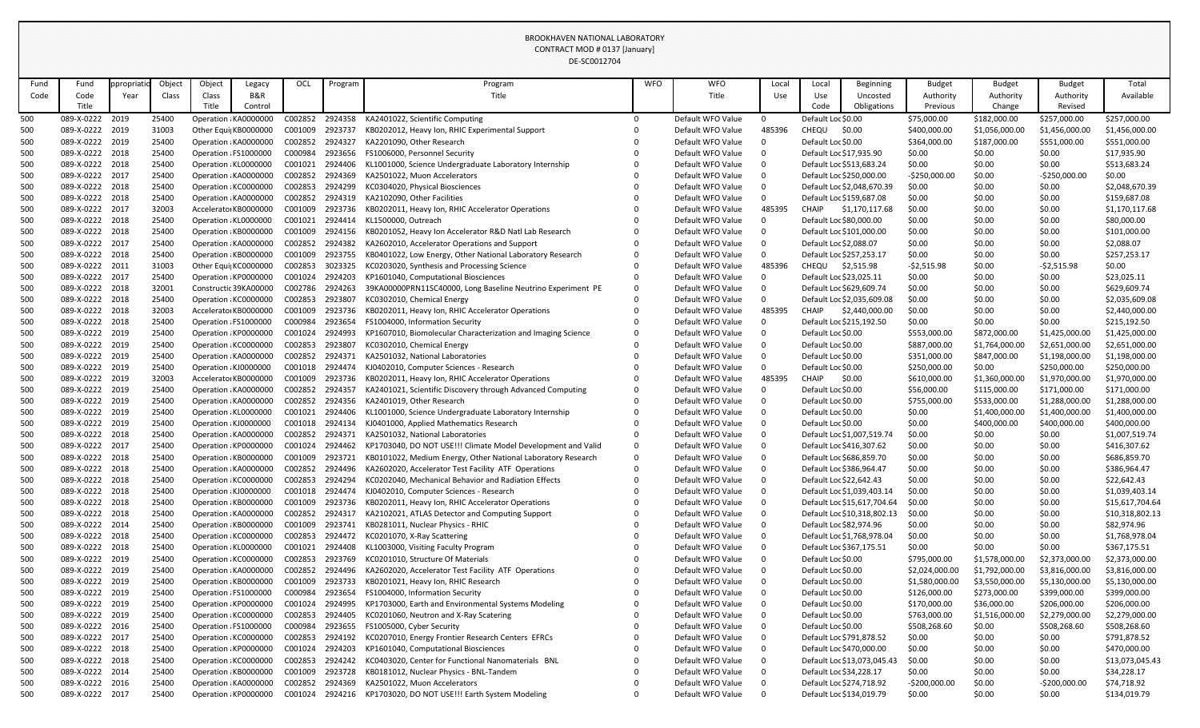BROOKHAVEN NATIONAL LABORATORY
CONTRACT MOD # 0137 [January]
DE-SC0012704

| Fund Code | Fund Code Title | ppropriatio Year | Object Class | Object Class Title | Legacy B&R Control | OCL | Program | Program Title | WFO | WFO Title | Local Use | Local Use Code | Beginning Uncosted Obligations | Budget Authority Previous | Budget Authority Change | Budget Authority Revised | Total Available |
|---|---|---|---|---|---|---|---|---|---|---|---|---|---|---|---|---|---|
| 500 | 089-X-0222 | 2019 | 25400 | Operation | KA0000000 | C002852 | 2924358 | KA2401022, Scientific Computing | 0 | Default WFO Value | 0 | Default Loc | $0.00 | $75,000.00 | $182,000.00 | $257,000.00 | $257,000.00 |
| 500 | 089-X-0222 | 2019 | 31003 | Other Equi | KB0000000 | C001009 | 2923737 | KB0202012, Heavy Ion, RHIC Experimental Support | 0 | Default WFO Value | 485396 | CHEQU | $0.00 | $400,000.00 | $1,056,000.00 | $1,456,000.00 | $1,456,000.00 |
| 500 | 089-X-0222 | 2019 | 25400 | Operation | KA0000000 | C002852 | 2924327 | KA2201090, Other Research | 0 | Default WFO Value | 0 | Default Loc | $0.00 | $364,000.00 | $187,000.00 | $551,000.00 | $551,000.00 |
| 500 | 089-X-0222 | 2018 | 25400 | Operation | FS1000000 | C000984 | 2923656 | FS1006000, Personnel Security | 0 | Default WFO Value | 0 | Default Loc | $17,935.90 | $0.00 | $0.00 | $0.00 | $17,935.90 |
| 500 | 089-X-0222 | 2018 | 25400 | Operation | KL0000000 | C001021 | 2924406 | KL1001000, Science Undergraduate Laboratory Internship | 0 | Default WFO Value | 0 | Default Loc | $513,683.24 | $0.00 | $0.00 | $0.00 | $513,683.24 |
| 500 | 089-X-0222 | 2017 | 25400 | Operation | KA0000000 | C002852 | 2924369 | KA2501022, Muon Accelerators | 0 | Default WFO Value | 0 | Default Loc | $250,000.00 | -$250,000.00 | $0.00 | -$250,000.00 | $0.00 |
| 500 | 089-X-0222 | 2018 | 25400 | Operation | KC0000000 | C002853 | 2924299 | KC0304020, Physical Biosciences | 0 | Default WFO Value | 0 | Default Loc | $2,048,670.39 | $0.00 | $0.00 | $0.00 | $2,048,670.39 |
| 500 | 089-X-0222 | 2018 | 25400 | Operation | KA0000000 | C002852 | 2924319 | KA2102090, Other Facilities | 0 | Default WFO Value | 0 | Default Loc | $159,687.08 | $0.00 | $0.00 | $0.00 | $159,687.08 |
| 500 | 089-X-0222 | 2017 | 32003 | Accelerato | KB0000000 | C001009 | 2923736 | KB0202011, Heavy Ion, RHIC Accelerator Operations | 0 | Default WFO Value | 485395 | CHAIP | $1,170,117.68 | $0.00 | $0.00 | $0.00 | $1,170,117.68 |
| 500 | 089-X-0222 | 2018 | 25400 | Operation | KL0000000 | C001021 | 2924414 | KL1500000, Outreach | 0 | Default WFO Value | 0 | Default Loc | $80,000.00 | $0.00 | $0.00 | $0.00 | $80,000.00 |
| 500 | 089-X-0222 | 2018 | 25400 | Operation | KB0000000 | C001009 | 2924156 | KB0201052, Heavy Ion Accelerator R&D Natl Lab Research | 0 | Default WFO Value | 0 | Default Loc | $101,000.00 | $0.00 | $0.00 | $0.00 | $101,000.00 |
| 500 | 089-X-0222 | 2017 | 25400 | Operation | KA0000000 | C002852 | 2924382 | KA2602010, Accelerator Operations and Support | 0 | Default WFO Value | 0 | Default Loc | $2,088.07 | $0.00 | $0.00 | $0.00 | $2,088.07 |
| 500 | 089-X-0222 | 2018 | 25400 | Operation | KB0000000 | C001009 | 2923755 | KB0401022, Low Energy, Other National Laboratory Research | 0 | Default WFO Value | 0 | Default Loc | $257,253.17 | $0.00 | $0.00 | $0.00 | $257,253.17 |
| 500 | 089-X-0222 | 2011 | 31003 | Other Equi | KC0000000 | C002853 | 3023325 | KC0203020, Synthesis and Processing Science | 0 | Default WFO Value | 485396 | CHEQU | $2,515.98 | -$2,515.98 | $0.00 | -$2,515.98 | $0.00 |
| 500 | 089-X-0222 | 2017 | 25400 | Operation | KP0000000 | C001024 | 2924203 | KP1601040, Computational Biosciences | 0 | Default WFO Value | 0 | Default Loc | $23,025.11 | $0.00 | $0.00 | $0.00 | $23,025.11 |
| 500 | 089-X-0222 | 2018 | 32001 | Constructi | 39KA0000 | C002786 | 2924263 | 39KA00000PRN11SC40000, Long Baseline Neutrino Experiment PE | 0 | Default WFO Value | 0 | Default Loc | $629,609.74 | $0.00 | $0.00 | $0.00 | $629,609.74 |
| 500 | 089-X-0222 | 2018 | 25400 | Operation | KC0000000 | C002853 | 2923807 | KC0302010, Chemical Energy | 0 | Default WFO Value | 0 | Default Loc | $2,035,609.08 | $0.00 | $0.00 | $0.00 | $2,035,609.08 |
| 500 | 089-X-0222 | 2018 | 32003 | Accelerato | KB0000000 | C001009 | 2923736 | KB0202011, Heavy Ion, RHIC Accelerator Operations | 0 | Default WFO Value | 485395 | CHAIP | $2,440,000.00 | $0.00 | $0.00 | $0.00 | $2,440,000.00 |
| 500 | 089-X-0222 | 2018 | 25400 | Operation | FS1000000 | C000984 | 2923654 | FS1004000, Information Security | 0 | Default WFO Value | 0 | Default Loc | $215,192.50 | $0.00 | $0.00 | $0.00 | $215,192.50 |
| 500 | 089-X-0222 | 2019 | 25400 | Operation | KP0000000 | C001024 | 2924993 | KP1607010, Biomolecular Characterization and Imaging Science | 0 | Default WFO Value | 0 | Default Loc | $0.00 | $553,000.00 | $872,000.00 | $1,425,000.00 | $1,425,000.00 |
| 500 | 089-X-0222 | 2019 | 25400 | Operation | KC0000000 | C002853 | 2923807 | KC0302010, Chemical Energy | 0 | Default WFO Value | 0 | Default Loc | $0.00 | $887,000.00 | $1,764,000.00 | $2,651,000.00 | $2,651,000.00 |
| 500 | 089-X-0222 | 2019 | 25400 | Operation | KA0000000 | C002852 | 2924371 | KA2501032, National Laboratories | 0 | Default WFO Value | 0 | Default Loc | $0.00 | $351,000.00 | $847,000.00 | $1,198,000.00 | $1,198,000.00 |
| 500 | 089-X-0222 | 2019 | 25400 | Operation | KJ0000000 | C001018 | 2924474 | KJ0402010, Computer Sciences - Research | 0 | Default WFO Value | 0 | Default Loc | $0.00 | $250,000.00 | $0.00 | $250,000.00 | $250,000.00 |
| 500 | 089-X-0222 | 2019 | 32003 | Accelerato | KB0000000 | C001009 | 2923736 | KB0202011, Heavy Ion, RHIC Accelerator Operations | 0 | Default WFO Value | 485395 | CHAIP | $0.00 | $610,000.00 | $1,360,000.00 | $1,970,000.00 | $1,970,000.00 |
| 500 | 089-X-0222 | 2019 | 25400 | Operation | KA0000000 | C002852 | 2924357 | KA2401021, Scientific Discovery through Advanced Computing | 0 | Default WFO Value | 0 | Default Loc | $0.00 | $56,000.00 | $115,000.00 | $171,000.00 | $171,000.00 |
| 500 | 089-X-0222 | 2019 | 25400 | Operation | KA0000000 | C002852 | 2924356 | KA2401019, Other Research | 0 | Default WFO Value | 0 | Default Loc | $0.00 | $755,000.00 | $533,000.00 | $1,288,000.00 | $1,288,000.00 |
| 500 | 089-X-0222 | 2019 | 25400 | Operation | KL0000000 | C001021 | 2924406 | KL1001000, Science Undergraduate Laboratory Internship | 0 | Default WFO Value | 0 | Default Loc | $0.00 | $0.00 | $1,400,000.00 | $1,400,000.00 | $1,400,000.00 |
| 500 | 089-X-0222 | 2019 | 25400 | Operation | KJ0000000 | C001018 | 2924134 | KJ0401000, Applied Mathematics Research | 0 | Default WFO Value | 0 | Default Loc | $0.00 | $0.00 | $400,000.00 | $400,000.00 | $400,000.00 |
| 500 | 089-X-0222 | 2018 | 25400 | Operation | KA0000000 | C002852 | 2924371 | KA2501032, National Laboratories | 0 | Default WFO Value | 0 | Default Loc | $1,007,519.74 | $0.00 | $0.00 | $0.00 | $1,007,519.74 |
| 500 | 089-X-0222 | 2017 | 25400 | Operation | KP0000000 | C001024 | 2924462 | KP1703040, DO NOT USE!!! Climate Model Development and Valid | 0 | Default WFO Value | 0 | Default Loc | $416,307.62 | $0.00 | $0.00 | $0.00 | $416,307.62 |
| 500 | 089-X-0222 | 2018 | 25400 | Operation | KB0000000 | C001009 | 2923721 | KB0101022, Medium Energy, Other National Laboratory Research | 0 | Default WFO Value | 0 | Default Loc | $686,859.70 | $0.00 | $0.00 | $0.00 | $686,859.70 |
| 500 | 089-X-0222 | 2018 | 25400 | Operation | KA0000000 | C002852 | 2924496 | KA2602020, Accelerator Test Facility ATF Operations | 0 | Default WFO Value | 0 | Default Loc | $386,964.47 | $0.00 | $0.00 | $0.00 | $386,964.47 |
| 500 | 089-X-0222 | 2018 | 25400 | Operation | KC0000000 | C002853 | 2924294 | KC0202040, Mechanical Behavior and Radiation Effects | 0 | Default WFO Value | 0 | Default Loc | $22,642.43 | $0.00 | $0.00 | $0.00 | $22,642.43 |
| 500 | 089-X-0222 | 2018 | 25400 | Operation | KJ0000000 | C001018 | 2924474 | KJ0402010, Computer Sciences - Research | 0 | Default WFO Value | 0 | Default Loc | $1,039,403.14 | $0.00 | $0.00 | $0.00 | $1,039,403.14 |
| 500 | 089-X-0222 | 2018 | 25400 | Operation | KB0000000 | C001009 | 2923736 | KB0202011, Heavy Ion, RHIC Accelerator Operations | 0 | Default WFO Value | 0 | Default Loc | $15,617,704.64 | $0.00 | $0.00 | $0.00 | $15,617,704.64 |
| 500 | 089-X-0222 | 2018 | 25400 | Operation | KA0000000 | C002852 | 2924317 | KA2102021, ATLAS Detector and Computing Support | 0 | Default WFO Value | 0 | Default Loc | $10,318,802.13 | $0.00 | $0.00 | $0.00 | $10,318,802.13 |
| 500 | 089-X-0222 | 2014 | 25400 | Operation | KB0000000 | C001009 | 2923741 | KB0281011, Nuclear Physics - RHIC | 0 | Default WFO Value | 0 | Default Loc | $82,974.96 | $0.00 | $0.00 | $0.00 | $82,974.96 |
| 500 | 089-X-0222 | 2018 | 25400 | Operation | KC0000000 | C002853 | 2924472 | KC0201070, X-Ray Scattering | 0 | Default WFO Value | 0 | Default Loc | $1,768,978.04 | $0.00 | $0.00 | $0.00 | $1,768,978.04 |
| 500 | 089-X-0222 | 2018 | 25400 | Operation | KL0000000 | C001021 | 2924408 | KL1003000, Visiting Faculty Program | 0 | Default WFO Value | 0 | Default Loc | $367,175.51 | $0.00 | $0.00 | $0.00 | $367,175.51 |
| 500 | 089-X-0222 | 2019 | 25400 | Operation | KC0000000 | C002853 | 2923769 | KC0201010, Structure Of Materials | 0 | Default WFO Value | 0 | Default Loc | $0.00 | $795,000.00 | $1,578,000.00 | $2,373,000.00 | $2,373,000.00 |
| 500 | 089-X-0222 | 2019 | 25400 | Operation | KA0000000 | C002852 | 2924496 | KA2602020, Accelerator Test Facility ATF Operations | 0 | Default WFO Value | 0 | Default Loc | $0.00 | $2,024,000.00 | $1,792,000.00 | $3,816,000.00 | $3,816,000.00 |
| 500 | 089-X-0222 | 2019 | 25400 | Operation | KB0000000 | C001009 | 2923733 | KB0201021, Heavy Ion, RHIC Research | 0 | Default WFO Value | 0 | Default Loc | $0.00 | $1,580,000.00 | $3,550,000.00 | $5,130,000.00 | $5,130,000.00 |
| 500 | 089-X-0222 | 2019 | 25400 | Operation | FS1000000 | C000984 | 2923654 | FS1004000, Information Security | 0 | Default WFO Value | 0 | Default Loc | $0.00 | $126,000.00 | $273,000.00 | $399,000.00 | $399,000.00 |
| 500 | 089-X-0222 | 2019 | 25400 | Operation | KP0000000 | C001024 | 2924995 | KP1703000, Earth and Environmental Systems Modeling | 0 | Default WFO Value | 0 | Default Loc | $0.00 | $170,000.00 | $36,000.00 | $206,000.00 | $206,000.00 |
| 500 | 089-X-0222 | 2019 | 25400 | Operation | KC0000000 | C002853 | 2924405 | KC0201060, Neutron and X-Ray Scatering | 0 | Default WFO Value | 0 | Default Loc | $0.00 | $763,000.00 | $1,516,000.00 | $2,279,000.00 | $2,279,000.00 |
| 500 | 089-X-0222 | 2016 | 25400 | Operation | FS1000000 | C000984 | 2923655 | FS1005000, Cyber Security | 0 | Default WFO Value | 0 | Default Loc | $0.00 | $508,268.60 | $0.00 | $508,268.60 | $508,268.60 |
| 500 | 089-X-0222 | 2017 | 25400 | Operation | KC0000000 | C002853 | 2924192 | KC0207010, Energy Frontier Research Centers EFRCs | 0 | Default WFO Value | 0 | Default Loc | $791,878.52 | $0.00 | $0.00 | $0.00 | $791,878.52 |
| 500 | 089-X-0222 | 2018 | 25400 | Operation | KP0000000 | C001024 | 2924203 | KP1601040, Computational Biosciences | 0 | Default WFO Value | 0 | Default Loc | $470,000.00 | $0.00 | $0.00 | $0.00 | $470,000.00 |
| 500 | 089-X-0222 | 2018 | 25400 | Operation | KC0000000 | C002853 | 2924242 | KC0403020, Center for Functional Nanomaterials BNL | 0 | Default WFO Value | 0 | Default Loc | $13,073,045.43 | $0.00 | $0.00 | $0.00 | $13,073,045.43 |
| 500 | 089-X-0222 | 2014 | 25400 | Operation | KB0000000 | C001009 | 2923728 | KB0181012, Nuclear Physics - BNL-Tandem | 0 | Default WFO Value | 0 | Default Loc | $34,228.17 | $0.00 | $0.00 | $0.00 | $34,228.17 |
| 500 | 089-X-0222 | 2016 | 25400 | Operation | KA0000000 | C002852 | 2924369 | KA2501022, Muon Accelerators | 0 | Default WFO Value | 0 | Default Loc | $274,718.92 | -$200,000.00 | $0.00 | -$200,000.00 | $74,718.92 |
| 500 | 089-X-0222 | 2017 | 25400 | Operation | KP0000000 | C001024 | 2924216 | KP1703020, DO NOT USE!!! Earth System Modeling | 0 | Default WFO Value | 0 | Default Loc | $134,019.79 | $0.00 | $0.00 | $0.00 | $134,019.79 |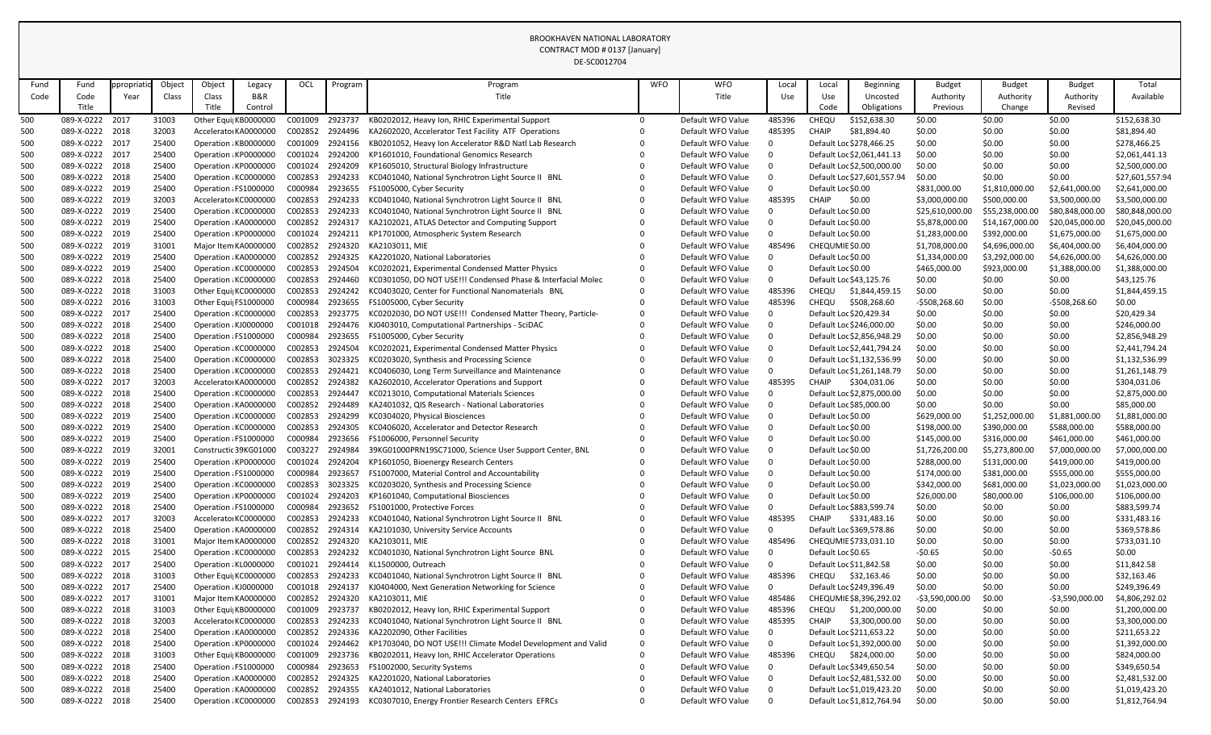BROOKHAVEN NATIONAL LABORATORY
CONTRACT MOD # 0137 [January]
DE-SC0012704

| Fund Code | Fund Code Title | ppropriatio Year | Object Class | Object Class Title | Legacy B&R Control | OCL | Program | Program Title | WFO | WFO Title | Local Use | Local Use Code | Beginning Uncosted Obligations | Budget Authority Previous | Budget Authority Change | Budget Authority Revised | Total Available |
|---|---|---|---|---|---|---|---|---|---|---|---|---|---|---|---|---|---|
| 500 | 089-X-0222 | 2017 | 31003 | Other Equi | KB0000000 | C001009 | 2923737 | KB0202012, Heavy Ion, RHIC Experimental Support | 0 | Default WFO Value | 485396 | CHEQU | $152,638.30 | $0.00 | $0.00 | $0.00 | $152,638.30 |
| 500 | 089-X-0222 | 2018 | 32003 | Accelerato | KA0000000 | C002852 | 2924496 | KA2602020, Accelerator Test Facility ATF Operations | 0 | Default WFO Value | 485395 | CHAIP | $81,894.40 | $0.00 | $0.00 | $0.00 | $81,894.40 |
| 500 | 089-X-0222 | 2017 | 25400 | Operation | KB0000000 | C001009 | 2924156 | KB0201052, Heavy Ion Accelerator R&D Natl Lab Research | 0 | Default WFO Value | 0 | Default Loc | $278,466.25 | $0.00 | $0.00 | $0.00 | $278,466.25 |
| 500 | 089-X-0222 | 2017 | 25400 | Operation | KP0000000 | C001024 | 2924200 | KP1601010, Foundational Genomics Research | 0 | Default WFO Value | 0 | Default Loc | $2,061,441.13 | $0.00 | $0.00 | $0.00 | $2,061,441.13 |
| 500 | 089-X-0222 | 2018 | 25400 | Operation | KP0000000 | C001024 | 2924209 | KP1605010, Structural Biology Infrastructure | 0 | Default WFO Value | 0 | Default Loc | $2,500,000.00 | $0.00 | $0.00 | $0.00 | $2,500,000.00 |
| 500 | 089-X-0222 | 2018 | 25400 | Operation | KC0000000 | C002853 | 2924233 | KC0401040, National Synchrotron Light Source II BNL | 0 | Default WFO Value | 0 | Default Loc | $27,601,557.94 | $0.00 | $0.00 | $0.00 | $27,601,557.94 |
| 500 | 089-X-0222 | 2019 | 25400 | Operation | FS1000000 | C000984 | 2923655 | FS1005000, Cyber Security | 0 | Default WFO Value | 0 | Default Loc | $0.00 | $831,000.00 | $1,810,000.00 | $2,641,000.00 | $2,641,000.00 |
| 500 | 089-X-0222 | 2019 | 32003 | Accelerato | KC0000000 | C002853 | 2924233 | KC0401040, National Synchrotron Light Source II BNL | 0 | Default WFO Value | 485395 | CHAIP | $0.00 | $3,000,000.00 | $500,000.00 | $3,500,000.00 | $3,500,000.00 |
| 500 | 089-X-0222 | 2019 | 25400 | Operation | KC0000000 | C002853 | 2924233 | KC0401040, National Synchrotron Light Source II BNL | 0 | Default WFO Value | 0 | Default Loc | $0.00 | $25,610,000.00 | $55,238,000.00 | $80,848,000.00 | $80,848,000.00 |
| 500 | 089-X-0222 | 2019 | 25400 | Operation | KA0000000 | C002852 | 2924317 | KA2102021, ATLAS Detector and Computing Support | 0 | Default WFO Value | 0 | Default Loc | $0.00 | $5,878,000.00 | $14,167,000.00 | $20,045,000.00 | $20,045,000.00 |
| 500 | 089-X-0222 | 2019 | 25400 | Operation | KP0000000 | C001024 | 2924211 | KP1701000, Atmospheric System Research | 0 | Default WFO Value | 0 | Default Loc | $0.00 | $1,283,000.00 | $392,000.00 | $1,675,000.00 | $1,675,000.00 |
| 500 | 089-X-0222 | 2019 | 31001 | Major Item | KA0000000 | C002852 | 2924320 | KA2103011, MIE | 0 | Default WFO Value | 485496 | CHEQUMIE | $0.00 | $1,708,000.00 | $4,696,000.00 | $6,404,000.00 | $6,404,000.00 |
| 500 | 089-X-0222 | 2019 | 25400 | Operation | KA0000000 | C002852 | 2924325 | KA2201020, National Laboratories | 0 | Default WFO Value | 0 | Default Loc | $0.00 | $1,334,000.00 | $3,292,000.00 | $4,626,000.00 | $4,626,000.00 |
| 500 | 089-X-0222 | 2019 | 25400 | Operation | KC0000000 | C002853 | 2924504 | KC0202021, Experimental Condensed Matter Physics | 0 | Default WFO Value | 0 | Default Loc | $0.00 | $465,000.00 | $923,000.00 | $1,388,000.00 | $1,388,000.00 |
| 500 | 089-X-0222 | 2018 | 25400 | Operation | KC0000000 | C002853 | 2924460 | KC0301050, DO NOT USE!!! Condensed Phase & Interfacial Molec | 0 | Default WFO Value | 0 | Default Loc | $43,125.76 | $0.00 | $0.00 | $0.00 | $43,125.76 |
| 500 | 089-X-0222 | 2018 | 31003 | Other Equi | KC0000000 | C002853 | 2924242 | KC0403020, Center for Functional Nanomaterials BNL | 0 | Default WFO Value | 485396 | CHEQU | $1,844,459.15 | $0.00 | $0.00 | $0.00 | $1,844,459.15 |
| 500 | 089-X-0222 | 2016 | 31003 | Other Equi | FS1000000 | C000984 | 2923655 | FS1005000, Cyber Security | 0 | Default WFO Value | 485396 | CHEQU | $508,268.60 | -$508,268.60 | $0.00 | -$508,268.60 | $0.00 |
| 500 | 089-X-0222 | 2017 | 25400 | Operation | KC0000000 | C002853 | 2923775 | KC0202030, DO NOT USE!!! Condensed Matter Theory, Particle- | 0 | Default WFO Value | 0 | Default Loc | $20,429.34 | $0.00 | $0.00 | $0.00 | $20,429.34 |
| 500 | 089-X-0222 | 2018 | 25400 | Operation | KJ0000000 | C001018 | 2924476 | KJ0403010, Computational Partnerships - SciDAC | 0 | Default WFO Value | 0 | Default Loc | $246,000.00 | $0.00 | $0.00 | $0.00 | $246,000.00 |
| 500 | 089-X-0222 | 2018 | 25400 | Operation | FS1000000 | C000984 | 2923655 | FS1005000, Cyber Security | 0 | Default WFO Value | 0 | Default Loc | $2,856,948.29 | $0.00 | $0.00 | $0.00 | $2,856,948.29 |
| 500 | 089-X-0222 | 2018 | 25400 | Operation | KC0000000 | C002853 | 2924504 | KC0202021, Experimental Condensed Matter Physics | 0 | Default WFO Value | 0 | Default Loc | $2,441,794.24 | $0.00 | $0.00 | $0.00 | $2,441,794.24 |
| 500 | 089-X-0222 | 2018 | 25400 | Operation | KC0000000 | C002853 | 3023325 | KC0203020, Synthesis and Processing Science | 0 | Default WFO Value | 0 | Default Loc | $1,132,536.99 | $0.00 | $0.00 | $0.00 | $1,132,536.99 |
| 500 | 089-X-0222 | 2018 | 25400 | Operation | KC0000000 | C002853 | 2924421 | KC0406030, Long Term Surveillance and Maintenance | 0 | Default WFO Value | 0 | Default Loc | $1,261,148.79 | $0.00 | $0.00 | $0.00 | $1,261,148.79 |
| 500 | 089-X-0222 | 2017 | 32003 | Accelerato | KA0000000 | C002852 | 2924382 | KA2602010, Accelerator Operations and Support | 0 | Default WFO Value | 485395 | CHAIP | $304,031.06 | $0.00 | $0.00 | $0.00 | $304,031.06 |
| 500 | 089-X-0222 | 2018 | 25400 | Operation | KC0000000 | C002853 | 2924447 | KC0213010, Computational Materials Sciences | 0 | Default WFO Value | 0 | Default Loc | $2,875,000.00 | $0.00 | $0.00 | $0.00 | $2,875,000.00 |
| 500 | 089-X-0222 | 2018 | 25400 | Operation | KA0000000 | C002852 | 2924489 | KA2401032, QIS Research - National Laboratories | 0 | Default WFO Value | 0 | Default Loc | $85,000.00 | $0.00 | $0.00 | $0.00 | $85,000.00 |
| 500 | 089-X-0222 | 2019 | 25400 | Operation | KC0000000 | C002853 | 2924299 | KC0304020, Physical Biosciences | 0 | Default WFO Value | 0 | Default Loc | $0.00 | $629,000.00 | $1,252,000.00 | $1,881,000.00 | $1,881,000.00 |
| 500 | 089-X-0222 | 2019 | 25400 | Operation | KC0000000 | C002853 | 2924305 | KC0406020, Accelerator and Detector Research | 0 | Default WFO Value | 0 | Default Loc | $0.00 | $198,000.00 | $390,000.00 | $588,000.00 | $588,000.00 |
| 500 | 089-X-0222 | 2019 | 25400 | Operation | FS1000000 | C000984 | 2923656 | FS1006000, Personnel Security | 0 | Default WFO Value | 0 | Default Loc | $0.00 | $145,000.00 | $316,000.00 | $461,000.00 | $461,000.00 |
| 500 | 089-X-0222 | 2019 | 32001 | Constructio | 39KG01000 | C003227 | 2924984 | 39KG0100PRN19SC71000, Science User Support Center, BNL | 0 | Default WFO Value | 0 | Default Loc | $0.00 | $1,726,200.00 | $5,273,800.00 | $7,000,000.00 | $7,000,000.00 |
| 500 | 089-X-0222 | 2019 | 25400 | Operation | KP0000000 | C001024 | 2924204 | KP1601050, Bioenergy Research Centers | 0 | Default WFO Value | 0 | Default Loc | $0.00 | $288,000.00 | $131,000.00 | $419,000.00 | $419,000.00 |
| 500 | 089-X-0222 | 2019 | 25400 | Operation | FS1000000 | C000984 | 2923657 | FS1007000, Material Control and Accountability | 0 | Default WFO Value | 0 | Default Loc | $0.00 | $174,000.00 | $381,000.00 | $555,000.00 | $555,000.00 |
| 500 | 089-X-0222 | 2019 | 25400 | Operation | KC0000000 | C002853 | 3023325 | KC0203020, Synthesis and Processing Science | 0 | Default WFO Value | 0 | Default Loc | $0.00 | $342,000.00 | $681,000.00 | $1,023,000.00 | $1,023,000.00 |
| 500 | 089-X-0222 | 2019 | 25400 | Operation | KP0000000 | C001024 | 2924203 | KP1601040, Computational Biosciences | 0 | Default WFO Value | 0 | Default Loc | $0.00 | $26,000.00 | $80,000.00 | $106,000.00 | $106,000.00 |
| 500 | 089-X-0222 | 2018 | 25400 | Operation | FS1000000 | C000984 | 2923652 | FS1001000, Protective Forces | 0 | Default WFO Value | 0 | Default Loc | $883,599.74 | $0.00 | $0.00 | $0.00 | $883,599.74 |
| 500 | 089-X-0222 | 2017 | 32003 | Accelerato | KC0000000 | C002853 | 2924233 | KC0401040, National Synchrotron Light Source II BNL | 0 | Default WFO Value | 485395 | CHAIP | $331,483.16 | $0.00 | $0.00 | $0.00 | $331,483.16 |
| 500 | 089-X-0222 | 2018 | 25400 | Operation | KA0000000 | C002852 | 2924314 | KA2101030, University Service Accounts | 0 | Default WFO Value | 0 | Default Loc | $369,578.86 | $0.00 | $0.00 | $0.00 | $369,578.86 |
| 500 | 089-X-0222 | 2018 | 31001 | Major Item | KA0000000 | C002852 | 2924320 | KA2103011, MIE | 0 | Default WFO Value | 485496 | CHEQUMIE | $733,031.10 | $0.00 | $0.00 | $0.00 | $733,031.10 |
| 500 | 089-X-0222 | 2015 | 25400 | Operation | KC0000000 | C002853 | 2924232 | KC0401030, National Synchrotron Light Source BNL | 0 | Default WFO Value | 0 | Default Loc | $0.65 | -$0.65 | $0.00 | -$0.65 | $0.00 |
| 500 | 089-X-0222 | 2017 | 25400 | Operation | KL0000000 | C001021 | 2924414 | KL1500000, Outreach | 0 | Default WFO Value | 0 | Default Loc | $11,842.58 | $0.00 | $0.00 | $0.00 | $11,842.58 |
| 500 | 089-X-0222 | 2018 | 31003 | Other Equi | KC0000000 | C002853 | 2924233 | KC0401040, National Synchrotron Light Source II BNL | 0 | Default WFO Value | 485396 | CHEQU | $32,163.46 | $0.00 | $0.00 | $0.00 | $32,163.46 |
| 500 | 089-X-0222 | 2017 | 25400 | Operation | KJ0000000 | C001018 | 2924137 | KJ0404000, Next Generation Networking for Science | 0 | Default WFO Value | 0 | Default Loc | $249,396.49 | $0.00 | $0.00 | $0.00 | $249,396.49 |
| 500 | 089-X-0222 | 2017 | 31001 | Major Item | KA0000000 | C002852 | 2924320 | KA2103011, MIE | 0 | Default WFO Value | 485486 | CHEQUMIE | $8,396,292.02 | -$3,590,000.00 | $0.00 | -$3,590,000.00 | $4,806,292.02 |
| 500 | 089-X-0222 | 2018 | 31003 | Other Equi | KB0000000 | C001009 | 2923737 | KB0202012, Heavy Ion, RHIC Experimental Support | 0 | Default WFO Value | 485396 | CHEQU | $1,200,000.00 | $0.00 | $0.00 | $0.00 | $1,200,000.00 |
| 500 | 089-X-0222 | 2018 | 32003 | Accelerato | KC0000000 | C002853 | 2924233 | KC0401040, National Synchrotron Light Source II BNL | 0 | Default WFO Value | 485395 | CHAIP | $3,300,000.00 | $0.00 | $0.00 | $0.00 | $3,300,000.00 |
| 500 | 089-X-0222 | 2018 | 25400 | Operation | KA0000000 | C002852 | 2924336 | KA2202090, Other Facilities | 0 | Default WFO Value | 0 | Default Loc | $211,653.22 | $0.00 | $0.00 | $0.00 | $211,653.22 |
| 500 | 089-X-0222 | 2018 | 25400 | Operation | KP0000000 | C001024 | 2924462 | KP1703040, DO NOT USE!!! Climate Model Development and Valid | 0 | Default WFO Value | 0 | Default Loc | $1,392,000.00 | $0.00 | $0.00 | $0.00 | $1,392,000.00 |
| 500 | 089-X-0222 | 2018 | 31003 | Other Equi | KB0000000 | C001009 | 2923736 | KB0202011, Heavy Ion, RHIC Accelerator Operations | 0 | Default WFO Value | 485396 | CHEQU | $824,000.00 | $0.00 | $0.00 | $0.00 | $824,000.00 |
| 500 | 089-X-0222 | 2018 | 25400 | Operation | FS1000000 | C000984 | 2923653 | FS1002000, Security Systems | 0 | Default WFO Value | 0 | Default Loc | $349,650.54 | $0.00 | $0.00 | $0.00 | $349,650.54 |
| 500 | 089-X-0222 | 2018 | 25400 | Operation | KA0000000 | C002852 | 2924325 | KA2201020, National Laboratories | 0 | Default WFO Value | 0 | Default Loc | $2,481,532.00 | $0.00 | $0.00 | $0.00 | $2,481,532.00 |
| 500 | 089-X-0222 | 2018 | 25400 | Operation | KA0000000 | C002852 | 2924355 | KA2401012, National Laboratories | 0 | Default WFO Value | 0 | Default Loc | $1,019,423.20 | $0.00 | $0.00 | $0.00 | $1,019,423.20 |
| 500 | 089-X-0222 | 2018 | 25400 | Operation | KC0000000 | C002853 | 2924193 | KC0307010, Energy Frontier Research Centers EFRCs | 0 | Default WFO Value | 0 | Default Loc | $1,812,764.94 | $0.00 | $0.00 | $0.00 | $1,812,764.94 |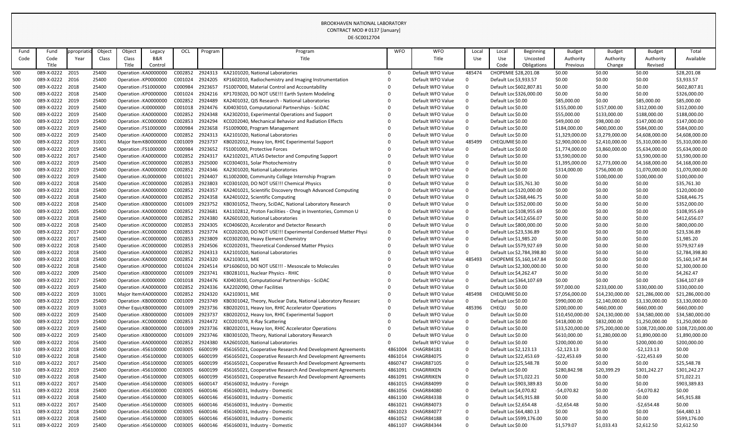BROOKHAVEN NATIONAL LABORATORY
CONTRACT MOD # 0137 [January]
DE-SC0012704

| Fund Code | Fund Code Title | Appropriation Year | Object Class | Object Class Title | Legacy B&R Control | OCL | Program | Program Title | WFO | WFO Title | Local Use | Local Use Code | Beginning Uncosted Obligations | Budget Authority Previous | Budget Authority Change | Budget Authority Revised | Total Available |
|---|---|---|---|---|---|---|---|---|---|---|---|---|---|---|---|---|---|
| 500 | 089-X-0222 | 2015 | 25400 | Operation | KA0000000 | C002852 | 2924313 | KA2101020, National Laboratories | 0 | Default WFO Value | 485474 | CHOPEMIE | $28,201.08 | $0.00 | $0.00 | $0.00 | $28,201.08 |
| 500 | 089-X-0222 | 2016 | 25400 | Operation | KP0000000 | C001024 | 2924205 | KP1602010, Radiochemistry and Imaging Instrumentation | 0 | Default WFO Value | 0 | Default Loc | $3,933.57 | $0.00 | $0.00 | $0.00 | $3,933.57 |
| 500 | 089-X-0222 | 2018 | 25400 | Operation | FS1000000 | C000984 | 2923657 | FS1007000, Material Control and Accountability | 0 | Default WFO Value | 0 | Default Loc | $602,807.81 | $0.00 | $0.00 | $0.00 | $602,807.81 |
| 500 | 089-X-0222 | 2018 | 25400 | Operation | KP0000000 | C001024 | 2924216 | KP1703020, DO NOT USE!!! Earth System Modeling | 0 | Default WFO Value | 0 | Default Loc | $326,000.00 | $0.00 | $0.00 | $0.00 | $326,000.00 |
| 500 | 089-X-0222 | 2019 | 25400 | Operation | KA0000000 | C002852 | 2924489 | KA2401032, QIS Research - National Laboratories | 0 | Default WFO Value | 0 | Default Loc | $0.00 | $85,000.00 | $0.00 | $85,000.00 | $85,000.00 |
| 500 | 089-X-0222 | 2019 | 25400 | Operation | KJ0000000 | C001018 | 2924476 | KJ0403010, Computational Partnerships - SciDAC | 0 | Default WFO Value | 0 | Default Loc | $0.00 | $155,000.00 | $157,000.00 | $312,000.00 | $312,000.00 |
| 500 | 089-X-0222 | 2019 | 25400 | Operation | KA0000000 | C002852 | 2924348 | KA2302010, Experimental Operations and Support | 0 | Default WFO Value | 0 | Default Loc | $0.00 | $55,000.00 | $133,000.00 | $188,000.00 | $188,000.00 |
| 500 | 089-X-0222 | 2019 | 25400 | Operation | KC0000000 | C002853 | 2924294 | KC0202040, Mechanical Behavior and Radiation Effects | 0 | Default WFO Value | 0 | Default Loc | $0.00 | $49,000.00 | $98,000.00 | $147,000.00 | $147,000.00 |
| 500 | 089-X-0222 | 2019 | 25400 | Operation | FS1000000 | C000984 | 2923658 | FS1009000, Program Management | 0 | Default WFO Value | 0 | Default Loc | $0.00 | $184,000.00 | $400,000.00 | $584,000.00 | $584,000.00 |
| 500 | 089-X-0222 | 2019 | 25400 | Operation | KA0000000 | C002852 | 2924313 | KA2101020, National Laboratories | 0 | Default WFO Value | 0 | Default Loc | $0.00 | $1,329,000.00 | $3,279,000.00 | $4,608,000.00 | $4,608,000.00 |
| 500 | 089-X-0222 | 2019 | 31001 | Major Item | KB0000000 | C001009 | 2923737 | KB0202012, Heavy Ion, RHIC Experimental Support | 0 | Default WFO Value | 485499 | CHEQUMIE | $0.00 | $2,900,000.00 | $2,410,000.00 | $5,310,000.00 | $5,310,000.00 |
| 500 | 089-X-0222 | 2019 | 25400 | Operation | FS1000000 | C000984 | 2923652 | FS1001000, Protective Forces | 0 | Default WFO Value | 0 | Default Loc | $0.00 | $1,774,000.00 | $3,860,000.00 | $5,634,000.00 | $5,634,000.00 |
| 500 | 089-X-0222 | 2019 | 25400 | Operation | KA0000000 | C002852 | 2924317 | KA2102021, ATLAS Detector and Computing Support | 0 | Default WFO Value | 0 | Default Loc | $0.00 | $3,590,000.00 | $0.00 | $3,590,000.00 | $3,590,000.00 |
| 500 | 089-X-0222 | 2019 | 25400 | Operation | KC0000000 | C002853 | 2925000 | KC0304031, Solar Photochemistry | 0 | Default WFO Value | 0 | Default Loc | $0.00 | $1,395,000.00 | $2,773,000.00 | $4,168,000.00 | $4,168,000.00 |
| 500 | 089-X-0222 | 2019 | 25400 | Operation | KA0000000 | C002852 | 2924346 | KA2301020, National Laboratories | 0 | Default WFO Value | 0 | Default Loc | $0.00 | $314,000.00 | $756,000.00 | $1,070,000.00 | $1,070,000.00 |
| 500 | 089-X-0222 | 2019 | 25400 | Operation | KL0000000 | C001021 | 2924407 | KL1002000, Community College Internship Program | 0 | Default WFO Value | 0 | Default Loc | $0.00 | $0.00 | $100,000.00 | $100,000.00 | $100,000.00 |
| 500 | 089-X-0222 | 2018 | 25400 | Operation | KC0000000 | C002853 | 2923803 | KC0301020, DO NOT USE!!! Chemical Physics | 0 | Default WFO Value | 0 | Default Loc | $35,761.30 | $0.00 | $0.00 | $0.00 | $35,761.30 |
| 500 | 089-X-0222 | 2018 | 25400 | Operation | KA0000000 | C002852 | 2924357 | KA2401021, Scientific Discovery through Advanced Computing | 0 | Default WFO Value | 0 | Default Loc | $120,000.00 | $0.00 | $0.00 | $0.00 | $120,000.00 |
| 500 | 089-X-0222 | 2018 | 25400 | Operation | KA0000000 | C002852 | 2924358 | KA2401022, Scientific Computing | 0 | Default WFO Value | 0 | Default Loc | $268,446.75 | $0.00 | $0.00 | $0.00 | $268,446.75 |
| 500 | 089-X-0222 | 2018 | 25400 | Operation | KB0000000 | C001009 | 2923752 | KB0301052, Theory, SciDAC, National Laboratory Research | 0 | Default WFO Value | 0 | Default Loc | $352,000.00 | $0.00 | $0.00 | $0.00 | $352,000.00 |
| 500 | 089-X-0222 | 2005 | 25400 | Operation | KA0000000 | C002852 | 2923681 | KA1102812, Proton Facilities - Chng in Inventories, Common U | 0 | Default WFO Value | 0 | Default Loc | $108,955.69 | $0.00 | $0.00 | $0.00 | $108,955.69 |
| 500 | 089-X-0222 | 2018 | 25400 | Operation | KA0000000 | C002852 | 2924380 | KA2601020, National Laboratories | 0 | Default WFO Value | 0 | Default Loc | $412,656.07 | $0.00 | $0.00 | $0.00 | $412,656.07 |
| 500 | 089-X-0222 | 2018 | 25400 | Operation | KC0000000 | C002853 | 2924305 | KC0406020, Accelerator and Detector Research | 0 | Default WFO Value | 0 | Default Loc | $800,000.00 | $0.00 | $0.00 | $0.00 | $800,000.00 |
| 500 | 089-X-0222 | 2017 | 25400 | Operation | KC0000000 | C002853 | 2923774 | KC0202020, DO NOT USE!!! Experimental Condensed Matter Physi | 0 | Default WFO Value | 0 | Default Loc | $23,536.89 | $0.00 | $0.00 | $0.00 | $23,536.89 |
| 500 | 089-X-0222 | 2017 | 25400 | Operation | KC0000000 | C002853 | 2923809 | KC0302030, Heavy Element Chemistry | 0 | Default WFO Value | 0 | Default Loc | $1,985.20 | $0.00 | $0.00 | $0.00 | $1,985.20 |
| 500 | 089-X-0222 | 2018 | 25400 | Operation | KC0000000 | C002853 | 2924506 | KC0202031, Theoretical Condensed Matter Physics | 0 | Default WFO Value | 0 | Default Loc | $579,927.69 | $0.00 | $0.00 | $0.00 | $579,927.69 |
| 500 | 089-X-0222 | 2018 | 25400 | Operation | KA0000000 | C002852 | 2924313 | KA2101020, National Laboratories | 0 | Default WFO Value | 0 | Default Loc | $2,784,398.80 | $0.00 | $0.00 | $0.00 | $2,784,398.80 |
| 500 | 089-X-0222 | 2018 | 25400 | Operation | KA0000000 | C002852 | 2924320 | KA2103011, MIE | 0 | Default WFO Value | 485493 | CHOPEMIE | $5,160,147.84 | $0.00 | $0.00 | $0.00 | $5,160,147.84 |
| 500 | 089-X-0222 | 2018 | 25400 | Operation | KP0000000 | C001024 | 2924514 | KP1606010, DO NOT USE!!! - Mesoscale to Molecules | 0 | Default WFO Value | 0 | Default Loc | $2,300,000.00 | $0.00 | $0.00 | $0.00 | $2,300,000.00 |
| 500 | 089-X-0222 | 2009 | 25400 | Operation | KB0000000 | C001009 | 2923741 | KB0281011, Nuclear Physics - RHIC | 0 | Default WFO Value | 0 | Default Loc | $4,262.47 | $0.00 | $0.00 | $0.00 | $4,262.47 |
| 500 | 089-X-0222 | 2017 | 25400 | Operation | KJ0000000 | C001018 | 2924476 | KJ0403010, Computational Partnerships - SciDAC | 0 | Default WFO Value | 0 | Default Loc | $364,107.69 | $0.00 | $0.00 | $0.00 | $364,107.69 |
| 500 | 089-X-0222 | 2019 | 25400 | Operation | KA0000000 | C002852 | 2924336 | KA2202090, Other Facilities | 0 | Default WFO Value | 0 | Default Loc | $0.00 | $97,000.00 | $233,000.00 | $330,000.00 | $330,000.00 |
| 500 | 089-X-0222 | 2019 | 31001 | Major Item | KA0000000 | C002852 | 2924320 | KA2103011, MIE | 0 | Default WFO Value | 485498 | CHEQUMIE | $0.00 | $7,056,000.00 | $14,230,000.00 | $21,286,000.00 | $21,286,000.00 |
| 500 | 089-X-0222 | 2019 | 25400 | Operation | KB0000000 | C001009 | 2923749 | KB0301042, Theory, Nuclear Data, National Laboratory Researc | 0 | Default WFO Value | 0 | Default Loc | $0.00 | $990,000.00 | $2,140,000.00 | $3,130,000.00 | $3,130,000.00 |
| 500 | 089-X-0222 | 2019 | 31003 | Other Equi | KB0000000 | C001009 | 2923736 | KB0202011, Heavy Ion, RHIC Accelerator Operations | 0 | Default WFO Value | 485396 | CHEQU | $0.00 | $200,000.00 | $460,000.00 | $660,000.00 | $660,000.00 |
| 500 | 089-X-0222 | 2019 | 25400 | Operation | KB0000000 | C001009 | 2923737 | KB0202012, Heavy Ion, RHIC Experimental Support | 0 | Default WFO Value | 0 | Default Loc | $0.00 | $10,450,000.00 | $24,130,000.00 | $34,580,000.00 | $34,580,000.00 |
| 500 | 089-X-0222 | 2019 | 25400 | Operation | KC0000000 | C002853 | 2924472 | KC0201070, X-Ray Scattering | 0 | Default WFO Value | 0 | Default Loc | $0.00 | $418,000.00 | $832,000.00 | $1,250,000.00 | $1,250,000.00 |
| 500 | 089-X-0222 | 2019 | 25400 | Operation | KB0000000 | C001009 | 2923736 | KB0202011, Heavy Ion, RHIC Accelerator Operations | 0 | Default WFO Value | 0 | Default Loc | $0.00 | $33,520,000.00 | $75,200,000.00 | $108,720,000.00 | $108,720,000.00 |
| 500 | 089-X-0222 | 2019 | 25400 | Operation | KB0000000 | C001009 | 2923746 | KB0301020, Theory, National Laboratory Research | 0 | Default WFO Value | 0 | Default Loc | $0.00 | $610,000.00 | $1,280,000.00 | $1,890,000.00 | $1,890,000.00 |
| 500 | 089-X-0222 | 2016 | 25400 | Operation | KA0000000 | C002852 | 2924380 | KA2601020, National Laboratories | 0 | Default WFO Value | 0 | Default Loc | $0.00 | $200,000.00 | $0.00 | $200,000.00 | $200,000.00 |
| 510 | 089-X-0222 | 2018 | 25400 | Operation | 456100000 | C003005 | 6600199 | 456165021, Cooperative Research And Development Agreements | 4861004 | CHAGR84181 | 0 | Default Loc | $2,123.13 | -$2,123.13 | $0.00 | -$2,123.13 | $0.00 |
| 510 | 089-X-0222 | 2018 | 25400 | Operation | 456100000 | C003005 | 6600199 | 456165021, Cooperative Research And Development Agreements | 4861014 | CHAGR84075 | 0 | Default Loc | $22,453.69 | -$22,453.69 | $0.00 | -$22,453.69 | $0.00 |
| 510 | 089-X-0222 | 2017 | 25400 | Operation | 456100000 | C003005 | 6600199 | 456165021, Cooperative Research And Development Agreements | 4860747 | CHAGR87105 | 0 | Default Loc | $25,548.78 | $0.00 | $0.00 | $0.00 | $25,548.78 |
| 510 | 089-X-0222 | 2019 | 25400 | Operation | 456100000 | C003005 | 6600199 | 456165021, Cooperative Research And Development Agreements | 4861091 | CHAGRRIKEN | 0 | Default Loc | $0.00 | $280,842.98 | $20,399.29 | $301,242.27 | $301,242.27 |
| 510 | 089-X-0222 | 2018 | 25400 | Operation | 456100000 | C003005 | 6600199 | 456165021, Cooperative Research And Development Agreements | 4861091 | CHAGRRIKEN | 0 | Default Loc | $71,022.21 | $0.00 | $0.00 | $0.00 | $71,022.21 |
| 511 | 089-X-0222 | 2017 | 25400 | Operation | 456100000 | C003005 | 6600147 | 456160032, Industry - Foreign | 4861015 | CHAGR84099 | 0 | Default Loc | $903,389.83 | $0.00 | $0.00 | $0.00 | $903,389.83 |
| 511 | 089-X-0222 | 2018 | 25400 | Operation | 456100000 | C003005 | 6600146 | 456160031, Industry - Domestic | 4861056 | CHAGR84080 | 0 | Default Loc | $4,070.82 | -$4,070.82 | $0.00 | -$4,070.82 | $0.00 |
| 511 | 089-X-0222 | 2018 | 25400 | Operation | 456100000 | C003005 | 6600146 | 456160031, Industry - Domestic | 4861100 | CHAGR84338 | 0 | Default Loc | $45,915.88 | $0.00 | $0.00 | $0.00 | $45,915.88 |
| 511 | 089-X-0222 | 2017 | 25400 | Operation | 456100000 | C003005 | 6600146 | 456160031, Industry - Domestic | 4861021 | CHAGR84073 | 0 | Default Loc | $2,654.48 | -$2,654.48 | $0.00 | -$2,654.48 | $0.00 |
| 511 | 089-X-0222 | 2018 | 25400 | Operation | 456100000 | C003005 | 6600146 | 456160031, Industry - Domestic | 4861023 | CHAGR84077 | 0 | Default Loc | $64,480.13 | $0.00 | $0.00 | $0.00 | $64,480.13 |
| 511 | 089-X-0222 | 2018 | 25400 | Operation | 456100000 | C003005 | 6600146 | 456160031, Industry - Domestic | 4861052 | CHAGR84188 | 0 | Default Loc | $599,176.00 | $0.00 | $0.00 | $0.00 | $599,176.00 |
| 511 | 089-X-0222 | 2019 | 25400 | Operation | 456100000 | C003005 | 6600146 | 456160031, Industry - Domestic | 4861107 | CHAGR84344 | 0 | Default Loc | $0.00 | $1,579.07 | $1,033.43 | $2,612.50 | $2,612.50 |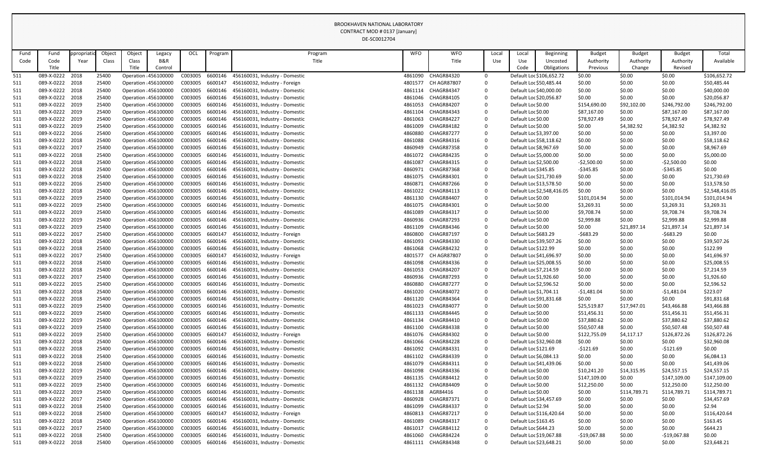BROOKHAVEN NATIONAL LABORATORY
CONTRACT MOD # 0137 [January]
DE-SC0012704

| Fund Code | Fund Code Title | Appropriation Year | Object Class | Object Class Title | Legacy B&R Control | OCL | Program | Program Title | WFO | WFO Title | Local Use | Local Use Code | Beginning Uncosted Obligations | Budget Authority Previous | Budget Authority Change | Budget Authority Revised | Total Available |
|---|---|---|---|---|---|---|---|---|---|---|---|---|---|---|---|---|---|
| 511 | 089-X-0222 | 2018 | 25400 | Operation : | 456100000 | C003005 | 6600146 | 456160031, Industry - Domestic | 4861090 | CHAGR84320 | 0 | Default Loc | $106,652.72 | $0.00 | $0.00 | $0.00 | $106,652.72 |
| 511 | 089-X-0222 | 2018 | 25400 | Operation : | 456100000 | C003005 | 6600147 | 456160032, Industry - Foreign | 4801577 | CH AGR87807 | 0 | Default Loc | $50,485.44 | $0.00 | $0.00 | $0.00 | $50,485.44 |
| 511 | 089-X-0222 | 2018 | 25400 | Operation : | 456100000 | C003005 | 6600146 | 456160031, Industry - Domestic | 4861114 | CHAGR84347 | 0 | Default Loc | $40,000.00 | $0.00 | $0.00 | $0.00 | $40,000.00 |
| 511 | 089-X-0222 | 2018 | 25400 | Operation : | 456100000 | C003005 | 6600146 | 456160031, Industry - Domestic | 4861046 | CHAGR84105 | 0 | Default Loc | $20,056.87 | $0.00 | $0.00 | $0.00 | $20,056.87 |
| 511 | 089-X-0222 | 2019 | 25400 | Operation : | 456100000 | C003005 | 6600146 | 456160031, Industry - Domestic | 4861053 | CHAGR84207 | 0 | Default Loc | $0.00 | $154,690.00 | $92,102.00 | $246,792.00 | $246,792.00 |
| 511 | 089-X-0222 | 2019 | 25400 | Operation : | 456100000 | C003005 | 6600146 | 456160031, Industry - Domestic | 4861104 | CHAGR84343 | 0 | Default Loc | $0.00 | $87,167.00 | $0.00 | $87,167.00 | $87,167.00 |
| 511 | 089-X-0222 | 2019 | 25400 | Operation : | 456100000 | C003005 | 6600146 | 456160031, Industry - Domestic | 4861063 | CHAGR84227 | 0 | Default Loc | $0.00 | $78,927.49 | $0.00 | $78,927.49 | $78,927.49 |
| 511 | 089-X-0222 | 2019 | 25400 | Operation : | 456100000 | C003005 | 6600146 | 456160031, Industry - Domestic | 4861009 | CHAGR84182 | 0 | Default Loc | $0.00 | $0.00 | $4,382.92 | $4,382.92 | $4,382.92 |
| 511 | 089-X-0222 | 2016 | 25400 | Operation : | 456100000 | C003005 | 6600146 | 456160031, Industry - Domestic | 4860880 | CHAGR87277 | 0 | Default Loc | $3,397.00 | $0.00 | $0.00 | $0.00 | $3,397.00 |
| 511 | 089-X-0222 | 2018 | 25400 | Operation : | 456100000 | C003005 | 6600146 | 456160031, Industry - Domestic | 4861088 | CHAGR84316 | 0 | Default Loc | $58,118.62 | $0.00 | $0.00 | $0.00 | $58,118.62 |
| 511 | 089-X-0222 | 2017 | 25400 | Operation : | 456100000 | C003005 | 6600146 | 456160031, Industry - Domestic | 4860949 | CHAGR87358 | 0 | Default Loc | $8,967.69 | $0.00 | $0.00 | $0.00 | $8,967.69 |
| 511 | 089-X-0222 | 2018 | 25400 | Operation : | 456100000 | C003005 | 6600146 | 456160031, Industry - Domestic | 4861072 | CHAGR84235 | 0 | Default Loc | $5,000.00 | $0.00 | $0.00 | $0.00 | $5,000.00 |
| 511 | 089-X-0222 | 2018 | 25400 | Operation : | 456100000 | C003005 | 6600146 | 456160031, Industry - Domestic | 4861087 | CHAGR84315 | 0 | Default Loc | $2,500.00 | -$2,500.00 | $0.00 | -$2,500.00 | $0.00 |
| 511 | 089-X-0222 | 2018 | 25400 | Operation : | 456100000 | C003005 | 6600146 | 456160031, Industry - Domestic | 4860971 | CHAGR87368 | 0 | Default Loc | $345.85 | -$345.85 | $0.00 | -$345.85 | $0.00 |
| 511 | 089-X-0222 | 2018 | 25400 | Operation : | 456100000 | C003005 | 6600146 | 456160031, Industry - Domestic | 4861075 | CHAGR84301 | 0 | Default Loc | $21,730.69 | $0.00 | $0.00 | $0.00 | $21,730.69 |
| 511 | 089-X-0222 | 2016 | 25400 | Operation : | 456100000 | C003005 | 6600146 | 456160031, Industry - Domestic | 4860871 | CHAGR87266 | 0 | Default Loc | $13,578.50 | $0.00 | $0.00 | $0.00 | $13,578.50 |
| 511 | 089-X-0222 | 2018 | 25400 | Operation : | 456100000 | C003005 | 6600146 | 456160031, Industry - Domestic | 4861022 | CHAGR84113 | 0 | Default Loc | $2,548,416.05 | $0.00 | $0.00 | $0.00 | $2,548,416.05 |
| 511 | 089-X-0222 | 2019 | 25400 | Operation : | 456100000 | C003005 | 6600146 | 456160031, Industry - Domestic | 4861130 | CHAGR84407 | 0 | Default Loc | $0.00 | $101,014.94 | $0.00 | $101,014.94 | $101,014.94 |
| 511 | 089-X-0222 | 2019 | 25400 | Operation : | 456100000 | C003005 | 6600146 | 456160031, Industry - Domestic | 4861075 | CHAGR84301 | 0 | Default Loc | $0.00 | $3,269.31 | $0.00 | $3,269.31 | $3,269.31 |
| 511 | 089-X-0222 | 2019 | 25400 | Operation : | 456100000 | C003005 | 6600146 | 456160031, Industry - Domestic | 4861089 | CHAGR84317 | 0 | Default Loc | $0.00 | $9,708.74 | $0.00 | $9,708.74 | $9,708.74 |
| 511 | 089-X-0222 | 2019 | 25400 | Operation : | 456100000 | C003005 | 6600146 | 456160031, Industry - Domestic | 4860936 | CHAGR87293 | 0 | Default Loc | $0.00 | $2,999.88 | $0.00 | $2,999.88 | $2,999.88 |
| 511 | 089-X-0222 | 2019 | 25400 | Operation : | 456100000 | C003005 | 6600146 | 456160031, Industry - Domestic | 4861109 | CHAGR84346 | 0 | Default Loc | $0.00 | $0.00 | $21,897.14 | $21,897.14 | $21,897.14 |
| 511 | 089-X-0222 | 2017 | 25400 | Operation : | 456100000 | C003005 | 6600147 | 456160032, Industry - Foreign | 4860800 | CHAGR87197 | 0 | Default Loc | $683.29 | -$683.29 | $0.00 | -$683.29 | $0.00 |
| 511 | 089-X-0222 | 2018 | 25400 | Operation : | 456100000 | C003005 | 6600146 | 456160031, Industry - Domestic | 4861093 | CHAGR84330 | 0 | Default Loc | $39,507.26 | $0.00 | $0.00 | $0.00 | $39,507.26 |
| 511 | 089-X-0222 | 2018 | 25400 | Operation : | 456100000 | C003005 | 6600146 | 456160031, Industry - Domestic | 4861068 | CHAGR84232 | 0 | Default Loc | $122.99 | $0.00 | $0.00 | $0.00 | $122.99 |
| 511 | 089-X-0222 | 2017 | 25400 | Operation : | 456100000 | C003005 | 6600147 | 456160032, Industry - Foreign | 4801577 | CH AGR87807 | 0 | Default Loc | $41,696.97 | $0.00 | $0.00 | $0.00 | $41,696.97 |
| 511 | 089-X-0222 | 2018 | 25400 | Operation : | 456100000 | C003005 | 6600146 | 456160031, Industry - Domestic | 4861098 | CHAGR84336 | 0 | Default Loc | $25,008.55 | $0.00 | $0.00 | $0.00 | $25,008.55 |
| 511 | 089-X-0222 | 2018 | 25400 | Operation : | 456100000 | C003005 | 6600146 | 456160031, Industry - Domestic | 4861053 | CHAGR84207 | 0 | Default Loc | $7,214.59 | $0.00 | $0.00 | $0.00 | $7,214.59 |
| 511 | 089-X-0222 | 2017 | 25400 | Operation : | 456100000 | C003005 | 6600146 | 456160031, Industry - Domestic | 4860936 | CHAGR87293 | 0 | Default Loc | $1,926.60 | $0.00 | $0.00 | $0.00 | $1,926.60 |
| 511 | 089-X-0222 | 2015 | 25400 | Operation : | 456100000 | C003005 | 6600146 | 456160031, Industry - Domestic | 4860880 | CHAGR87277 | 0 | Default Loc | $2,596.52 | $0.00 | $0.00 | $0.00 | $2,596.52 |
| 511 | 089-X-0222 | 2018 | 25400 | Operation : | 456100000 | C003005 | 6600146 | 456160031, Industry - Domestic | 4861020 | CHAGR84072 | 0 | Default Loc | $1,704.11 | -$1,481.04 | $0.00 | -$1,481.04 | $223.07 |
| 511 | 089-X-0222 | 2018 | 25400 | Operation : | 456100000 | C003005 | 6600146 | 456160031, Industry - Domestic | 4861120 | CHAGR84364 | 0 | Default Loc | $91,831.68 | $0.00 | $0.00 | $0.00 | $91,831.68 |
| 511 | 089-X-0222 | 2019 | 25400 | Operation : | 456100000 | C003005 | 6600146 | 456160031, Industry - Domestic | 4861023 | CHAGR84077 | 0 | Default Loc | $0.00 | $25,519.87 | $17,947.01 | $43,466.88 | $43,466.88 |
| 511 | 089-X-0222 | 2019 | 25400 | Operation : | 456100000 | C003005 | 6600146 | 456160031, Industry - Domestic | 4861133 | CHAGR84445 | 0 | Default Loc | $0.00 | $51,456.31 | $0.00 | $51,456.31 | $51,456.31 |
| 511 | 089-X-0222 | 2019 | 25400 | Operation : | 456100000 | C003005 | 6600146 | 456160031, Industry - Domestic | 4861134 | CHAGR84410 | 0 | Default Loc | $0.00 | $37,880.62 | $0.00 | $37,880.62 | $37,880.62 |
| 511 | 089-X-0222 | 2019 | 25400 | Operation : | 456100000 | C003005 | 6600146 | 456160031, Industry - Domestic | 4861100 | CHAGR84338 | 0 | Default Loc | $0.00 | $50,507.48 | $0.00 | $50,507.48 | $50,507.48 |
| 511 | 089-X-0222 | 2019 | 25400 | Operation : | 456100000 | C003005 | 6600147 | 456160032, Industry - Foreign | 4861076 | CHAGR84302 | 0 | Default Loc | $0.00 | $122,755.09 | $4,117.17 | $126,872.26 | $126,872.26 |
| 511 | 089-X-0222 | 2018 | 25400 | Operation : | 456100000 | C003005 | 6600146 | 456160031, Industry - Domestic | 4861066 | CHAGR84228 | 0 | Default Loc | $32,960.08 | $0.00 | $0.00 | $0.00 | $32,960.08 |
| 511 | 089-X-0222 | 2018 | 25400 | Operation : | 456100000 | C003005 | 6600146 | 456160031, Industry - Domestic | 4861092 | CHAGR84331 | 0 | Default Loc | $121.69 | -$121.69 | $0.00 | -$121.69 | $0.00 |
| 511 | 089-X-0222 | 2018 | 25400 | Operation : | 456100000 | C003005 | 6600146 | 456160031, Industry - Domestic | 4861102 | CHAGR84339 | 0 | Default Loc | $6,084.13 | $0.00 | $0.00 | $0.00 | $6,084.13 |
| 511 | 089-X-0222 | 2018 | 25400 | Operation : | 456100000 | C003005 | 6600146 | 456160031, Industry - Domestic | 4861079 | CHAGR84311 | 0 | Default Loc | $41,439.06 | $0.00 | $0.00 | $0.00 | $41,439.06 |
| 511 | 089-X-0222 | 2019 | 25400 | Operation : | 456100000 | C003005 | 6600146 | 456160031, Industry - Domestic | 4861098 | CHAGR84336 | 0 | Default Loc | $0.00 | $10,241.20 | $14,315.95 | $24,557.15 | $24,557.15 |
| 511 | 089-X-0222 | 2019 | 25400 | Operation : | 456100000 | C003005 | 6600146 | 456160031, Industry - Domestic | 4861135 | CHAGR84412 | 0 | Default Loc | $0.00 | $147,109.00 | $0.00 | $147,109.00 | $147,109.00 |
| 511 | 089-X-0222 | 2019 | 25400 | Operation : | 456100000 | C003005 | 6600146 | 456160031, Industry - Domestic | 4861132 | CHAGR84409 | 0 | Default Loc | $0.00 | $12,250.00 | $0.00 | $12,250.00 | $12,250.00 |
| 511 | 089-X-0222 | 2019 | 25400 | Operation : | 456100000 | C003005 | 6600146 | 456160031, Industry - Domestic | 4861138 | AGR84416 | 0 | Default Loc | $0.00 | $0.00 | $114,789.71 | $114,789.71 | $114,789.71 |
| 511 | 089-X-0222 | 2017 | 25400 | Operation : | 456100000 | C003005 | 6600146 | 456160031, Industry - Domestic | 4860928 | CHAGR87371 | 0 | Default Loc | $34,457.69 | $0.00 | $0.00 | $0.00 | $34,457.69 |
| 511 | 089-X-0222 | 2018 | 25400 | Operation : | 456100000 | C003005 | 6600146 | 456160031, Industry - Domestic | 4861099 | CHAGR84337 | 0 | Default Loc | $2.94 | $0.00 | $0.00 | $0.00 | $2.94 |
| 511 | 089-X-0222 | 2018 | 25400 | Operation : | 456100000 | C003005 | 6600147 | 456160032, Industry - Foreign | 4860813 | CHAGR87217 | 0 | Default Loc | $116,420.64 | $0.00 | $0.00 | $0.00 | $116,420.64 |
| 511 | 089-X-0222 | 2018 | 25400 | Operation : | 456100000 | C003005 | 6600146 | 456160031, Industry - Domestic | 4861089 | CHAGR84317 | 0 | Default Loc | $163.45 | $0.00 | $0.00 | $0.00 | $163.45 |
| 511 | 089-X-0222 | 2017 | 25400 | Operation : | 456100000 | C003005 | 6600146 | 456160031, Industry - Domestic | 4861017 | CHAGR84112 | 0 | Default Loc | $644.23 | $0.00 | $0.00 | $0.00 | $644.23 |
| 511 | 089-X-0222 | 2018 | 25400 | Operation : | 456100000 | C003005 | 6600146 | 456160031, Industry - Domestic | 4861060 | CHAGR84224 | 0 | Default Loc | $19,067.88 | -$19,067.88 | $0.00 | -$19,067.88 | $0.00 |
| 511 | 089-X-0222 | 2018 | 25400 | Operation : | 456100000 | C003005 | 6600146 | 456160031, Industry - Domestic | 4861111 | CHAGR84348 | 0 | Default Loc | $23,648.21 | $0.00 | $0.00 | $0.00 | $23,648.21 |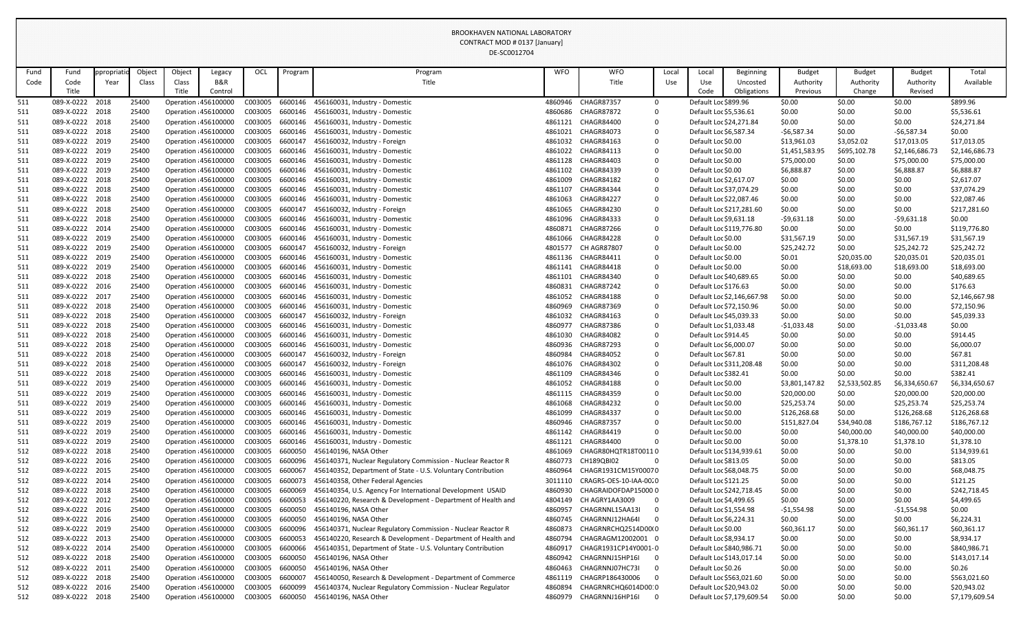BROOKHAVEN NATIONAL LABORATORY
CONTRACT MOD # 0137 [January]
DE-SC0012704

| Fund Code | Fund Code Title | Appropriation Year | Object Class | Object Class Title | Legacy B&R Control | OCL | Program | Program Title | WFO | WFO Title | Local Use | Local Use Code | Beginning Uncosted Obligations | Budget Authority Previous | Budget Authority Change | Budget Authority Revised | Total Available |
|---|---|---|---|---|---|---|---|---|---|---|---|---|---|---|---|---|---|
| 511 | 089-X-0222 | 2018 | 25400 | Operation | 456100000 | C003005 | 6600146 | 456160031, Industry - Domestic | 4860946 | CHAGR87357 | 0 | Default Loc | $899.96 | $0.00 | $0.00 | $0.00 | $899.96 |
| 511 | 089-X-0222 | 2018 | 25400 | Operation | 456100000 | C003005 | 6600146 | 456160031, Industry - Domestic | 4860686 | CHAGR87872 | 0 | Default Loc | $5,536.61 | $0.00 | $0.00 | $0.00 | $5,536.61 |
| 511 | 089-X-0222 | 2018 | 25400 | Operation | 456100000 | C003005 | 6600146 | 456160031, Industry - Domestic | 4861121 | CHAGR84400 | 0 | Default Loc | $24,271.84 | $0.00 | $0.00 | $0.00 | $24,271.84 |
| 511 | 089-X-0222 | 2018 | 25400 | Operation | 456100000 | C003005 | 6600146 | 456160031, Industry - Domestic | 4861021 | CHAGR84073 | 0 | Default Loc | $6,587.34 | -$6,587.34 | $0.00 | -$6,587.34 | $0.00 |
| 511 | 089-X-0222 | 2019 | 25400 | Operation | 456100000 | C003005 | 6600147 | 456160032, Industry - Foreign | 4861032 | CHAGR84163 | 0 | Default Loc | $0.00 | $13,961.03 | $3,052.02 | $17,013.05 | $17,013.05 |
| 511 | 089-X-0222 | 2019 | 25400 | Operation | 456100000 | C003005 | 6600146 | 456160031, Industry - Domestic | 4861022 | CHAGR84113 | 0 | Default Loc | $0.00 | $1,451,583.95 | $695,102.78 | $2,146,686.73 | $2,146,686.73 |
| 511 | 089-X-0222 | 2019 | 25400 | Operation | 456100000 | C003005 | 6600146 | 456160031, Industry - Domestic | 4861128 | CHAGR84403 | 0 | Default Loc | $0.00 | $75,000.00 | $0.00 | $75,000.00 | $75,000.00 |
| 511 | 089-X-0222 | 2019 | 25400 | Operation | 456100000 | C003005 | 6600146 | 456160031, Industry - Domestic | 4861102 | CHAGR84339 | 0 | Default Loc | $0.00 | $6,888.87 | $0.00 | $6,888.87 | $6,888.87 |
| 511 | 089-X-0222 | 2018 | 25400 | Operation | 456100000 | C003005 | 6600146 | 456160031, Industry - Domestic | 4861009 | CHAGR84182 | 0 | Default Loc | $2,617.07 | $0.00 | $0.00 | $0.00 | $2,617.07 |
| 511 | 089-X-0222 | 2018 | 25400 | Operation | 456100000 | C003005 | 6600146 | 456160031, Industry - Domestic | 4861107 | CHAGR84344 | 0 | Default Loc | $37,074.29 | $0.00 | $0.00 | $0.00 | $37,074.29 |
| 511 | 089-X-0222 | 2018 | 25400 | Operation | 456100000 | C003005 | 6600146 | 456160031, Industry - Domestic | 4861063 | CHAGR84227 | 0 | Default Loc | $22,087.46 | $0.00 | $0.00 | $0.00 | $22,087.46 |
| 511 | 089-X-0222 | 2018 | 25400 | Operation | 456100000 | C003005 | 6600147 | 456160032, Industry - Foreign | 4861065 | CHAGR84230 | 0 | Default Loc | $217,281.60 | $0.00 | $0.00 | $0.00 | $217,281.60 |
| 511 | 089-X-0222 | 2018 | 25400 | Operation | 456100000 | C003005 | 6600146 | 456160031, Industry - Domestic | 4861096 | CHAGR84333 | 0 | Default Loc | $9,631.18 | -$9,631.18 | $0.00 | -$9,631.18 | $0.00 |
| 511 | 089-X-0222 | 2014 | 25400 | Operation | 456100000 | C003005 | 6600146 | 456160031, Industry - Domestic | 4860871 | CHAGR87266 | 0 | Default Loc | $119,776.80 | $0.00 | $0.00 | $0.00 | $119,776.80 |
| 511 | 089-X-0222 | 2019 | 25400 | Operation | 456100000 | C003005 | 6600146 | 456160031, Industry - Domestic | 4861066 | CHAGR84228 | 0 | Default Loc | $0.00 | $31,567.19 | $0.00 | $31,567.19 | $31,567.19 |
| 511 | 089-X-0222 | 2019 | 25400 | Operation | 456100000 | C003005 | 6600147 | 456160032, Industry - Foreign | 4801577 | CH AGR87807 | 0 | Default Loc | $0.00 | $25,242.72 | $0.00 | $25,242.72 | $25,242.72 |
| 511 | 089-X-0222 | 2019 | 25400 | Operation | 456100000 | C003005 | 6600146 | 456160031, Industry - Domestic | 4861136 | CHAGR84411 | 0 | Default Loc | $0.00 | $0.01 | $20,035.00 | $20,035.01 | $20,035.01 |
| 511 | 089-X-0222 | 2019 | 25400 | Operation | 456100000 | C003005 | 6600146 | 456160031, Industry - Domestic | 4861141 | CHAGR84418 | 0 | Default Loc | $0.00 | $0.00 | $18,693.00 | $18,693.00 | $18,693.00 |
| 511 | 089-X-0222 | 2018 | 25400 | Operation | 456100000 | C003005 | 6600146 | 456160031, Industry - Domestic | 4861101 | CHAGR84340 | 0 | Default Loc | $40,689.65 | $0.00 | $0.00 | $0.00 | $40,689.65 |
| 511 | 089-X-0222 | 2016 | 25400 | Operation | 456100000 | C003005 | 6600146 | 456160031, Industry - Domestic | 4860831 | CHAGR87242 | 0 | Default Loc | $176.63 | $0.00 | $0.00 | $0.00 | $176.63 |
| 511 | 089-X-0222 | 2017 | 25400 | Operation | 456100000 | C003005 | 6600146 | 456160031, Industry - Domestic | 4861052 | CHAGR84188 | 0 | Default Loc | $2,146,667.98 | $0.00 | $0.00 | $0.00 | $2,146,667.98 |
| 511 | 089-X-0222 | 2018 | 25400 | Operation | 456100000 | C003005 | 6600146 | 456160031, Industry - Domestic | 4860969 | CHAGR87369 | 0 | Default Loc | $72,150.96 | $0.00 | $0.00 | $0.00 | $72,150.96 |
| 511 | 089-X-0222 | 2018 | 25400 | Operation | 456100000 | C003005 | 6600147 | 456160032, Industry - Foreign | 4861032 | CHAGR84163 | 0 | Default Loc | $45,039.33 | $0.00 | $0.00 | $0.00 | $45,039.33 |
| 511 | 089-X-0222 | 2018 | 25400 | Operation | 456100000 | C003005 | 6600146 | 456160031, Industry - Domestic | 4860977 | CHAGR87386 | 0 | Default Loc | $1,033.48 | -$1,033.48 | $0.00 | -$1,033.48 | $0.00 |
| 511 | 089-X-0222 | 2018 | 25400 | Operation | 456100000 | C003005 | 6600146 | 456160031, Industry - Domestic | 4861030 | CHAGR84082 | 0 | Default Loc | $914.45 | $0.00 | $0.00 | $0.00 | $914.45 |
| 511 | 089-X-0222 | 2018 | 25400 | Operation | 456100000 | C003005 | 6600146 | 456160031, Industry - Domestic | 4860936 | CHAGR87293 | 0 | Default Loc | $6,000.07 | $0.00 | $0.00 | $0.00 | $6,000.07 |
| 511 | 089-X-0222 | 2018 | 25400 | Operation | 456100000 | C003005 | 6600147 | 456160032, Industry - Foreign | 4860984 | CHAGR84052 | 0 | Default Loc | $67.81 | $0.00 | $0.00 | $0.00 | $67.81 |
| 511 | 089-X-0222 | 2018 | 25400 | Operation | 456100000 | C003005 | 6600147 | 456160032, Industry - Foreign | 4861076 | CHAGR84302 | 0 | Default Loc | $311,208.48 | $0.00 | $0.00 | $0.00 | $311,208.48 |
| 511 | 089-X-0222 | 2018 | 25400 | Operation | 456100000 | C003005 | 6600146 | 456160031, Industry - Domestic | 4861109 | CHAGR84346 | 0 | Default Loc | $382.41 | $0.00 | $0.00 | $0.00 | $382.41 |
| 511 | 089-X-0222 | 2019 | 25400 | Operation | 456100000 | C003005 | 6600146 | 456160031, Industry - Domestic | 4861052 | CHAGR84188 | 0 | Default Loc | $0.00 | $3,801,147.82 | $2,533,502.85 | $6,334,650.67 | $6,334,650.67 |
| 511 | 089-X-0222 | 2019 | 25400 | Operation | 456100000 | C003005 | 6600146 | 456160031, Industry - Domestic | 4861115 | CHAGR84359 | 0 | Default Loc | $0.00 | $20,000.00 | $0.00 | $20,000.00 | $20,000.00 |
| 511 | 089-X-0222 | 2019 | 25400 | Operation | 456100000 | C003005 | 6600146 | 456160031, Industry - Domestic | 4861068 | CHAGR84232 | 0 | Default Loc | $0.00 | $25,253.74 | $0.00 | $25,253.74 | $25,253.74 |
| 511 | 089-X-0222 | 2019 | 25400 | Operation | 456100000 | C003005 | 6600146 | 456160031, Industry - Domestic | 4861099 | CHAGR84337 | 0 | Default Loc | $0.00 | $126,268.68 | $0.00 | $126,268.68 | $126,268.68 |
| 511 | 089-X-0222 | 2019 | 25400 | Operation | 456100000 | C003005 | 6600146 | 456160031, Industry - Domestic | 4860946 | CHAGR87357 | 0 | Default Loc | $0.00 | $151,827.04 | $34,940.08 | $186,767.12 | $186,767.12 |
| 511 | 089-X-0222 | 2019 | 25400 | Operation | 456100000 | C003005 | 6600146 | 456160031, Industry - Domestic | 4861142 | CHAGR84419 | 0 | Default Loc | $0.00 | $0.00 | $40,000.00 | $40,000.00 | $40,000.00 |
| 511 | 089-X-0222 | 2019 | 25400 | Operation | 456100000 | C003005 | 6600146 | 456160031, Industry - Domestic | 4861121 | CHAGR84400 | 0 | Default Loc | $0.00 | $0.00 | $1,378.10 | $1,378.10 | $1,378.10 |
| 512 | 089-X-0222 | 2018 | 25400 | Operation | 456100000 | C003005 | 6600050 | 456140196, NASA Other | 4861069 | CHAGR80HQTR18T0011 | 0 | Default Loc | $134,939.61 | $0.00 | $0.00 | $0.00 | $134,939.61 |
| 512 | 089-X-0222 | 2016 | 25400 | Operation | 456100000 | C003005 | 6600096 | 456140371, Nuclear Regulatory Commission - Nuclear Reactor R | 4860773 | CH189QBI02 | 0 | Default Loc | $813.05 | $0.00 | $0.00 | $0.00 | $813.05 |
| 512 | 089-X-0222 | 2015 | 25400 | Operation | 456100000 | C003005 | 6600067 | 456140352, Department of State - U.S. Voluntary Contribution | 4860964 | CHAGR1931CM15Y0007 | 0 | Default Loc | $68,048.75 | $0.00 | $0.00 | $0.00 | $68,048.75 |
| 512 | 089-X-0222 | 2014 | 25400 | Operation | 456100000 | C003005 | 6600073 | 456140358, Other Federal Agencies | 3011110 | CRAGRS-OES-10-IAA-002 | 0 | Default Loc | $121.25 | $0.00 | $0.00 | $0.00 | $121.25 |
| 512 | 089-X-0222 | 2018 | 25400 | Operation | 456100000 | C003005 | 6600069 | 456140354, U.S. Agency For International Development USAID | 4860930 | CHAGRAIDOFDAP15000 | 0 | Default Loc | $242,718.45 | $0.00 | $0.00 | $0.00 | $242,718.45 |
| 512 | 089-X-0222 | 2012 | 25400 | Operation | 456100000 | C003005 | 6600053 | 456140220, Research & Development - Department of Health and | 4804149 | CH AGRY1AA3009 | 0 | Default Loc | $4,499.65 | $0.00 | $0.00 | $0.00 | $4,499.65 |
| 512 | 089-X-0222 | 2016 | 25400 | Operation | 456100000 | C003005 | 6600050 | 456140196, NASA Other | 4860957 | CHAGRNNL15AA13I | 0 | Default Loc | $1,554.98 | -$1,554.98 | $0.00 | -$1,554.98 | $0.00 |
| 512 | 089-X-0222 | 2016 | 25400 | Operation | 456100000 | C003005 | 6600050 | 456140196, NASA Other | 4860745 | CHAGRNNJ12HA64I | 0 | Default Loc | $6,224.31 | $0.00 | $0.00 | $0.00 | $6,224.31 |
| 512 | 089-X-0222 | 2019 | 25400 | Operation | 456100000 | C003005 | 6600096 | 456140371, Nuclear Regulatory Commission - Nuclear Reactor R | 4860873 | CHAGRNRCHQ2514D00 | 0 | Default Loc | $0.00 | $60,361.17 | $0.00 | $60,361.17 | $60,361.17 |
| 512 | 089-X-0222 | 2013 | 25400 | Operation | 456100000 | C003005 | 6600053 | 456140220, Research & Development - Department of Health and | 4860794 | CHAGRAGM12002001 | 0 | Default Loc | $8,934.17 | $0.00 | $0.00 | $0.00 | $8,934.17 |
| 512 | 089-X-0222 | 2014 | 25400 | Operation | 456100000 | C003005 | 6600066 | 456140351, Department of State - U.S. Voluntary Contribution | 4860917 | CHAGR1931CP14Y0001- | 0 | Default Loc | $840,986.71 | $0.00 | $0.00 | $0.00 | $840,986.71 |
| 512 | 089-X-0222 | 2018 | 25400 | Operation | 456100000 | C003005 | 6600050 | 456140196, NASA Other | 4860942 | CHAGRNNJ15HP16I | 0 | Default Loc | $143,017.14 | $0.00 | $0.00 | $0.00 | $143,017.14 |
| 512 | 089-X-0222 | 2011 | 25400 | Operation | 456100000 | C003005 | 6600050 | 456140196, NASA Other | 4860463 | CHAGRNNJ07HC73I | 0 | Default Loc | $0.26 | $0.00 | $0.00 | $0.00 | $0.26 |
| 512 | 089-X-0222 | 2018 | 25400 | Operation | 456100000 | C003005 | 6600007 | 456140050, Research & Development - Department of Commerce | 4861119 | CHAGRP186430006 | 0 | Default Loc | $563,021.60 | $0.00 | $0.00 | $0.00 | $563,021.60 |
| 512 | 089-X-0222 | 2016 | 25400 | Operation | 456100000 | C003005 | 6600099 | 456140374, Nuclear Regulatory Commission - Nuclear Regulator | 4860894 | CHAGRNRCHQ6014D00 | 0 | Default Loc | $20,943.02 | $0.00 | $0.00 | $0.00 | $20,943.02 |
| 512 | 089-X-0222 | 2018 | 25400 | Operation | 456100000 | C003005 | 6600050 | 456140196, NASA Other | 4860979 | CHAGRNNJ16HP16I | 0 | Default Loc | $7,179,609.54 | $0.00 | $0.00 | $0.00 | $7,179,609.54 |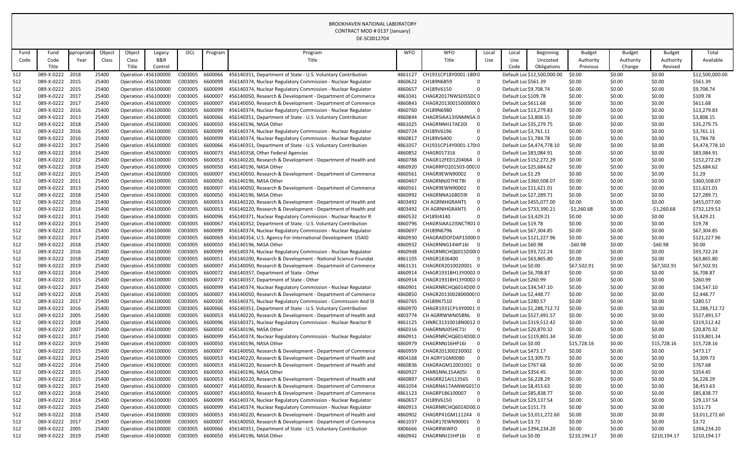BROOKHAVEN NATIONAL LABORATORY
CONTRACT MOD # 0137 [January]
DE-SC0012704

| Fund Code | Fund Code Title | ppropriatio Year | Object Class | Object Class Title | Legacy B&R Control | OCL | Program | Program Title | WFO | WFO Title | Local Use | Local Use Code | Beginning Uncosted Obligations | Budget Authority Previous | Budget Authority Change | Budget Authority Revised | Total Available |
|---|---|---|---|---|---|---|---|---|---|---|---|---|---|---|---|---|---|
| 512 | 089-X-0222 | 2018 | 25400 | Operation : | 456100000 | C003005 | 6600066 | 456140351, Department of State - U.S. Voluntary Contribution | 4861127 | CH1931CP18Y0001-180( | 0 | Default Loc | $12,500,000.00 | $0.00 | $0.00 | $0.00 | $12,500,000.00 |
| 512 | 089-X-0222 | 2015 | 25400 | Operation : | 456100000 | C003005 | 6600099 | 456140374, Nuclear Regulatory Commission - Nuclear Regulator | 4860622 | CH189N6859 | 0 | Default Loc | $561.39 | $0.00 | $0.00 | $0.00 | $561.39 |
| 512 | 089-X-0222 | 2015 | 25400 | Operation : | 456100000 | C003005 | 6600099 | 456140374, Nuclear Regulatory Commission - Nuclear Regulator | 4860657 | CH189V6150 | 0 | Default Loc | $9,708.74 | $0.00 | $0.00 | $0.00 | $9,708.74 |
| 512 | 089-X-0222 | 2017 | 25400 | Operation : | 456100000 | C003005 | 6600007 | 456140050, Research & Development - Department of Commerce | 4861041 | CHAGR2017NWSDISSDC | 0 | Default Loc | $109.78 | $0.00 | $0.00 | $0.00 | $109.78 |
| 512 | 089-X-0222 | 2017 | 25400 | Operation : | 456100000 | C003005 | 6600007 | 456140050, Research & Development - Department of Commerce | 4860843 | CHAGR2013001500000( | 0 | Default Loc | $611.68 | $0.00 | $0.00 | $0.00 | $611.68 |
| 512 | 089-X-0222 | 2016 | 25400 | Operation : | 456100000 | C003005 | 6600099 | 456140374, Nuclear Regulatory Commission - Nuclear Regulator | 4860760 | CH189N6980 | 0 | Default Loc | $13,279.83 | $0.00 | $0.00 | $0.00 | $13,279.83 |
| 512 | 089-X-0222 | 2013 | 25400 | Operation : | 456100000 | C003005 | 6600066 | 456140351, Department of State - U.S. Voluntary Contribution | 4860844 | CHAGRSIAA13ISNMNSA: | 0 | Default Loc | $3,808.15 | $0.00 | $0.00 | $0.00 | $3,808.15 |
| 512 | 089-X-0222 | 2018 | 25400 | Operation : | 456100000 | C003005 | 6600050 | 456140196, NASA Other | 4861025 | CHAGRNNH17AE20I | 0 | Default Loc | $35,279.75 | $0.00 | $0.00 | $0.00 | $35,279.75 |
| 512 | 089-X-0222 | 2016 | 25400 | Operation : | 456100000 | C003005 | 6600099 | 456140374, Nuclear Regulatory Commission - Nuclear Regulator | 4860724 | CH189V6196 | 0 | Default Loc | $3,761.11 | $0.00 | $0.00 | $0.00 | $3,761.11 |
| 512 | 089-X-0222 | 2016 | 25400 | Operation : | 456100000 | C003005 | 6600099 | 456140374, Nuclear Regulatory Commission - Nuclear Regulator | 4860817 | CH189V6400 | 0 | Default Loc | $1,784.78 | $0.00 | $0.00 | $0.00 | $1,784.78 |
| 512 | 089-X-0222 | 2017 | 25400 | Operation : | 456100000 | C003005 | 6600066 | 456140351, Department of State - U.S. Voluntary Contribution | 4861057 | CH1931CP14Y0001-170( | 0 | Default Loc | $4,474,778.10 | $0.00 | $0.00 | $0.00 | $4,474,778.10 |
| 512 | 089-X-0222 | 2014 | 25400 | Operation : | 456100000 | C003005 | 6600073 | 456140358, Other Federal Agencies | 4860852 | CHAGR017316 | 0 | Default Loc | $83,084.91 | $0.00 | $0.00 | $0.00 | $83,084.91 |
| 512 | 089-X-0222 | 2012 | 25400 | Operation : | 456100000 | C003005 | 6600053 | 456140220, Research & Development - Department of Health and | 4860788 | CHAGR12FED1204064 | 0 | Default Loc | $152,272.29 | $0.00 | $0.00 | $0.00 | $152,272.29 |
| 512 | 089-X-0222 | 2018 | 25400 | Operation : | 456100000 | C003005 | 6600050 | 456140196, NASA Other | 4860920 | CHAGRRPO201503-000 | 0 | Default Loc | $25,684.62 | $0.00 | $0.00 | $0.00 | $25,684.62 |
| 512 | 089-X-0222 | 2015 | 25400 | Operation : | 456100000 | C003005 | 6600007 | 456140050, Research & Development - Department of Commerce | 4860561 | CHAGR9EWN90002 | 0 | Default Loc | $1.29 | $0.00 | $0.00 | $0.00 | $1.29 |
| 512 | 089-X-0222 | 2011 | 25400 | Operation : | 456100000 | C003005 | 6600050 | 456140196, NASA Other | 4860467 | CHAGRNNJ07HE78I | 0 | Default Loc | $360,508.07 | $0.00 | $0.00 | $0.00 | $360,508.07 |
| 512 | 089-X-0222 | 2013 | 25400 | Operation : | 456100000 | C003005 | 6600007 | 456140050, Research & Development - Department of Commerce | 4860561 | CHAGR9EWN90002 | 0 | Default Loc | $11,621.01 | $0.00 | $0.00 | $0.00 | $11,621.01 |
| 512 | 089-X-0222 | 2018 | 25400 | Operation : | 456100000 | C003005 | 6600050 | 456140196, NASA Other | 4860992 | CHAGRNNA16BD59I | 0 | Default Loc | $27,289.71 | $0.00 | $0.00 | $0.00 | $27,289.71 |
| 512 | 089-X-0222 | 2016 | 25400 | Operation : | 456100000 | C003005 | 6600053 | 456140220, Research & Development - Department of Health and | 4803492 | CH AGRNIHGRANTS | 0 | Default Loc | $455,077.00 | $0.00 | $0.00 | $0.00 | $455,077.00 |
| 512 | 089-X-0222 | 2014 | 25400 | Operation : | 456100000 | C003005 | 6600053 | 456140220, Research & Development - Department of Health and | 4803492 | CH AGRNIHGRANTS | 0 | Default Loc | $733,390.21 | -$1,260.68 | $0.00 | -$1,260.68 | $732,129.53 |
| 512 | 089-X-0222 | 2011 | 25400 | Operation : | 456100000 | C003005 | 6600096 | 456140371, Nuclear Regulatory Commission - Nuclear Reactor R | 4860532 | CH189J4140 | 0 | Default Loc | $3,429.21 | $0.00 | $0.00 | $0.00 | $3,429.21 |
| 512 | 089-X-0222 | 2013 | 25400 | Operation : | 456100000 | C003005 | 6600067 | 456140352, Department of State - U.S. Voluntary Contribution | 4860796 | CHAGRSIAA12ISNCTR01 | 0 | Default Loc | $19.78 | $0.00 | $0.00 | $0.00 | $19.78 |
| 512 | 089-X-0222 | 2014 | 25400 | Operation : | 456100000 | C003005 | 6600099 | 456140374, Nuclear Regulatory Commission - Nuclear Regulator | 4860697 | CH189N6796 | 0 | Default Loc | $67,304.85 | $0.00 | $0.00 | $0.00 | $67,304.85 |
| 512 | 089-X-0222 | 2017 | 25400 | Operation : | 456100000 | C003005 | 6600069 | 456140354, U.S. Agency For International Development USAID | 4860930 | CHAGRAIDOFDAP15000 | 0 | Default Loc | $121,227.96 | $0.00 | $0.00 | $0.00 | $121,227.96 |
| 512 | 089-X-0222 | 2018 | 25400 | Operation : | 456100000 | C003005 | 6600050 | 456140196, NASA Other | 4860932 | CHAGRNNG14WF16I | 0 | Default Loc | $60.98 | -$60.98 | $0.00 | -$60.98 | $0.00 |
| 512 | 089-X-0222 | 2016 | 25400 | Operation : | 456100000 | C003005 | 6600099 | 456140374, Nuclear Regulatory Commission - Nuclear Regulator | 4860948 | CHAGRNRCHQ6015D00( | 0 | Default Loc | $93,722.24 | $0.00 | $0.00 | $0.00 | $93,722.24 |
| 512 | 089-X-0222 | 2018 | 25400 | Operation : | 456100000 | C003005 | 6600051 | 456140200, Research & Development - National Science Foundat | 4861105 | CHAGR1836400 | 0 | Default Loc | $63,865.80 | $0.00 | $0.00 | $0.00 | $63,865.80 |
| 512 | 089-X-0222 | 2019 | 25400 | Operation : | 456100000 | C003005 | 6600007 | 456140050, Research & Development - Department of Commerce | 4861131 | CHAGRER2010020001 | 0 | Default Loc | $0.00 | $67,502.91 | $0.00 | $67,502.91 | $67,502.91 |
| 512 | 089-X-0222 | 2014 | 25400 | Operation : | 456100000 | C003005 | 6600072 | 456140357, Department of State - Other | 4860914 | CHAGR1931BH13Y0002- | 0 | Default Loc | $6,708.87 | $0.00 | $0.00 | $0.00 | $6,708.87 |
| 512 | 089-X-0222 | 2015 | 25400 | Operation : | 456100000 | C003005 | 6600072 | 456140357, Department of State - Other | 4860914 | CHAGR1931BH13Y0002- | 0 | Default Loc | $260.99 | $0.00 | $0.00 | $0.00 | $260.99 |
| 512 | 089-X-0222 | 2017 | 25400 | Operation : | 456100000 | C003005 | 6600099 | 456140374, Nuclear Regulatory Commission - Nuclear Regulator | 4860901 | CHAGRNRCHQ6014D00: | 0 | Default Loc | $34,547.10 | $0.00 | $0.00 | $0.00 | $34,547.10 |
| 512 | 089-X-0222 | 2018 | 25400 | Operation : | 456100000 | C003005 | 6600007 | 456140050, Research & Development - Department of Commerce | 4860850 | CHAGR20130028000001 | 0 | Default Loc | $2,448.77 | $0.00 | $0.00 | $0.00 | $2,448.77 |
| 512 | 089-X-0222 | 2017 | 25400 | Operation : | 456100000 | C003005 | 6600100 | 456140375, Nuclear Regulatory Commission - Commission And St | 4860765 | CH189N7510 | 0 | Default Loc | $280.57 | $0.00 | $0.00 | $0.00 | $280.57 |
| 512 | 089-X-0222 | 2016 | 25400 | Operation : | 456100000 | C003005 | 6600066 | 456140351, Department of State - U.S. Voluntary Contribution | 4860970 | CHAGR1931CP14Y0001 | 0 | Default Loc | $1,288,712.72 | $0.00 | $0.00 | $0.00 | $1,288,712.72 |
| 512 | 089-X-0222 | 2005 | 25400 | Operation : | 456100000 | C003005 | 6600053 | 456140220, Research & Development - Department of Health and | 4803774 | CH AGRRWWN05BNL | 0 | Default Loc | $527,491.57 | $0.00 | $0.00 | $0.00 | $527,491.57 |
| 512 | 089-X-0222 | 2018 | 25400 | Operation : | 456100000 | C003005 | 6600096 | 456140371, Nuclear Regulatory Commission - Nuclear Reactor R | 4861125 | CHNRC31310018N0012 | 0 | Default Loc | $319,512.42 | $0.00 | $0.00 | $0.00 | $319,512.42 |
| 512 | 089-X-0222 | 2007 | 25400 | Operation : | 456100000 | C003005 | 6600050 | 456140196, NASA Other | 4860316 | CHAGRNNJ05HE71I | 0 | Default Loc | $20,870.32 | $0.00 | $0.00 | $0.00 | $20,870.32 |
| 512 | 089-X-0222 | 2017 | 25400 | Operation : | 456100000 | C003005 | 6600099 | 456140374, Nuclear Regulatory Commission - Nuclear Regulator | 4860911 | CHAGRNRCHQ6014D00: | 0 | Default Loc | $119,801.34 | $0.00 | $0.00 | $0.00 | $119,801.34 |
| 512 | 089-X-0222 | 2019 | 25400 | Operation : | 456100000 | C003005 | 6600050 | 456140196, NASA Other | 4860979 | CHAGRNNJ16HP16I | 0 | Default Loc | $0.00 | $15,728.16 | $0.00 | $15,728.16 | $15,728.16 |
| 512 | 089-X-0222 | 2015 | 25400 | Operation : | 456100000 | C003005 | 6600007 | 456140050, Research & Development - Department of Commerce | 4860959 | CHAGR201300230002 | 0 | Default Loc | $473.17 | $0.00 | $0.00 | $0.00 | $473.17 |
| 512 | 089-X-0222 | 2012 | 25400 | Operation : | 456100000 | C003005 | 6600053 | 456140220, Research & Development - Department of Health and | 4804168 | CH AGRY1GM0080 | 0 | Default Loc | $3,309.73 | $0.00 | $0.00 | $0.00 | $3,309.73 |
| 512 | 089-X-0222 | 2014 | 25400 | Operation : | 456100000 | C003005 | 6600053 | 456140220, Research & Development - Department of Health and | 4860836 | CHAGRAGM12001001 | 0 | Default Loc | $767.68 | $0.00 | $0.00 | $0.00 | $767.68 |
| 512 | 089-X-0222 | 2015 | 25400 | Operation : | 456100000 | C003005 | 6600050 | 456140196, NASA Other | 4860927 | CHAGRNNL15AA05I | 0 | Default Loc | $354.45 | $0.00 | $0.00 | $0.00 | $354.45 |
| 512 | 089-X-0222 | 2015 | 25400 | Operation : | 456100000 | C003005 | 6600053 | 456140220, Research & Development - Department of Health and | 4860897 | CHAGRR21AI113565 | 0 | Default Loc | $6,228.29 | $0.00 | $0.00 | $0.00 | $6,228.29 |
| 512 | 089-X-0222 | 2017 | 25400 | Operation : | 456100000 | C003005 | 6600007 | 456140050, Research & Development - Department of Commerce | 4861054 | CHAGRNA17AANWG015 | 0 | Default Loc | $8,453.63 | $0.00 | $0.00 | $0.00 | $8,453.63 |
| 512 | 089-X-0222 | 2018 | 25400 | Operation : | 456100000 | C003005 | 6600007 | 456140050, Research & Development - Department of Commerce | 4861123 | CHAGRP186100007 | 0 | Default Loc | $85,838.77 | $0.00 | $0.00 | $0.00 | $85,838.77 |
| 512 | 089-X-0222 | 2014 | 25400 | Operation : | 456100000 | C003005 | 6600099 | 456140374, Nuclear Regulatory Commission - Nuclear Regulator | 4860657 | CH189V6150 | 0 | Default Loc | $29,137.54 | $0.00 | $0.00 | $0.00 | $29,137.54 |
| 512 | 089-X-0222 | 2015 | 25400 | Operation : | 456100000 | C003005 | 6600099 | 456140374, Nuclear Regulatory Commission - Nuclear Regulator | 4860913 | CHAGRNRCHQ6014D00: | 0 | Default Loc | $151.73 | $0.00 | $0.00 | $0.00 | $151.73 |
| 512 | 089-X-0222 | 2018 | 25400 | Operation : | 456100000 | C003005 | 6600053 | 456140220, Research & Development - Department of Health and | 4860902 | CHAGRP41GM111244 | 0 | Default Loc | $3,011,272.60 | $0.00 | $0.00 | $0.00 | $3,011,272.60 |
| 512 | 089-X-0222 | 2017 | 25400 | Operation : | 456100000 | C003005 | 6600007 | 456140050, Research & Development - Department of Commerce | 4861037 | CHAGR17EWN90001 | 0 | Default Loc | $3.72 | $0.00 | $0.00 | $0.00 | $3.72 |
| 512 | 089-X-0222 | 2005 | 25400 | Operation : | 456100000 | C003005 | 6600066 | 456140351, Department of State - U.S. Voluntary Contribution | 4806666 | CHAGRRWVFO | 0 | Default Loc | $394,234.20 | $0.00 | $0.00 | $0.00 | $394,234.20 |
| 512 | 089-X-0222 | 2019 | 25400 | Operation : | 456100000 | C003005 | 6600050 | 456140196, NASA Other | 4860942 | CHAGRNNJ15HP16I | 0 | Default Loc | $0.00 | $210,194.17 | $0.00 | $210,194.17 | $210,194.17 |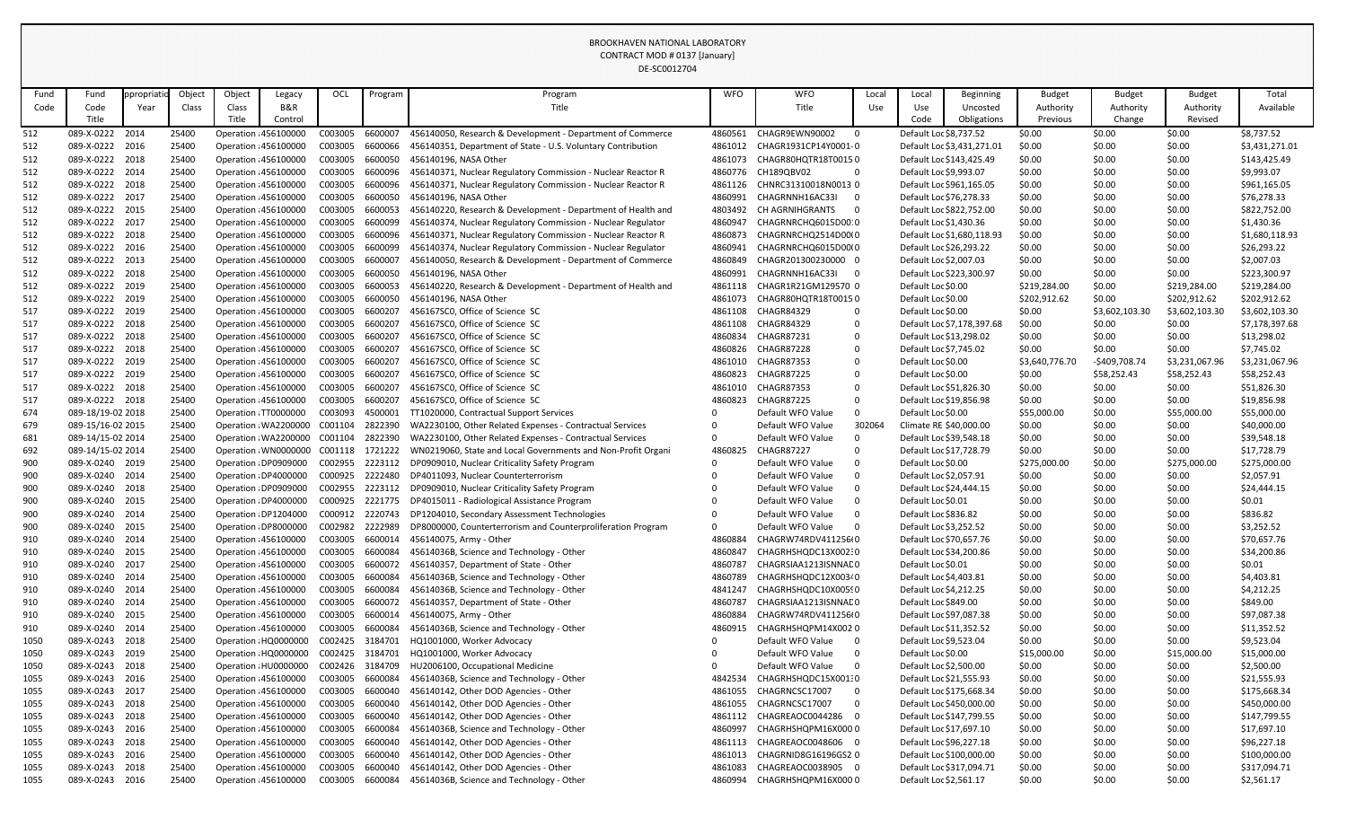BROOKHAVEN NATIONAL LABORATORY
CONTRACT MOD # 0137 [January]
DE-SC0012704

| Fund Code | Fund Code Title | Appropriation Year | Object Class | Object Class Title | Legacy B&R Control | OCL | Program | Program Title | WFO | WFO Title | Local Use | Local Use Code | Beginning Uncosted Obligations | Budget Authority Previous | Budget Authority Change | Budget Authority Revised | Total Available |
|---|---|---|---|---|---|---|---|---|---|---|---|---|---|---|---|---|---|
| 512 | 089-X-0222 | 2014 | 25400 | Operation | 456100000 | C003005 | 6600007 | 456140050, Research & Development - Department of Commerce | 4860561 | CHAGR9EWN90002 | 0 | Default Loc | $8,737.52 | $0.00 | $0.00 | $0.00 | $8,737.52 |
| 512 | 089-X-0222 | 2016 | 25400 | Operation | 456100000 | C003005 | 6600066 | 456140351, Department of State - U.S. Voluntary Contribution | 4861012 | CHAGR1931CP14Y0001-0 | | Default Loc | $3,431,271.01 | $0.00 | $0.00 | $0.00 | $3,431,271.01 |
| 512 | 089-X-0222 | 2018 | 25400 | Operation | 456100000 | C003005 | 6600050 | 456140196, NASA Other | 4861073 | CHAGR80HQTR18T0015 0 | | Default Loc | $143,425.49 | $0.00 | $0.00 | $0.00 | $143,425.49 |
| 512 | 089-X-0222 | 2014 | 25400 | Operation | 456100000 | C003005 | 6600096 | 456140371, Nuclear Regulatory Commission - Nuclear Reactor R | 4860776 | CH189QBV02 | 0 | Default Loc | $9,993.07 | $0.00 | $0.00 | $0.00 | $9,993.07 |
| 512 | 089-X-0222 | 2018 | 25400 | Operation | 456100000 | C003005 | 6600096 | 456140371, Nuclear Regulatory Commission - Nuclear Reactor R | 4861126 | CHNRC31310018N0013 0 | | Default Loc | $961,165.05 | $0.00 | $0.00 | $0.00 | $961,165.05 |
| 512 | 089-X-0222 | 2017 | 25400 | Operation | 456100000 | C003005 | 6600050 | 456140196, NASA Other | 4860991 | CHAGRNNH16AC33I | 0 | Default Loc | $76,278.33 | $0.00 | $0.00 | $0.00 | $76,278.33 |
| 512 | 089-X-0222 | 2015 | 25400 | Operation | 456100000 | C003005 | 6600053 | 456140220, Research & Development - Department of Health and | 4803492 | CH AGRNIHGRANTS | 0 | Default Loc | $822,752.00 | $0.00 | $0.00 | $0.00 | $822,752.00 |
| 512 | 089-X-0222 | 2017 | 25400 | Operation | 456100000 | C003005 | 6600099 | 456140374, Nuclear Regulatory Commission - Nuclear Regulator | 4860947 | CHAGRNRCHQ6015D00 0 | | Default Loc | $1,430.36 | $0.00 | $0.00 | $0.00 | $1,430.36 |
| 512 | 089-X-0222 | 2018 | 25400 | Operation | 456100000 | C003005 | 6600096 | 456140371, Nuclear Regulatory Commission - Nuclear Reactor R | 4860873 | CHAGRNRCHQ2514D00 0 | | Default Loc | $1,680,118.93 | $0.00 | $0.00 | $0.00 | $1,680,118.93 |
| 512 | 089-X-0222 | 2016 | 25400 | Operation | 456100000 | C003005 | 6600099 | 456140374, Nuclear Regulatory Commission - Nuclear Regulator | 4860941 | CHAGRNRCHQ6015D00 0 | | Default Loc | $26,293.22 | $0.00 | $0.00 | $0.00 | $26,293.22 |
| 512 | 089-X-0222 | 2013 | 25400 | Operation | 456100000 | C003005 | 6600007 | 456140050, Research & Development - Department of Commerce | 4860849 | CHAGR201300230000 | 0 | Default Loc | $2,007.03 | $0.00 | $0.00 | $0.00 | $2,007.03 |
| 512 | 089-X-0222 | 2018 | 25400 | Operation | 456100000 | C003005 | 6600050 | 456140196, NASA Other | 4860991 | CHAGRNNH16AC33I | 0 | Default Loc | $223,300.97 | $0.00 | $0.00 | $0.00 | $223,300.97 |
| 512 | 089-X-0222 | 2019 | 25400 | Operation | 456100000 | C003005 | 6600053 | 456140220, Research & Development - Department of Health and | 4861118 | CHAGR1R21GM129570 0 | | Default Loc | $0.00 | $219,284.00 | $0.00 | $219,284.00 | $219,284.00 |
| 512 | 089-X-0222 | 2019 | 25400 | Operation | 456100000 | C003005 | 6600050 | 456140196, NASA Other | 4861073 | CHAGR80HQTR18T0015 0 | | Default Loc | $0.00 | $202,912.62 | $0.00 | $202,912.62 | $202,912.62 |
| 517 | 089-X-0222 | 2019 | 25400 | Operation | 456100000 | C003005 | 6600207 | 456167SC0, Office of Science SC | 4861108 | CHAGR84329 | 0 | Default Loc | $0.00 | $0.00 | $3,602,103.30 | $3,602,103.30 | $3,602,103.30 |
| 517 | 089-X-0222 | 2018 | 25400 | Operation | 456100000 | C003005 | 6600207 | 456167SC0, Office of Science SC | 4861108 | CHAGR84329 | 0 | Default Loc | $7,178,397.68 | $0.00 | $0.00 | $0.00 | $7,178,397.68 |
| 517 | 089-X-0222 | 2018 | 25400 | Operation | 456100000 | C003005 | 6600207 | 456167SC0, Office of Science SC | 4860834 | CHAGR87231 | 0 | Default Loc | $13,298.02 | $0.00 | $0.00 | $0.00 | $13,298.02 |
| 517 | 089-X-0222 | 2018 | 25400 | Operation | 456100000 | C003005 | 6600207 | 456167SC0, Office of Science SC | 4860826 | CHAGR87228 | 0 | Default Loc | $7,745.02 | $0.00 | $0.00 | $0.00 | $7,745.02 |
| 517 | 089-X-0222 | 2019 | 25400 | Operation | 456100000 | C003005 | 6600207 | 456167SC0, Office of Science SC | 4861010 | CHAGR87353 | 0 | Default Loc | $0.00 | $3,640,776.70 | -$409,708.74 | $3,231,067.96 | $3,231,067.96 |
| 517 | 089-X-0222 | 2019 | 25400 | Operation | 456100000 | C003005 | 6600207 | 456167SC0, Office of Science SC | 4860823 | CHAGR87225 | 0 | Default Loc | $0.00 | $0.00 | $58,252.43 | $58,252.43 | $58,252.43 |
| 517 | 089-X-0222 | 2018 | 25400 | Operation | 456100000 | C003005 | 6600207 | 456167SC0, Office of Science SC | 4861010 | CHAGR87353 | 0 | Default Loc | $51,826.30 | $0.00 | $0.00 | $0.00 | $51,826.30 |
| 517 | 089-X-0222 | 2018 | 25400 | Operation | 456100000 | C003005 | 6600207 | 456167SC0, Office of Science SC | 4860823 | CHAGR87225 | 0 | Default Loc | $19,856.98 | $0.00 | $0.00 | $0.00 | $19,856.98 |
| 674 | 089-18/19-02 | 2018 | 25400 | Operation | TT0000000 | C003093 | 4500001 | TT1020000, Contractual Support Services | 0 | Default WFO Value | 0 | Default Loc | $0.00 | $55,000.00 | $0.00 | $55,000.00 | $55,000.00 |
| 679 | 089-15/16-02 | 2015 | 25400 | Operation | WA2200000 | C001104 | 2822390 | WA2230100, Other Related Expenses - Contractual Services | 0 | Default WFO Value | 302064 | Climate RE | $40,000.00 | $0.00 | $0.00 | $0.00 | $40,000.00 |
| 681 | 089-14/15-02 | 2014 | 25400 | Operation | WA2200000 | C001104 | 2822390 | WA2230100, Other Related Expenses - Contractual Services | 0 | Default WFO Value | 0 | Default Loc | $39,548.18 | $0.00 | $0.00 | $0.00 | $39,548.18 |
| 692 | 089-14/15-02 | 2014 | 25400 | Operation | WN0000000 | C001118 | 1721222 | WN0219060, State and Local Governments and Non-Profit Organi | 4860825 | CHAGR87227 | 0 | Default Loc | $17,728.79 | $0.00 | $0.00 | $0.00 | $17,728.79 |
| 900 | 089-X-0240 | 2019 | 25400 | Operation | DP0909000 | C002955 | 2223112 | DP0909010, Nuclear Criticality Safety Program | 0 | Default WFO Value | 0 | Default Loc | $0.00 | $275,000.00 | $0.00 | $275,000.00 | $275,000.00 |
| 900 | 089-X-0240 | 2014 | 25400 | Operation | DP4000000 | C000925 | 2222480 | DP4011093, Nuclear Counterterrorism | 0 | Default WFO Value | 0 | Default Loc | $2,057.91 | $0.00 | $0.00 | $0.00 | $2,057.91 |
| 900 | 089-X-0240 | 2018 | 25400 | Operation | DP0909000 | C002955 | 2223112 | DP0909010, Nuclear Criticality Safety Program | 0 | Default WFO Value | 0 | Default Loc | $24,444.15 | $0.00 | $0.00 | $0.00 | $24,444.15 |
| 900 | 089-X-0240 | 2015 | 25400 | Operation | DP4000000 | C000925 | 2221775 | DP4015011 - Radiological Assistance Program | 0 | Default WFO Value | 0 | Default Loc | $0.01 | $0.00 | $0.00 | $0.00 | $0.01 |
| 900 | 089-X-0240 | 2014 | 25400 | Operation | DP1204000 | C000912 | 2220743 | DP1204010, Secondary Assessment Technologies | 0 | Default WFO Value | 0 | Default Loc | $836.82 | $0.00 | $0.00 | $0.00 | $836.82 |
| 900 | 089-X-0240 | 2015 | 25400 | Operation | DP8000000 | C002982 | 2222989 | DP8000000, Counterterrorism and Counterproliferation Program | 0 | Default WFO Value | 0 | Default Loc | $3,252.52 | $0.00 | $0.00 | $0.00 | $3,252.52 |
| 910 | 089-X-0240 | 2014 | 25400 | Operation | 456100000 | C003005 | 6600014 | 456140075, Army - Other | 4860884 | CHAGRW74RDV411256 0 | | Default Loc | $70,657.76 | $0.00 | $0.00 | $0.00 | $70,657.76 |
| 910 | 089-X-0240 | 2015 | 25400 | Operation | 456100000 | C003005 | 6600084 | 456140368, Science and Technology - Other | 4860847 | CHAGRHSHQDC13X002 0 | | Default Loc | $34,200.86 | $0.00 | $0.00 | $0.00 | $34,200.86 |
| 910 | 089-X-0240 | 2017 | 25400 | Operation | 456100000 | C003005 | 6600072 | 456140357, Department of State - Other | 4860787 | CHAGRSIAA1213ISNNAD 0 | | Default Loc | $0.01 | $0.00 | $0.00 | $0.00 | $0.01 |
| 910 | 089-X-0240 | 2014 | 25400 | Operation | 456100000 | C003005 | 6600084 | 456140368, Science and Technology - Other | 4860789 | CHAGRHSHQDC12X003 0 | | Default Loc | $4,403.81 | $0.00 | $0.00 | $0.00 | $4,403.81 |
| 910 | 089-X-0240 | 2014 | 25400 | Operation | 456100000 | C003005 | 6600084 | 456140368, Science and Technology - Other | 4841247 | CHAGRHSHQDC10X005 0 | | Default Loc | $4,212.25 | $0.00 | $0.00 | $0.00 | $4,212.25 |
| 910 | 089-X-0240 | 2014 | 25400 | Operation | 456100000 | C003005 | 6600072 | 456140357, Department of State - Other | 4860787 | CHAGRSIAA1213ISNNAD 0 | | Default Loc | $849.00 | $0.00 | $0.00 | $0.00 | $849.00 |
| 910 | 089-X-0240 | 2015 | 25400 | Operation | 456100000 | C003005 | 6600014 | 456140075, Army - Other | 4860884 | CHAGRW74RDV411256 0 | | Default Loc | $97,087.38 | $0.00 | $0.00 | $0.00 | $97,087.38 |
| 910 | 089-X-0240 | 2014 | 25400 | Operation | 456100000 | C003005 | 6600084 | 456140368, Science and Technology - Other | 4860915 | CHAGRHSHQPM14X002 0 | | Default Loc | $11,352.52 | $0.00 | $0.00 | $0.00 | $11,352.52 |
| 1050 | 089-X-0243 | 2018 | 25400 | Operation | HQ0000000 | C002425 | 3184701 | HQ1001000, Worker Advocacy | 0 | Default WFO Value | 0 | Default Loc | $9,523.04 | $0.00 | $0.00 | $0.00 | $9,523.04 |
| 1050 | 089-X-0243 | 2019 | 25400 | Operation | HQ0000000 | C002425 | 3184701 | HQ1001000, Worker Advocacy | 0 | Default WFO Value | 0 | Default Loc | $0.00 | $15,000.00 | $0.00 | $15,000.00 | $15,000.00 |
| 1050 | 089-X-0243 | 2018 | 25400 | Operation | HU0000000 | C002426 | 3184709 | HU2006100, Occupational Medicine | 0 | Default WFO Value | 0 | Default Loc | $2,500.00 | $0.00 | $0.00 | $0.00 | $2,500.00 |
| 1055 | 089-X-0243 | 2016 | 25400 | Operation | 456100000 | C003005 | 6600084 | 456140368, Science and Technology - Other | 4842534 | CHAGRHSHQDC15X001 0 | | Default Loc | $21,555.93 | $0.00 | $0.00 | $0.00 | $21,555.93 |
| 1055 | 089-X-0243 | 2017 | 25400 | Operation | 456100000 | C003005 | 6600040 | 456140142, Other DOD Agencies - Other | 4861055 | CHAGRNCSC17007 | 0 | Default Loc | $175,668.34 | $0.00 | $0.00 | $0.00 | $175,668.34 |
| 1055 | 089-X-0243 | 2018 | 25400 | Operation | 456100000 | C003005 | 6600040 | 456140142, Other DOD Agencies - Other | 4861055 | CHAGRNCSC17007 | 0 | Default Loc | $450,000.00 | $0.00 | $0.00 | $0.00 | $450,000.00 |
| 1055 | 089-X-0243 | 2018 | 25400 | Operation | 456100000 | C003005 | 6600040 | 456140142, Other DOD Agencies - Other | 4861112 | CHAGREAOC0044286 | 0 | Default Loc | $147,799.55 | $0.00 | $0.00 | $0.00 | $147,799.55 |
| 1055 | 089-X-0243 | 2016 | 25400 | Operation | 456100000 | C003005 | 6600084 | 456140368, Science and Technology - Other | 4860997 | CHAGRHSHQPM16X000 0 | | Default Loc | $17,697.10 | $0.00 | $0.00 | $0.00 | $17,697.10 |
| 1055 | 089-X-0243 | 2018 | 25400 | Operation | 456100000 | C003005 | 6600040 | 456140142, Other DOD Agencies - Other | 4861113 | CHAGREAOC0048606 | 0 | Default Loc | $96,227.18 | $0.00 | $0.00 | $0.00 | $96,227.18 |
| 1055 | 089-X-0243 | 2016 | 25400 | Operation | 456100000 | C003005 | 6600040 | 456140142, Other DOD Agencies - Other | 4861013 | CHAGRNID8G16196GS2 0 | | Default Loc | $100,000.00 | $0.00 | $0.00 | $0.00 | $100,000.00 |
| 1055 | 089-X-0243 | 2018 | 25400 | Operation | 456100000 | C003005 | 6600040 | 456140142, Other DOD Agencies - Other | 4861083 | CHAGREAOC0038905 | 0 | Default Loc | $317,094.71 | $0.00 | $0.00 | $0.00 | $317,094.71 |
| 1055 | 089-X-0243 | 2016 | 25400 | Operation | 456100000 | C003005 | 6600084 | 456140368, Science and Technology - Other | 4860994 | CHAGRHSHQPM16X000 0 | | Default Loc | $2,561.17 | $0.00 | $0.00 | $0.00 | $2,561.17 |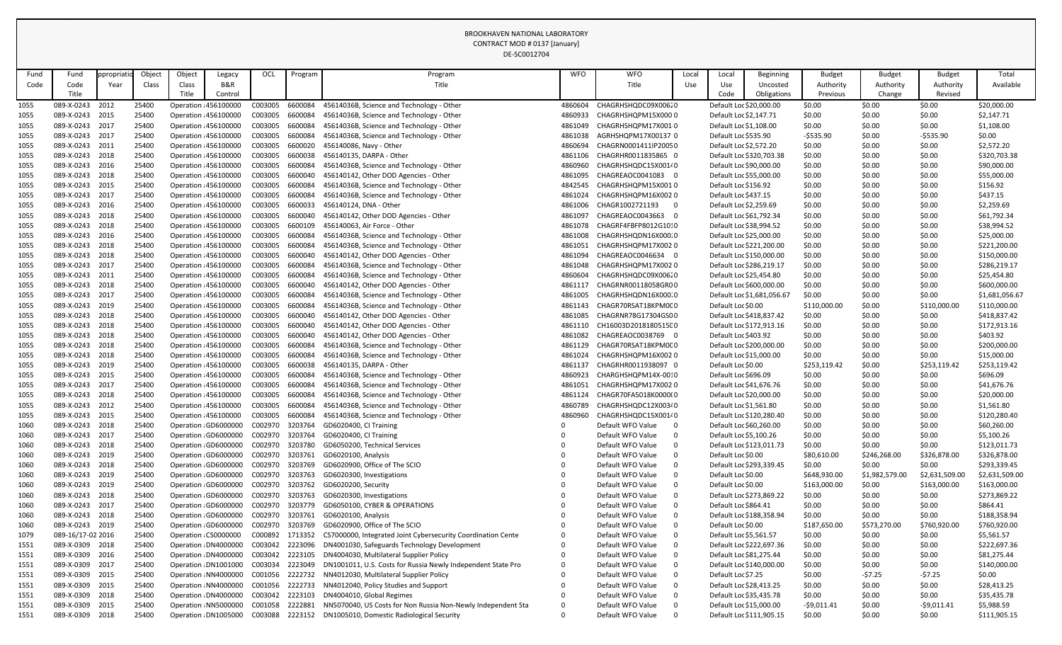BROOKHAVEN NATIONAL LABORATORY
CONTRACT MOD # 0137 [January]
DE-SC0012704

| Fund Code | Fund Code Title | ppropriatio Year | Object Class | Object Class Title | Legacy B&R Control | OCL | Program | Program Title | WFO | WFO Title | Local Use | Local Use Code | Beginning Uncosted Obligations | Budget Authority Previous | Budget Authority Change | Budget Authority Revised | Total Available |
|---|---|---|---|---|---|---|---|---|---|---|---|---|---|---|---|---|---|
| 1055 | 089-X-0243 | 2012 | 25400 | Operation : | 456100000 | C003005 | 6600084 | 45614036B, Science and Technology - Other | 4860604 | CHAGRHSHQDC09X00620 | | Default Loc | $20,000.00 | $0.00 | $0.00 | $0.00 | $20,000.00 |
| 1055 | 089-X-0243 | 2015 | 25400 | Operation : | 456100000 | C003005 | 6600084 | 45614036B, Science and Technology - Other | 4860933 | CHAGRHSHQPM15X000 0 | | Default Loc | $2,147.71 | $0.00 | $0.00 | $0.00 | $2,147.71 |
| 1055 | 089-X-0243 | 2017 | 25400 | Operation : | 456100000 | C003005 | 6600084 | 45614036B, Science and Technology - Other | 4861049 | CHAGRHSHQPM17X001 0 | | Default Loc | $1,108.00 | $0.00 | $0.00 | $0.00 | $1,108.00 |
| 1055 | 089-X-0243 | 2017 | 25400 | Operation : | 456100000 | C003005 | 6600084 | 45614036B, Science and Technology - Other | 4861038 | AGRHSHQPM17X00137 0 | | Default Loc | $535.90 | -$535.90 | $0.00 | -$535.90 | $0.00 |
| 1055 | 089-X-0243 | 2011 | 25400 | Operation : | 456100000 | C003005 | 6600020 | 456140086, Navy - Other | 4860694 | CHAGRN0001411IP20050 | | Default Loc | $2,572.20 | $0.00 | $0.00 | $0.00 | $2,572.20 |
| 1055 | 089-X-0243 | 2018 | 25400 | Operation : | 456100000 | C003005 | 6600038 | 456140135, DARPA - Other | 4861106 | CHAGRHR0011835865 0 | | Default Loc | $320,703.38 | $0.00 | $0.00 | $0.00 | $320,703.38 |
| 1055 | 089-X-0243 | 2016 | 25400 | Operation : | 456100000 | C003005 | 6600084 | 45614036B, Science and Technology - Other | 4860960 | CHAGRHSHQDC15X0010 | | Default Loc | $90,000.00 | $0.00 | $0.00 | $0.00 | $90,000.00 |
| 1055 | 089-X-0243 | 2018 | 25400 | Operation : | 456100000 | C003005 | 6600040 | 456140142, Other DOD Agencies - Other | 4861095 | CHAGREAOC0041083 0 | | Default Loc | $55,000.00 | $0.00 | $0.00 | $0.00 | $55,000.00 |
| 1055 | 089-X-0243 | 2015 | 25400 | Operation : | 456100000 | C003005 | 6600084 | 45614036B, Science and Technology - Other | 4842545 | CHAGRHSHQPM15X001 0 | | Default Loc | $156.92 | $0.00 | $0.00 | $0.00 | $156.92 |
| 1055 | 089-X-0243 | 2017 | 25400 | Operation : | 456100000 | C003005 | 6600084 | 45614036B, Science and Technology - Other | 4861024 | CHAGRHSHQPM16X002 0 | | Default Loc | $437.15 | $0.00 | $0.00 | $0.00 | $437.15 |
| 1055 | 089-X-0243 | 2016 | 25400 | Operation : | 456100000 | C003005 | 6600033 | 456140124, DNA - Other | 4861006 | CHAGR1002721193 0 | | Default Loc | $2,259.69 | $0.00 | $0.00 | $0.00 | $2,259.69 |
| 1055 | 089-X-0243 | 2018 | 25400 | Operation : | 456100000 | C003005 | 6600040 | 456140142, Other DOD Agencies - Other | 4861097 | CHAGREAOC0043663 0 | | Default Loc | $61,792.34 | $0.00 | $0.00 | $0.00 | $61,792.34 |
| 1055 | 089-X-0243 | 2018 | 25400 | Operation : | 456100000 | C003005 | 6600109 | 456140063, Air Force - Other | 4861078 | CHAGRF4FBFP8012G1010 | | Default Loc | $38,994.52 | $0.00 | $0.00 | $0.00 | $38,994.52 |
| 1055 | 089-X-0243 | 2016 | 25400 | Operation : | 456100000 | C003005 | 6600084 | 45614036B, Science and Technology - Other | 4861008 | CHAGRHSHQDN16X0000 | | Default Loc | $25,000.00 | $0.00 | $0.00 | $0.00 | $25,000.00 |
| 1055 | 089-X-0243 | 2018 | 25400 | Operation : | 456100000 | C003005 | 6600084 | 45614036B, Science and Technology - Other | 4861051 | CHAGRHSHQPM17X002 0 | | Default Loc | $221,200.00 | $0.00 | $0.00 | $0.00 | $221,200.00 |
| 1055 | 089-X-0243 | 2018 | 25400 | Operation : | 456100000 | C003005 | 6600040 | 456140142, Other DOD Agencies - Other | 4861094 | CHAGREAOC0046634 0 | | Default Loc | $150,000.00 | $0.00 | $0.00 | $0.00 | $150,000.00 |
| 1055 | 089-X-0243 | 2017 | 25400 | Operation : | 456100000 | C003005 | 6600084 | 45614036B, Science and Technology - Other | 4861048 | CHAGRHSHQPM17X002 0 | | Default Loc | $286,219.17 | $0.00 | $0.00 | $0.00 | $286,219.17 |
| 1055 | 089-X-0243 | 2011 | 25400 | Operation : | 456100000 | C003005 | 6600084 | 45614036B, Science and Technology - Other | 4860604 | CHAGRHSHQDC09X00620 | | Default Loc | $25,454.80 | $0.00 | $0.00 | $0.00 | $25,454.80 |
| 1055 | 089-X-0243 | 2018 | 25400 | Operation : | 456100000 | C003005 | 6600040 | 456140142, Other DOD Agencies - Other | 4861117 | CHAGRNR00118058GR00 | | Default Loc | $600,000.00 | $0.00 | $0.00 | $0.00 | $600,000.00 |
| 1055 | 089-X-0243 | 2017 | 25400 | Operation : | 456100000 | C003005 | 6600084 | 45614036B, Science and Technology - Other | 4861005 | CHAGRHSHQDN16X0000 | | Default Loc | $1,681,056.67 | $0.00 | $0.00 | $0.00 | $1,681,056.67 |
| 1055 | 089-X-0243 | 2019 | 25400 | Operation : | 456100000 | C003005 | 6600084 | 45614036B, Science and Technology - Other | 4861143 | CHAGR70RSAT18KPM0C0 | | Default Loc | $0.00 | $110,000.00 | $0.00 | $110,000.00 | $110,000.00 |
| 1055 | 089-X-0243 | 2018 | 25400 | Operation : | 456100000 | C003005 | 6600040 | 456140142, Other DOD Agencies - Other | 4861085 | CHAGRNR78G17304GS00 | | Default Loc | $418,837.42 | $0.00 | $0.00 | $0.00 | $418,837.42 |
| 1055 | 089-X-0243 | 2018 | 25400 | Operation : | 456100000 | C003005 | 6600040 | 456140142, Other DOD Agencies - Other | 4861110 | CH16003D2018180515C0 | | Default Loc | $172,913.16 | $0.00 | $0.00 | $0.00 | $172,913.16 |
| 1055 | 089-X-0243 | 2018 | 25400 | Operation : | 456100000 | C003005 | 6600040 | 456140142, Other DOD Agencies - Other | 4861082 | CHAGREAOC0038769 0 | | Default Loc | $403.92 | $0.00 | $0.00 | $0.00 | $403.92 |
| 1055 | 089-X-0243 | 2018 | 25400 | Operation : | 456100000 | C003005 | 6600084 | 45614036B, Science and Technology - Other | 4861129 | CHAGR70RSAT18KPM0C0 | | Default Loc | $200,000.00 | $0.00 | $0.00 | $0.00 | $200,000.00 |
| 1055 | 089-X-0243 | 2018 | 25400 | Operation : | 456100000 | C003005 | 6600084 | 45614036B, Science and Technology - Other | 4861024 | CHAGRHSHQPM16X002 0 | | Default Loc | $15,000.00 | $0.00 | $0.00 | $0.00 | $15,000.00 |
| 1055 | 089-X-0243 | 2019 | 25400 | Operation : | 456100000 | C003005 | 6600038 | 456140135, DARPA - Other | 4861137 | CHAGRHR0011938097 0 | | Default Loc | $0.00 | $253,119.42 | $0.00 | $253,119.42 | $253,119.42 |
| 1055 | 089-X-0243 | 2015 | 25400 | Operation : | 456100000 | C003005 | 6600084 | 45614036B, Science and Technology - Other | 4860923 | CHARGHSHQPM14X-0010 | | Default Loc | $696.09 | $0.00 | $0.00 | $0.00 | $696.09 |
| 1055 | 089-X-0243 | 2017 | 25400 | Operation : | 456100000 | C003005 | 6600084 | 45614036B, Science and Technology - Other | 4861051 | CHAGRHSHQPM17X002 0 | | Default Loc | $41,676.76 | $0.00 | $0.00 | $0.00 | $41,676.76 |
| 1055 | 089-X-0243 | 2018 | 25400 | Operation : | 456100000 | C003005 | 6600084 | 45614036B, Science and Technology - Other | 4861124 | CHAGR70FA5018K0000(0 | | Default Loc | $20,000.00 | $0.00 | $0.00 | $0.00 | $20,000.00 |
| 1055 | 089-X-0243 | 2012 | 25400 | Operation : | 456100000 | C003005 | 6600084 | 45614036B, Science and Technology - Other | 4860789 | CHAGRHSHQDC12X0030 | | Default Loc | $1,561.80 | $0.00 | $0.00 | $0.00 | $1,561.80 |
| 1055 | 089-X-0243 | 2015 | 25400 | Operation : | 456100000 | C003005 | 6600084 | 45614036B, Science and Technology - Other | 4860960 | CHAGRHSHQDC15X0010 | | Default Loc | $120,280.40 | $0.00 | $0.00 | $0.00 | $120,280.40 |
| 1060 | 089-X-0243 | 2018 | 25400 | Operation : | GD6000000 | C002970 | 3203764 | GD6020400, CI Training | 0 | Default WFO Value | 0 | Default Loc | $60,260.00 | $0.00 | $0.00 | $0.00 | $60,260.00 |
| 1060 | 089-X-0243 | 2017 | 25400 | Operation : | GD6000000 | C002970 | 3203764 | GD6020400, CI Training | 0 | Default WFO Value | 0 | Default Loc | $5,100.26 | $0.00 | $0.00 | $0.00 | $5,100.26 |
| 1060 | 089-X-0243 | 2018 | 25400 | Operation : | GD6000000 | C002970 | 3203780 | GD6050200, Technical Services | 0 | Default WFO Value | 0 | Default Loc | $123,011.73 | $0.00 | $0.00 | $0.00 | $123,011.73 |
| 1060 | 089-X-0243 | 2019 | 25400 | Operation : | GD6000000 | C002970 | 3203761 | GD6020100, Analysis | 0 | Default WFO Value | 0 | Default Loc | $0.00 | $80,610.00 | $246,268.00 | $326,878.00 | $326,878.00 |
| 1060 | 089-X-0243 | 2018 | 25400 | Operation : | GD6000000 | C002970 | 3203769 | GD6020900, Office of The SCIO | 0 | Default WFO Value | 0 | Default Loc | $293,339.45 | $0.00 | $0.00 | $0.00 | $293,339.45 |
| 1060 | 089-X-0243 | 2019 | 25400 | Operation : | GD6000000 | C002970 | 3203763 | GD6020300, Investigations | 0 | Default WFO Value | 0 | Default Loc | $0.00 | $648,930.00 | $1,982,579.00 | $2,631,509.00 | $2,631,509.00 |
| 1060 | 089-X-0243 | 2019 | 25400 | Operation : | GD6000000 | C002970 | 3203762 | GD6020200, Security | 0 | Default WFO Value | 0 | Default Loc | $0.00 | $163,000.00 | $0.00 | $163,000.00 | $163,000.00 |
| 1060 | 089-X-0243 | 2018 | 25400 | Operation : | GD6000000 | C002970 | 3203763 | GD6020300, Investigations | 0 | Default WFO Value | 0 | Default Loc | $273,869.22 | $0.00 | $0.00 | $0.00 | $273,869.22 |
| 1060 | 089-X-0243 | 2017 | 25400 | Operation : | GD6000000 | C002970 | 3203779 | GD6050100, CYBER & OPERATIONS | 0 | Default WFO Value | 0 | Default Loc | $864.41 | $0.00 | $0.00 | $0.00 | $864.41 |
| 1060 | 089-X-0243 | 2018 | 25400 | Operation : | GD6000000 | C002970 | 3203761 | GD6020100, Analysis | 0 | Default WFO Value | 0 | Default Loc | $188,358.94 | $0.00 | $0.00 | $0.00 | $188,358.94 |
| 1060 | 089-X-0243 | 2019 | 25400 | Operation : | GD6000000 | C002970 | 3203769 | GD6020900, Office of The SCIO | 0 | Default WFO Value | 0 | Default Loc | $0.00 | $187,650.00 | $573,270.00 | $760,920.00 | $760,920.00 |
| 1079 | 089-16/17-02 | 2016 | 25400 | Operation : | CS0000000 | C000892 | 1713352 | CS7000000, Integrated Joint Cybersecurity Coordination Cente | 0 | Default WFO Value | 0 | Default Loc | $5,561.57 | $0.00 | $0.00 | $0.00 | $5,561.57 |
| 1551 | 089-X-0309 | 2018 | 25400 | Operation : | DN4000000 | C003042 | 2223096 | DN4001030, Safeguards Technology Development | 0 | Default WFO Value | 0 | Default Loc | $222,697.36 | $0.00 | $0.00 | $0.00 | $222,697.36 |
| 1551 | 089-X-0309 | 2016 | 25400 | Operation : | DN4000000 | C003042 | 2223105 | DN4004030, Multilateral Supplier Policy | 0 | Default WFO Value | 0 | Default Loc | $81,275.44 | $0.00 | $0.00 | $0.00 | $81,275.44 |
| 1551 | 089-X-0309 | 2017 | 25400 | Operation : | DN1001000 | C003034 | 2223049 | DN1001011, U.S. Costs for Russia Newly Independent State Pro | 0 | Default WFO Value | 0 | Default Loc | $140,000.00 | $0.00 | $0.00 | $0.00 | $140,000.00 |
| 1551 | 089-X-0309 | 2015 | 25400 | Operation : | NN4000000 | C001056 | 2222732 | NN4012030, Multilateral Supplier Policy | 0 | Default WFO Value | 0 | Default Loc | $7.25 | $0.00 | -$7.25 | -$7.25 | $0.00 |
| 1551 | 089-X-0309 | 2015 | 25400 | Operation : | NN4000000 | C001056 | 2222733 | NN4012040, Policy Studies and Support | 0 | Default WFO Value | 0 | Default Loc | $28,413.25 | $0.00 | $0.00 | $0.00 | $28,413.25 |
| 1551 | 089-X-0309 | 2018 | 25400 | Operation : | DN4000000 | C003042 | 2223103 | DN4004010, Global Regimes | 0 | Default WFO Value | 0 | Default Loc | $35,435.78 | $0.00 | $0.00 | $0.00 | $35,435.78 |
| 1551 | 089-X-0309 | 2015 | 25400 | Operation : | NN5000000 | C001058 | 2222881 | NN5070040, US Costs for Non Russia Non-Newly Independent Sta | 0 | Default WFO Value | 0 | Default Loc | $15,000.00 | -$9,011.41 | $0.00 | -$9,011.41 | $5,988.59 |
| 1551 | 089-X-0309 | 2018 | 25400 | Operation : | DN1005000 | C003088 | 2223152 | DN1005010, Domestic Radiological Security | 0 | Default WFO Value | 0 | Default Loc | $111,905.15 | $0.00 | $0.00 | $0.00 | $111,905.15 |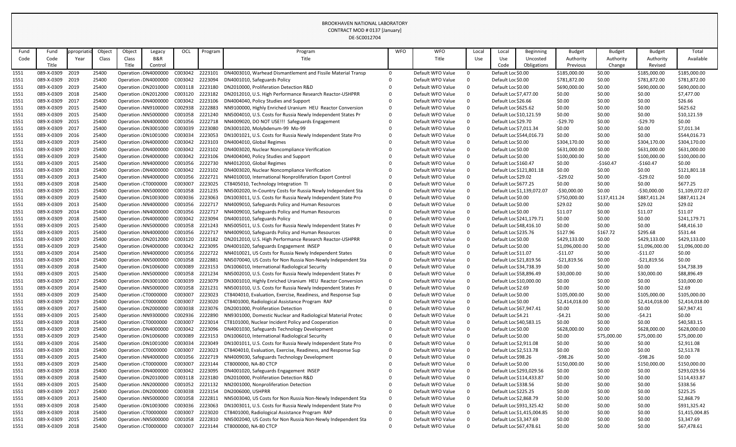BROOKHAVEN NATIONAL LABORATORY
CONTRACT MOD # 0137 [January]
DE-SC0012704

| Fund Code | Fund Code Title | Appropriation Year | Object Class | Object Class Title | Legacy B&R Control | OCL | Program | Program Title | WFO | WFO Title | Local Use | Local Use Code | Beginning Uncosted Obligations | Budget Authority Previous | Budget Authority Change | Budget Authority Revised | Total Available |
|---|---|---|---|---|---|---|---|---|---|---|---|---|---|---|---|---|---|
| 1551 | 089-X-0309 | 2019 | 25400 | Operation : | DN4000000 | C003042 | 2223101 | DN4003010, Warhead Dismantlement and Fissile Material Transp | 0 | Default WFO Value | 0 | Default Loc | $0.00 | $185,000.00 | $0.00 | $185,000.00 | $185,000.00 |
| 1551 | 089-X-0309 | 2019 | 25400 | Operation : | DN4000000 | C003042 | 2223094 | DN4001010, Safeguards Policy | 0 | Default WFO Value | 0 | Default Loc | $0.00 | $781,872.00 | $0.00 | $781,872.00 | $781,872.00 |
| 1551 | 089-X-0309 | 2019 | 25400 | Operation : | DN2010000 | C003118 | 2223180 | DN2010000, Proliferation Detection R&D | 0 | Default WFO Value | 0 | Default Loc | $0.00 | $690,000.00 | $0.00 | $690,000.00 | $690,000.00 |
| 1551 | 089-X-0309 | 2018 | 25400 | Operation : | DN2012000 | C003120 | 2223182 | DN2012010, U.S. High Performance Research Reactor-USHPRR | 0 | Default WFO Value | 0 | Default Loc | $7,477.00 | $0.00 | $0.00 | $0.00 | $7,477.00 |
| 1551 | 089-X-0309 | 2017 | 25400 | Operation : | DN4000000 | C003042 | 2223106 | DN4004040, Policy Studies and Support | 0 | Default WFO Value | 0 | Default Loc | $26.66 | $0.00 | $0.00 | $0.00 | $26.66 |
| 1551 | 089-X-0309 | 2015 | 25400 | Operation : | NN9100000 | C002938 | 2222883 | NN9100000, Highly Enriched Uranium HEU Reactor Conversion | 0 | Default WFO Value | 0 | Default Loc | $625.62 | $0.00 | $0.00 | $0.00 | $625.62 |
| 1551 | 089-X-0309 | 2015 | 25400 | Operation : | NN5000000 | C001058 | 2221240 | NN5004010, U.S. Costs for Russia Newly Independent States Pr | 0 | Default WFO Value | 0 | Default Loc | $10,121.59 | $0.00 | $0.00 | $0.00 | $10,121.59 |
| 1551 | 089-X-0309 | 2015 | 25400 | Operation : | NN4000000 | C001056 | 2222718 | NN4009020, DO NOT USE!!! Safeguards Engagement | 0 | Default WFO Value | 0 | Default Loc | $29.70 | -$29.70 | $0.00 | -$29.70 | $0.00 |
| 1551 | 089-X-0309 | 2017 | 25400 | Operation : | DN3001000 | C003039 | 2223080 | DN3001020, Molybdenum-99 Mo-99 | 0 | Default WFO Value | 0 | Default Loc | $7,011.34 | $0.00 | $0.00 | $0.00 | $7,011.34 |
| 1551 | 089-X-0309 | 2016 | 25400 | Operation : | DN1001000 | C003034 | 2223053 | DN1001021, U.S. Costs for Russia Newly Independent State Pro | 0 | Default WFO Value | 0 | Default Loc | $544,016.73 | $0.00 | $0.00 | $0.00 | $544,016.73 |
| 1551 | 089-X-0309 | 2019 | 25400 | Operation : | DN4000000 | C003042 | 2223103 | DN4004010, Global Regimes | 0 | Default WFO Value | 0 | Default Loc | $0.00 | $304,170.00 | $0.00 | $304,170.00 | $304,170.00 |
| 1551 | 089-X-0309 | 2019 | 25400 | Operation : | DN4000000 | C003042 | 2223102 | DN4003020, Nuclear Noncompliance Verification | 0 | Default WFO Value | 0 | Default Loc | $0.00 | $631,000.00 | $0.00 | $631,000.00 | $631,000.00 |
| 1551 | 089-X-0309 | 2019 | 25400 | Operation : | DN4000000 | C003042 | 2223106 | DN4004040, Policy Studies and Support | 0 | Default WFO Value | 0 | Default Loc | $0.00 | $100,000.00 | $0.00 | $100,000.00 | $100,000.00 |
| 1551 | 089-X-0309 | 2015 | 25400 | Operation : | NN4000000 | C001056 | 2222730 | NN4012010, Global Regimes | 0 | Default WFO Value | 0 | Default Loc | $160.47 | $0.00 | -$160.47 | -$160.47 | $0.00 |
| 1551 | 089-X-0309 | 2018 | 25400 | Operation : | DN4000000 | C003042 | 2223102 | DN4003020, Nuclear Noncompliance Verification | 0 | Default WFO Value | 0 | Default Loc | $121,801.18 | $0.00 | $0.00 | $0.00 | $121,801.18 |
| 1551 | 089-X-0309 | 2013 | 25400 | Operation : | NN4000000 | C001056 | 2222721 | NN4010010, International Nonproliferation Export Control | 0 | Default WFO Value | 0 | Default Loc | $29.02 | -$29.02 | $0.00 | -$29.02 | $0.00 |
| 1551 | 089-X-0309 | 2018 | 25400 | Operation : | CT0000000 | C003007 | 2223025 | CT8405010, Technology Integration TI | 0 | Default WFO Value | 0 | Default Loc | $677.25 | $0.00 | $0.00 | $0.00 | $677.25 |
| 1551 | 089-X-0309 | 2015 | 25400 | Operation : | NN5000000 | C001058 | 2221235 | NN5002020, In-Country Costs for Russia Newly Independent Sta | 0 | Default WFO Value | 0 | Default Loc | $1,139,072.07 | -$30,000.00 | $0.00 | -$30,000.00 | $1,109,072.07 |
| 1551 | 089-X-0309 | 2019 | 25400 | Operation : | DN1003000 | C003036 | 2223063 | DN1003011, U.S. Costs for Russia Newly Independent State Pro | 0 | Default WFO Value | 0 | Default Loc | $0.00 | $750,000.00 | $137,411.24 | $887,411.24 | $887,411.24 |
| 1551 | 089-X-0309 | 2013 | 25400 | Operation : | NN4000000 | C001056 | 2222717 | NN4009010, Safeguards Policy and Human Resources | 0 | Default WFO Value | 0 | Default Loc | $0.00 | $29.02 | $0.00 | $29.02 | $29.02 |
| 1551 | 089-X-0309 | 2014 | 25400 | Operation : | NN4000000 | C001056 | 2222717 | NN4009010, Safeguards Policy and Human Resources | 0 | Default WFO Value | 0 | Default Loc | $0.00 | $11.07 | $0.00 | $11.07 | $11.07 |
| 1551 | 089-X-0309 | 2018 | 25400 | Operation : | DN4000000 | C003042 | 2223094 | DN4001010, Safeguards Policy | 0 | Default WFO Value | 0 | Default Loc | $241,179.71 | $0.00 | $0.00 | $0.00 | $241,179.71 |
| 1551 | 089-X-0309 | 2015 | 25400 | Operation : | NN5000000 | C001058 | 2221243 | NN5005011, U.S. Costs for Russia Newly Independent States Pr | 0 | Default WFO Value | 0 | Default Loc | $48,416.10 | $0.00 | $0.00 | $0.00 | $48,416.10 |
| 1551 | 089-X-0309 | 2015 | 25400 | Operation : | NN4000000 | C001056 | 2222717 | NN4009010, Safeguards Policy and Human Resources | 0 | Default WFO Value | 0 | Default Loc | $235.76 | $127.96 | $167.72 | $295.68 | $531.44 |
| 1551 | 089-X-0309 | 2019 | 25400 | Operation : | DN2012000 | C003120 | 2223182 | DN2012010, U.S. High Performance Research Reactor-USHPRR | 0 | Default WFO Value | 0 | Default Loc | $0.00 | $429,133.00 | $0.00 | $429,133.00 | $429,133.00 |
| 1551 | 089-X-0309 | 2019 | 25400 | Operation : | DN4000000 | C003042 | 2223095 | DN4001020, Safeguards Engagement INSEP | 0 | Default WFO Value | 0 | Default Loc | $0.00 | $1,096,000.00 | $0.00 | $1,096,000.00 | $1,096,000.00 |
| 1551 | 089-X-0309 | 2014 | 25400 | Operation : | NN4000000 | C001056 | 2222722 | NN4010021, US Costs for Russia Newly Independent States | 0 | Default WFO Value | 0 | Default Loc | $11.07 | -$11.07 | $0.00 | -$11.07 | $0.00 |
| 1551 | 089-X-0309 | 2014 | 25400 | Operation : | NN5000000 | C001058 | 2222881 | NN5070040, US Costs for Non Russia Non-Newly Independent Sta | 0 | Default WFO Value | 0 | Default Loc | $21,819.56 | -$21,819.56 | $0.00 | -$21,819.56 | $0.00 |
| 1551 | 089-X-0309 | 2018 | 25400 | Operation : | DN1006000 | C003089 | 2223153 | DN1006010, International Radiological Security | 0 | Default WFO Value | 0 | Default Loc | $34,738.39 | $0.00 | $0.00 | $0.00 | $34,738.39 |
| 1551 | 089-X-0309 | 2015 | 25400 | Operation : | NN5000000 | C001058 | 2221234 | NN5002010, U.S. Costs for Russia Newly Independent States Pr | 0 | Default WFO Value | 0 | Default Loc | $58,896.49 | $30,000.00 | $0.00 | $30,000.00 | $88,896.49 |
| 1551 | 089-X-0309 | 2017 | 25400 | Operation : | DN3001000 | C003039 | 2223079 | DN3001010, Highly Enriched Uranium HEU Reactor Conversion | 0 | Default WFO Value | 0 | Default Loc | $10,000.00 | $0.00 | $0.00 | $0.00 | $10,000.00 |
| 1551 | 089-X-0309 | 2014 | 25400 | Operation : | NN5000000 | C001058 | 2221231 | NN5001010, U.S. Costs for Russia Newly Independent States Pr | 0 | Default WFO Value | 0 | Default Loc | $2.69 | $0.00 | $0.00 | $0.00 | $2.69 |
| 1551 | 089-X-0309 | 2019 | 25400 | Operation : | CT0000000 | C003007 | 2223023 | CT8404010, Evaluation, Exercise, Readiness, and Response Sup | 0 | Default WFO Value | 0 | Default Loc | $0.00 | $105,000.00 | $0.00 | $105,000.00 | $105,000.00 |
| 1551 | 089-X-0309 | 2019 | 25400 | Operation : | CT0000000 | C003007 | 2223020 | CT8401000, Radiological Assistance Program RAP | 0 | Default WFO Value | 0 | Default Loc | $0.00 | $2,414,018.00 | $0.00 | $2,414,018.00 | $2,414,018.00 |
| 1551 | 089-X-0309 | 2017 | 25400 | Operation : | DN2000000 | C003038 | 2223076 | DN2001000, Proliferation Detection | 0 | Default WFO Value | 0 | Default Loc | $67,947.41 | $0.00 | $0.00 | $0.00 | $67,947.41 |
| 1551 | 089-X-0309 | 2015 | 25400 | Operation : | NN9300000 | C002936 | 2222890 | NN9301000, Domestic Nuclear and Radiological Material Protec | 0 | Default WFO Value | 0 | Default Loc | $4.21 | -$4.21 | $0.00 | -$4.21 | $0.00 |
| 1551 | 089-X-0309 | 2018 | 25400 | Operation : | CT0000000 | C003007 | 2223014 | CT8101000, Nuclear Incident Policy and Cooperation | 0 | Default WFO Value | 0 | Default Loc | $40,583.15 | $0.00 | $0.00 | $0.00 | $40,583.15 |
| 1551 | 089-X-0309 | 2019 | 25400 | Operation : | DN4000000 | C003042 | 2223096 | DN4001030, Safeguards Technology Development | 0 | Default WFO Value | 0 | Default Loc | $0.00 | $628,000.00 | $0.00 | $628,000.00 | $628,000.00 |
| 1551 | 089-X-0309 | 2019 | 25400 | Operation : | DN1006000 | C003089 | 2223153 | DN1006010, International Radiological Security | 0 | Default WFO Value | 0 | Default Loc | $0.00 | $0.00 | $75,000.00 | $75,000.00 | $75,000.00 |
| 1551 | 089-X-0309 | 2016 | 25400 | Operation : | DN1001000 | C003034 | 2223049 | DN1001011, U.S. Costs for Russia Newly Independent State Pro | 0 | Default WFO Value | 0 | Default Loc | $2,911.08 | $0.00 | $0.00 | $0.00 | $2,911.08 |
| 1551 | 089-X-0309 | 2018 | 25400 | Operation : | CT0000000 | C003007 | 2223023 | CT8404010, Evaluation, Exercise, Readiness, and Response Sup | 0 | Default WFO Value | 0 | Default Loc | $2,513.78 | $0.00 | $0.00 | $0.00 | $2,513.78 |
| 1551 | 089-X-0309 | 2015 | 25400 | Operation : | NN4000000 | C001056 | 2222719 | NN4009030, Safeguards Technology Development | 0 | Default WFO Value | 0 | Default Loc | $98.26 | -$98.26 | $0.00 | -$98.26 | $0.00 |
| 1551 | 089-X-0309 | 2019 | 25400 | Operation : | CT0000000 | C003007 | 2223144 | CT8000000, NA-80 CTCP | 0 | Default WFO Value | 0 | Default Loc | $0.00 | $150,000.00 | $0.00 | $150,000.00 | $150,000.00 |
| 1551 | 089-X-0309 | 2018 | 25400 | Operation : | DN4000000 | C003042 | 2223095 | DN4001020, Safeguards Engagement INSEP | 0 | Default WFO Value | 0 | Default Loc | $293,029.56 | $0.00 | $0.00 | $0.00 | $293,029.56 |
| 1551 | 089-X-0309 | 2018 | 25400 | Operation : | DN2010000 | C003118 | 2223180 | DN2010000, Proliferation Detection R&D | 0 | Default WFO Value | 0 | Default Loc | $114,433.87 | $0.00 | $0.00 | $0.00 | $114,433.87 |
| 1551 | 089-X-0309 | 2015 | 25400 | Operation : | NN2000000 | C001052 | 2221132 | NN2001000, Nonproliferation Detection | 0 | Default WFO Value | 0 | Default Loc | $338.56 | $0.00 | $0.00 | $0.00 | $338.56 |
| 1551 | 089-X-0309 | 2017 | 25400 | Operation : | DN2000000 | C003038 | 2223154 | DN2006000, USHPRR | 0 | Default WFO Value | 0 | Default Loc | $225.25 | $0.00 | $0.00 | $0.00 | $225.25 |
| 1551 | 089-X-0309 | 2013 | 25400 | Operation : | NN5000000 | C001058 | 2222811 | NN5003040, US Costs for Non Russia Non-Newly Independent Sta | 0 | Default WFO Value | 0 | Default Loc | $2,868.79 | $0.00 | $0.00 | $0.00 | $2,868.79 |
| 1551 | 089-X-0309 | 2018 | 25400 | Operation : | DN1003000 | C003036 | 2223063 | DN1003011, U.S. Costs for Russia Newly Independent State Pro | 0 | Default WFO Value | 0 | Default Loc | $931,325.42 | $0.00 | $0.00 | $0.00 | $931,325.42 |
| 1551 | 089-X-0309 | 2018 | 25400 | Operation : | CT0000000 | C003007 | 2223020 | CT8401000, Radiological Assistance Program RAP | 0 | Default WFO Value | 0 | Default Loc | $1,415,004.85 | $0.00 | $0.00 | $0.00 | $1,415,004.85 |
| 1551 | 089-X-0309 | 2015 | 25400 | Operation : | NN5000000 | C001058 | 2222810 | NN5002040, US Costs for Non Russia Non-Newly Independent Sta | 0 | Default WFO Value | 0 | Default Loc | $3,347.69 | $0.00 | $0.00 | $0.00 | $3,347.69 |
| 1551 | 089-X-0309 | 2018 | 25400 | Operation : | CT0000000 | C003007 | 2223144 | CT8000000, NA-80 CTCP | 0 | Default WFO Value | 0 | Default Loc | $67,478.61 | $0.00 | $0.00 | $0.00 | $67,478.61 |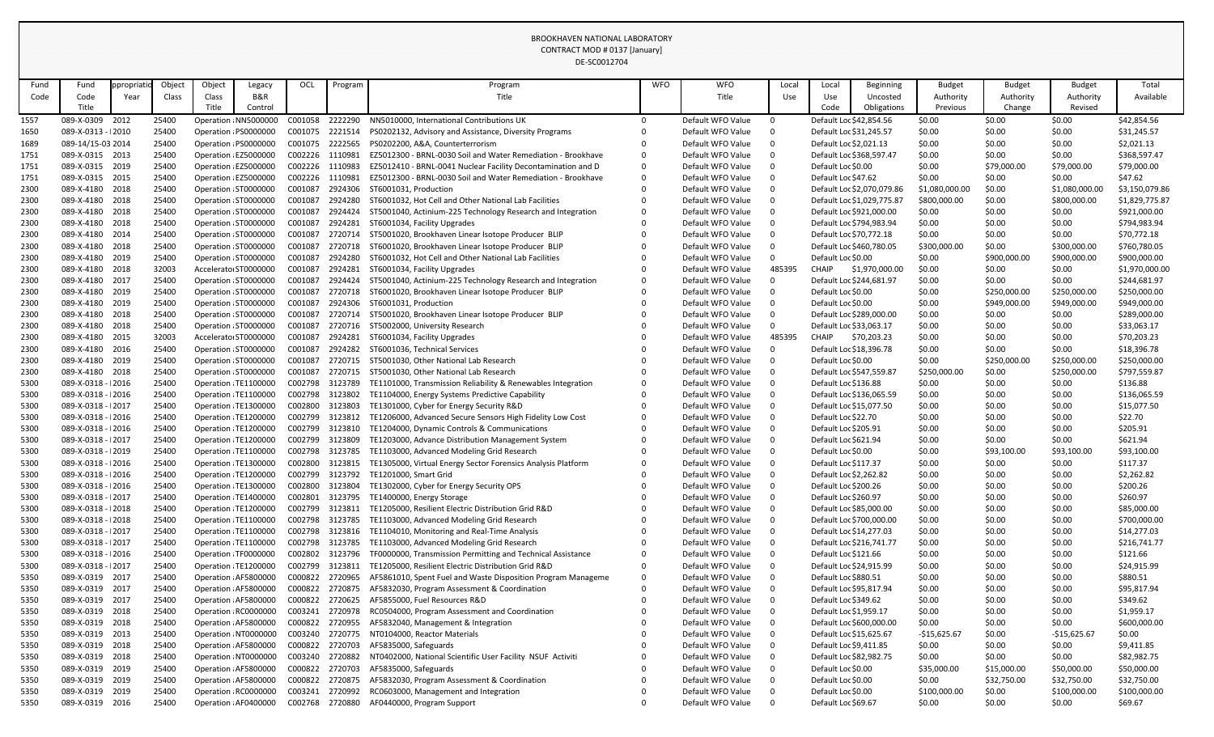BROOKHAVEN NATIONAL LABORATORY
CONTRACT MOD # 0137 [January]
DE-SC0012704

| Fund Code | Fund Code Title | Appropriation Year | Object Class | Object Class Title | Legacy B&R Control | OCL | Program | Program Title | WFO | WFO Title | Local Use | Local Use Code | Beginning Uncosted Obligations | Budget Authority Previous | Budget Authority Change | Budget Authority Revised | Total Available |
|---|---|---|---|---|---|---|---|---|---|---|---|---|---|---|---|---|---|
| 1557 | 089-X-0309 | 2012 | 25400 | Operation | NN5000000 | C001058 | 2222290 | NN5010000, International Contributions UK | 0 | Default WFO Value | 0 | Default Loc | $42,854.56 | $0.00 | $0.00 | $0.00 | $42,854.56 |
| 1650 | 089-X-0313 - | 2010 | 25400 | Operation | PS0000000 | C001075 | 2221514 | PS0202132, Advisory and Assistance, Diversity Programs | 0 | Default WFO Value | 0 | Default Loc | $31,245.57 | $0.00 | $0.00 | $0.00 | $31,245.57 |
| 1689 | 089-14/15-03 | 2014 | 25400 | Operation | PS0000000 | C001075 | 2222565 | PS0202200, A&A, Counterterrorism | 0 | Default WFO Value | 0 | Default Loc | $2,021.13 | $0.00 | $0.00 | $0.00 | $2,021.13 |
| 1751 | 089-X-0315 | 2013 | 25400 | Operation | EZ5000000 | C002226 | 1110981 | EZ5012300 - BRNL-0030 Soil and Water Remediation - Brookhave | 0 | Default WFO Value | 0 | Default Loc | $368,597.47 | $0.00 | $0.00 | $0.00 | $368,597.47 |
| 1751 | 089-X-0315 | 2019 | 25400 | Operation | EZ5000000 | C002226 | 1110983 | EZ5012410 - BRNL-0041 Nuclear Facility Decontamination and D | 0 | Default WFO Value | 0 | Default Loc | $0.00 | $0.00 | $79,000.00 | $79,000.00 | $79,000.00 |
| 1751 | 089-X-0315 | 2015 | 25400 | Operation | EZ5000000 | C002226 | 1110981 | EZ5012300 - BRNL-0030 Soil and Water Remediation - Brookhave | 0 | Default WFO Value | 0 | Default Loc | $47.62 | $0.00 | $0.00 | $0.00 | $47.62 |
| 2300 | 089-X-4180 | 2018 | 25400 | Operation | ST0000000 | C001087 | 2924306 | ST6001031, Production | 0 | Default WFO Value | 0 | Default Loc | $2,070,079.86 | $1,080,000.00 | $0.00 | $1,080,000.00 | $3,150,079.86 |
| 2300 | 089-X-4180 | 2018 | 25400 | Operation | ST0000000 | C001087 | 2924280 | ST6001032, Hot Cell and Other National Lab Facilities | 0 | Default WFO Value | 0 | Default Loc | $1,029,775.87 | $800,000.00 | $0.00 | $800,000.00 | $1,829,775.87 |
| 2300 | 089-X-4180 | 2018 | 25400 | Operation | ST0000000 | C001087 | 2924424 | ST5001040, Actinium-225 Technology Research and Integration | 0 | Default WFO Value | 0 | Default Loc | $921,000.00 | $0.00 | $0.00 | $0.00 | $921,000.00 |
| 2300 | 089-X-4180 | 2018 | 25400 | Operation | ST0000000 | C001087 | 2924281 | ST6001034, Facility Upgrades | 0 | Default WFO Value | 0 | Default Loc | $794,983.94 | $0.00 | $0.00 | $0.00 | $794,983.94 |
| 2300 | 089-X-4180 | 2014 | 25400 | Operation | ST0000000 | C001087 | 2720714 | ST5001020, Brookhaven Linear Isotope Producer BLIP | 0 | Default WFO Value | 0 | Default Loc | $70,772.18 | $0.00 | $0.00 | $0.00 | $70,772.18 |
| 2300 | 089-X-4180 | 2018 | 25400 | Operation | ST0000000 | C001087 | 2720718 | ST6001020, Brookhaven Linear Isotope Producer BLIP | 0 | Default WFO Value | 0 | Default Loc | $460,780.05 | $300,000.00 | $0.00 | $300,000.00 | $760,780.05 |
| 2300 | 089-X-4180 | 2019 | 25400 | Operation | ST0000000 | C001087 | 2924280 | ST6001032, Hot Cell and Other National Lab Facilities | 0 | Default WFO Value | 0 | Default Loc | $0.00 | $0.00 | $900,000.00 | $900,000.00 | $900,000.00 |
| 2300 | 089-X-4180 | 2018 | 32003 | Accelerato | ST0000000 | C001087 | 2924281 | ST6001034, Facility Upgrades | 0 | Default WFO Value | 485395 | CHAIP | $1,970,000.00 | $0.00 | $0.00 | $0.00 | $1,970,000.00 |
| 2300 | 089-X-4180 | 2017 | 25400 | Operation | ST0000000 | C001087 | 2924424 | ST5001040, Actinium-225 Technology Research and Integration | 0 | Default WFO Value | 0 | Default Loc | $244,681.97 | $0.00 | $0.00 | $0.00 | $244,681.97 |
| 2300 | 089-X-4180 | 2019 | 25400 | Operation | ST0000000 | C001087 | 2720718 | ST6001020, Brookhaven Linear Isotope Producer BLIP | 0 | Default WFO Value | 0 | Default Loc | $0.00 | $0.00 | $250,000.00 | $250,000.00 | $250,000.00 |
| 2300 | 089-X-4180 | 2019 | 25400 | Operation | ST0000000 | C001087 | 2924306 | ST6001031, Production | 0 | Default WFO Value | 0 | Default Loc | $0.00 | $0.00 | $949,000.00 | $949,000.00 | $949,000.00 |
| 2300 | 089-X-4180 | 2018 | 25400 | Operation | ST0000000 | C001087 | 2720714 | ST5001020, Brookhaven Linear Isotope Producer BLIP | 0 | Default WFO Value | 0 | Default Loc | $289,000.00 | $0.00 | $0.00 | $0.00 | $289,000.00 |
| 2300 | 089-X-4180 | 2018 | 25400 | Operation | ST0000000 | C001087 | 2720716 | ST5002000, University Research | 0 | Default WFO Value | 0 | Default Loc | $33,063.17 | $0.00 | $0.00 | $0.00 | $33,063.17 |
| 2300 | 089-X-4180 | 2015 | 32003 | Accelerato | ST0000000 | C001087 | 2924281 | ST6001034, Facility Upgrades | 0 | Default WFO Value | 485395 | CHAIP | $70,203.23 | $0.00 | $0.00 | $0.00 | $70,203.23 |
| 2300 | 089-X-4180 | 2016 | 25400 | Operation | ST0000000 | C001087 | 2924282 | ST6001036, Technical Services | 0 | Default WFO Value | 0 | Default Loc | $18,396.78 | $0.00 | $0.00 | $0.00 | $18,396.78 |
| 2300 | 089-X-4180 | 2019 | 25400 | Operation | ST0000000 | C001087 | 2720715 | ST5001030, Other National Lab Research | 0 | Default WFO Value | 0 | Default Loc | $0.00 | $0.00 | $250,000.00 | $250,000.00 | $250,000.00 |
| 2300 | 089-X-4180 | 2018 | 25400 | Operation | ST0000000 | C001087 | 2720715 | ST5001030, Other National Lab Research | 0 | Default WFO Value | 0 | Default Loc | $547,559.87 | $250,000.00 | $0.00 | $250,000.00 | $797,559.87 |
| 5300 | 089-X-0318 - | 2016 | 25400 | Operation | TE1100000 | C002798 | 3123789 | TE1101000, Transmission Reliability & Renewables Integration | 0 | Default WFO Value | 0 | Default Loc | $136.88 | $0.00 | $0.00 | $0.00 | $136.88 |
| 5300 | 089-X-0318 - | 2016 | 25400 | Operation | TE1100000 | C002798 | 3123802 | TE1104000, Energy Systems Predictive Capability | 0 | Default WFO Value | 0 | Default Loc | $136,065.59 | $0.00 | $0.00 | $0.00 | $136,065.59 |
| 5300 | 089-X-0318 - | 2017 | 25400 | Operation | TE1300000 | C002800 | 3123803 | TE1301000, Cyber for Energy Security R&D | 0 | Default WFO Value | 0 | Default Loc | $15,077.50 | $0.00 | $0.00 | $0.00 | $15,077.50 |
| 5300 | 089-X-0318 - | 2016 | 25400 | Operation | TE1200000 | C002799 | 3123812 | TE1206000, Advanced Secure Sensors High Fidelity Low Cost | 0 | Default WFO Value | 0 | Default Loc | $22.70 | $0.00 | $0.00 | $0.00 | $22.70 |
| 5300 | 089-X-0318 - | 2016 | 25400 | Operation | TE1200000 | C002799 | 3123810 | TE1204000, Dynamic Controls & Communications | 0 | Default WFO Value | 0 | Default Loc | $205.91 | $0.00 | $0.00 | $0.00 | $205.91 |
| 5300 | 089-X-0318 - | 2017 | 25400 | Operation | TE1200000 | C002799 | 3123809 | TE1203000, Advance Distribution Management System | 0 | Default WFO Value | 0 | Default Loc | $621.94 | $0.00 | $0.00 | $0.00 | $621.94 |
| 5300 | 089-X-0318 - | 2019 | 25400 | Operation | TE1100000 | C002798 | 3123785 | TE1103000, Advanced Modeling Grid Research | 0 | Default WFO Value | 0 | Default Loc | $0.00 | $0.00 | $93,100.00 | $93,100.00 | $93,100.00 |
| 5300 | 089-X-0318 - | 2016 | 25400 | Operation | TE1300000 | C002800 | 3123815 | TE1305000, Virtual Energy Sector Forensics Analysis Platform | 0 | Default WFO Value | 0 | Default Loc | $117.37 | $0.00 | $0.00 | $0.00 | $117.37 |
| 5300 | 089-X-0318 - | 2016 | 25400 | Operation | TE1200000 | C002799 | 3123792 | TE1201000, Smart Grid | 0 | Default WFO Value | 0 | Default Loc | $2,262.82 | $0.00 | $0.00 | $0.00 | $2,262.82 |
| 5300 | 089-X-0318 - | 2016 | 25400 | Operation | TE1300000 | C002800 | 3123804 | TE1302000, Cyber for Energy Security OPS | 0 | Default WFO Value | 0 | Default Loc | $200.26 | $0.00 | $0.00 | $0.00 | $200.26 |
| 5300 | 089-X-0318 - | 2017 | 25400 | Operation | TE1400000 | C002801 | 3123795 | TE1400000, Energy Storage | 0 | Default WFO Value | 0 | Default Loc | $260.97 | $0.00 | $0.00 | $0.00 | $260.97 |
| 5300 | 089-X-0318 - | 2018 | 25400 | Operation | TE1200000 | C002799 | 3123811 | TE1205000, Resilient Electric Distribution Grid R&D | 0 | Default WFO Value | 0 | Default Loc | $85,000.00 | $0.00 | $0.00 | $0.00 | $85,000.00 |
| 5300 | 089-X-0318 - | 2018 | 25400 | Operation | TE1100000 | C002798 | 3123785 | TE1103000, Advanced Modeling Grid Research | 0 | Default WFO Value | 0 | Default Loc | $700,000.00 | $0.00 | $0.00 | $0.00 | $700,000.00 |
| 5300 | 089-X-0318 - | 2017 | 25400 | Operation | TE1100000 | C002798 | 3123816 | TE1104010, Monitoring and Real-Time Analysis | 0 | Default WFO Value | 0 | Default Loc | $14,277.03 | $0.00 | $0.00 | $0.00 | $14,277.03 |
| 5300 | 089-X-0318 - | 2017 | 25400 | Operation | TE1100000 | C002798 | 3123785 | TE1103000, Advanced Modeling Grid Research | 0 | Default WFO Value | 0 | Default Loc | $216,741.77 | $0.00 | $0.00 | $0.00 | $216,741.77 |
| 5300 | 089-X-0318 - | 2016 | 25400 | Operation | TF0000000 | C002802 | 3123799 | TF0000000, Transmission Permitting and Technical Assistance | 0 | Default WFO Value | 0 | Default Loc | $121.66 | $0.00 | $0.00 | $0.00 | $121.66 |
| 5300 | 089-X-0318 - | 2017 | 25400 | Operation | TE1200000 | C002799 | 3123811 | TE1205000, Resilient Electric Distribution Grid R&D | 0 | Default WFO Value | 0 | Default Loc | $24,915.99 | $0.00 | $0.00 | $0.00 | $24,915.99 |
| 5350 | 089-X-0319 | 2017 | 25400 | Operation | AF5800000 | C000822 | 2720965 | AF5861010, Spent Fuel and Waste Disposition Program Manageme | 0 | Default WFO Value | 0 | Default Loc | $880.51 | $0.00 | $0.00 | $0.00 | $880.51 |
| 5350 | 089-X-0319 | 2017 | 25400 | Operation | AF5800000 | C000822 | 2720875 | AF5832030, Program Assessment & Coordination | 0 | Default WFO Value | 0 | Default Loc | $95,817.94 | $0.00 | $0.00 | $0.00 | $95,817.94 |
| 5350 | 089-X-0319 | 2017 | 25400 | Operation | AF5800000 | C000822 | 2720625 | AF5855000, Fuel Resources R&D | 0 | Default WFO Value | 0 | Default Loc | $349.62 | $0.00 | $0.00 | $0.00 | $349.62 |
| 5350 | 089-X-0319 | 2018 | 25400 | Operation | RC0000000 | C003241 | 2720978 | RC0504000, Program Assessment and Coordination | 0 | Default WFO Value | 0 | Default Loc | $1,959.17 | $0.00 | $0.00 | $0.00 | $1,959.17 |
| 5350 | 089-X-0319 | 2018 | 25400 | Operation | AF5800000 | C000822 | 2720955 | AF5832040, Management & Integration | 0 | Default WFO Value | 0 | Default Loc | $600,000.00 | $0.00 | $0.00 | $0.00 | $600,000.00 |
| 5350 | 089-X-0319 | 2013 | 25400 | Operation | NT0000000 | C003240 | 2720775 | NT0104000, Reactor Materials | 0 | Default WFO Value | 0 | Default Loc | $15,625.67 | -$15,625.67 | $0.00 | -$15,625.67 | $0.00 |
| 5350 | 089-X-0319 | 2018 | 25400 | Operation | AF5800000 | C000822 | 2720703 | AF5835000, Safeguards | 0 | Default WFO Value | 0 | Default Loc | $9,411.85 | $0.00 | $0.00 | $0.00 | $9,411.85 |
| 5350 | 089-X-0319 | 2018 | 25400 | Operation | NT0000000 | C003240 | 2720882 | NT0402000, National Scientific User Facility NSUF Activiti | 0 | Default WFO Value | 0 | Default Loc | $82,982.75 | $0.00 | $0.00 | $0.00 | $82,982.75 |
| 5350 | 089-X-0319 | 2019 | 25400 | Operation | AF5800000 | C000822 | 2720703 | AF5835000, Safeguards | 0 | Default WFO Value | 0 | Default Loc | $0.00 | $35,000.00 | $15,000.00 | $50,000.00 | $50,000.00 |
| 5350 | 089-X-0319 | 2019 | 25400 | Operation | AF5800000 | C000822 | 2720875 | AF5832030, Program Assessment & Coordination | 0 | Default WFO Value | 0 | Default Loc | $0.00 | $0.00 | $32,750.00 | $32,750.00 | $32,750.00 |
| 5350 | 089-X-0319 | 2019 | 25400 | Operation | RC0000000 | C003241 | 2720992 | RC0603000, Management and Integration | 0 | Default WFO Value | 0 | Default Loc | $0.00 | $100,000.00 | $0.00 | $100,000.00 | $100,000.00 |
| 5350 | 089-X-0319 | 2016 | 25400 | Operation | AF0400000 | C002768 | 2720880 | AF0440000, Program Support | 0 | Default WFO Value | 0 | Default Loc | $69.67 | $0.00 | $0.00 | $0.00 | $69.67 |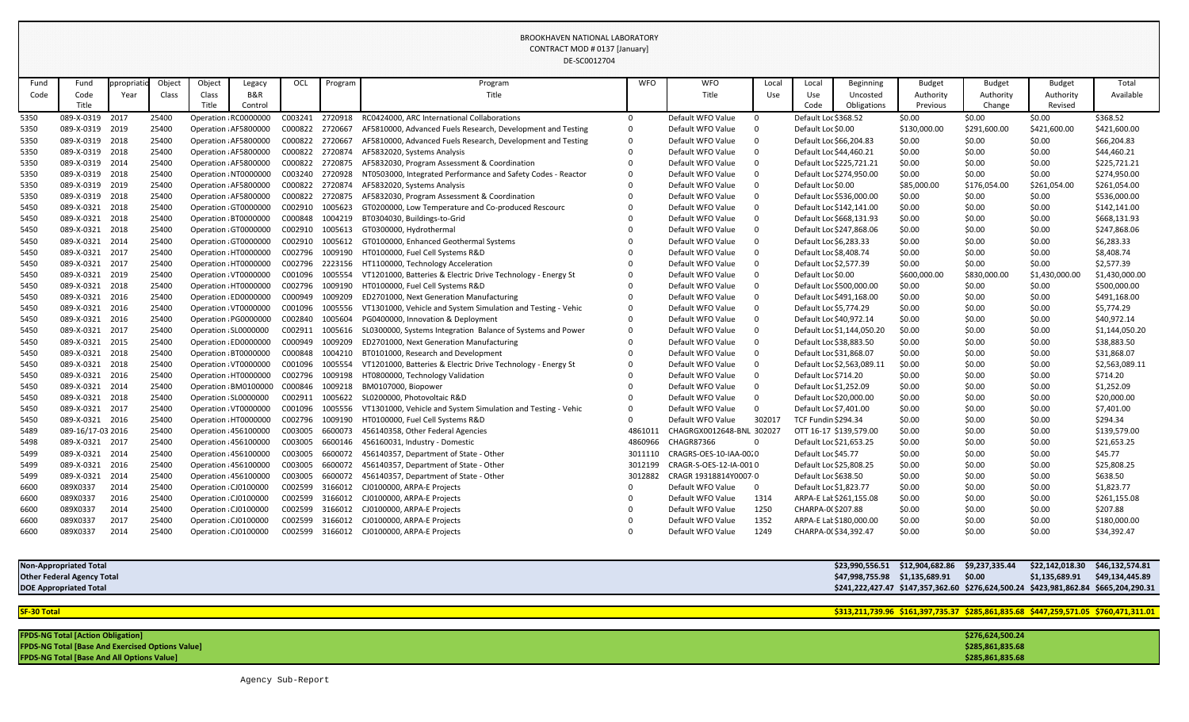BROOKHAVEN NATIONAL LABORATORY
CONTRACT MOD # 0137 [January]
DE-SC0012704

| Fund Code | Fund Code Title | Appropriation Year | Object Class | Object Class Title | Legacy B&R Control | OCL | Program | Program Title | WFO | WFO Title | Local Use | Local Use Code | Beginning Uncosted Obligations | Budget Authority Previous | Budget Authority Change | Budget Authority Revised | Total Available |
|---|---|---|---|---|---|---|---|---|---|---|---|---|---|---|---|---|---|
| 5350 | 089-X-0319 | 2017 | 25400 | Operation : | RC0000000 | C003241 | 2720918 | RC0424000, ARC International Collaborations | 0 | Default WFO Value | 0 | Default Loc | $368.52 | $0.00 | $0.00 | $0.00 | $368.52 |
| 5350 | 089-X-0319 | 2019 | 25400 | Operation : | AF5800000 | C000822 | 2720667 | AF5810000, Advanced Fuels Research, Development and Testing | 0 | Default WFO Value | 0 | Default Loc | $0.00 | $130,000.00 | $291,600.00 | $421,600.00 | $421,600.00 |
| 5350 | 089-X-0319 | 2018 | 25400 | Operation : | AF5800000 | C000822 | 2720667 | AF5810000, Advanced Fuels Research, Development and Testing | 0 | Default WFO Value | 0 | Default Loc | $66,204.83 | $0.00 | $0.00 | $0.00 | $66,204.83 |
| 5350 | 089-X-0319 | 2018 | 25400 | Operation : | AF5800000 | C000822 | 2720874 | AF5832020, Systems Analysis | 0 | Default WFO Value | 0 | Default Loc | $44,460.21 | $0.00 | $0.00 | $0.00 | $44,460.21 |
| 5350 | 089-X-0319 | 2014 | 25400 | Operation : | AF5800000 | C000822 | 2720875 | AF5832030, Program Assessment & Coordination | 0 | Default WFO Value | 0 | Default Loc | $225,721.21 | $0.00 | $0.00 | $0.00 | $225,721.21 |
| 5350 | 089-X-0319 | 2018 | 25400 | Operation : | NT0000000 | C003240 | 2720928 | NT0503000, Integrated Performance and Safety Codes - Reactor | 0 | Default WFO Value | 0 | Default Loc | $274,950.00 | $0.00 | $0.00 | $0.00 | $274,950.00 |
| 5350 | 089-X-0319 | 2019 | 25400 | Operation : | AF5800000 | C000822 | 2720874 | AF5832020, Systems Analysis | 0 | Default WFO Value | 0 | Default Loc | $0.00 | $85,000.00 | $176,054.00 | $261,054.00 | $261,054.00 |
| 5350 | 089-X-0319 | 2018 | 25400 | Operation : | AF5800000 | C000822 | 2720875 | AF5832030, Program Assessment & Coordination | 0 | Default WFO Value | 0 | Default Loc | $536,000.00 | $0.00 | $0.00 | $0.00 | $536,000.00 |
| 5450 | 089-X-0321 | 2018 | 25400 | Operation : | GT0000000 | C002910 | 1005623 | GT0200000, Low Temperature and Co-produced Rescourc | 0 | Default WFO Value | 0 | Default Loc | $142,141.00 | $0.00 | $0.00 | $0.00 | $142,141.00 |
| 5450 | 089-X-0321 | 2018 | 25400 | Operation : | BT0000000 | C000848 | 1004219 | BT0304030, Buildings-to-Grid | 0 | Default WFO Value | 0 | Default Loc | $668,131.93 | $0.00 | $0.00 | $0.00 | $668,131.93 |
| 5450 | 089-X-0321 | 2018 | 25400 | Operation : | GT0000000 | C002910 | 1005613 | GT0300000, Hydrothermal | 0 | Default WFO Value | 0 | Default Loc | $247,868.06 | $0.00 | $0.00 | $0.00 | $247,868.06 |
| 5450 | 089-X-0321 | 2014 | 25400 | Operation : | GT0000000 | C002910 | 1005612 | GT0100000, Enhanced Geothermal Systems | 0 | Default WFO Value | 0 | Default Loc | $6,283.33 | $0.00 | $0.00 | $0.00 | $6,283.33 |
| 5450 | 089-X-0321 | 2017 | 25400 | Operation : | HT0000000 | C002796 | 1009190 | HT0100000, Fuel Cell Systems R&D | 0 | Default WFO Value | 0 | Default Loc | $8,408.74 | $0.00 | $0.00 | $0.00 | $8,408.74 |
| 5450 | 089-X-0321 | 2017 | 25400 | Operation : | HT0000000 | C002796 | 2223156 | HT1100000, Technology Acceleration | 0 | Default WFO Value | 0 | Default Loc | $2,577.39 | $0.00 | $0.00 | $0.00 | $2,577.39 |
| 5450 | 089-X-0321 | 2019 | 25400 | Operation : | VT0000000 | C001096 | 1005554 | VT1201000, Batteries & Electric Drive Technology - Energy St | 0 | Default WFO Value | 0 | Default Loc | $0.00 | $600,000.00 | $830,000.00 | $1,430,000.00 | $1,430,000.00 |
| 5450 | 089-X-0321 | 2018 | 25400 | Operation : | HT0000000 | C002796 | 1009190 | HT0100000, Fuel Cell Systems R&D | 0 | Default WFO Value | 0 | Default Loc | $500,000.00 | $0.00 | $0.00 | $0.00 | $500,000.00 |
| 5450 | 089-X-0321 | 2016 | 25400 | Operation : | ED0000000 | C000949 | 1009209 | ED2701000, Next Generation Manufacturing | 0 | Default WFO Value | 0 | Default Loc | $491,168.00 | $0.00 | $0.00 | $0.00 | $491,168.00 |
| 5450 | 089-X-0321 | 2016 | 25400 | Operation : | VT0000000 | C001096 | 1005556 | VT1301000, Vehicle and System Simulation and Testing - Vehic | 0 | Default WFO Value | 0 | Default Loc | $5,774.29 | $0.00 | $0.00 | $0.00 | $5,774.29 |
| 5450 | 089-X-0321 | 2016 | 25400 | Operation : | PG0000000 | C002840 | 1005604 | PG0400000, Innovation & Deployment | 0 | Default WFO Value | 0 | Default Loc | $40,972.14 | $0.00 | $0.00 | $0.00 | $40,972.14 |
| 5450 | 089-X-0321 | 2017 | 25400 | Operation : | SL0000000 | C002911 | 1005616 | SL0300000, Systems Integration Balance of Systems and Power | 0 | Default WFO Value | 0 | Default Loc | $1,144,050.20 | $0.00 | $0.00 | $0.00 | $1,144,050.20 |
| 5450 | 089-X-0321 | 2015 | 25400 | Operation : | ED0000000 | C000949 | 1009209 | ED2701000, Next Generation Manufacturing | 0 | Default WFO Value | 0 | Default Loc | $38,883.50 | $0.00 | $0.00 | $0.00 | $38,883.50 |
| 5450 | 089-X-0321 | 2018 | 25400 | Operation : | BT0000000 | C000848 | 1004210 | BT0101000, Research and Development | 0 | Default WFO Value | 0 | Default Loc | $31,868.07 | $0.00 | $0.00 | $0.00 | $31,868.07 |
| 5450 | 089-X-0321 | 2018 | 25400 | Operation : | VT0000000 | C001096 | 1005554 | VT1201000, Batteries & Electric Drive Technology - Energy St | 0 | Default WFO Value | 0 | Default Loc | $2,563,089.11 | $0.00 | $0.00 | $0.00 | $2,563,089.11 |
| 5450 | 089-X-0321 | 2016 | 25400 | Operation : | HT0000000 | C002796 | 1009198 | HT0800000, Technology Validation | 0 | Default WFO Value | 0 | Default Loc | $714.20 | $0.00 | $0.00 | $0.00 | $714.20 |
| 5450 | 089-X-0321 | 2014 | 25400 | Operation : | BM0100000 | C000846 | 1009218 | BM0107000, Biopower | 0 | Default WFO Value | 0 | Default Loc | $1,252.09 | $0.00 | $0.00 | $0.00 | $1,252.09 |
| 5450 | 089-X-0321 | 2018 | 25400 | Operation : | SL0000000 | C002911 | 1005622 | SL0200000, Photovoltaic R&D | 0 | Default WFO Value | 0 | Default Loc | $20,000.00 | $0.00 | $0.00 | $0.00 | $20,000.00 |
| 5450 | 089-X-0321 | 2017 | 25400 | Operation : | VT0000000 | C001096 | 1005556 | VT1301000, Vehicle and System Simulation and Testing - Vehic | 0 | Default WFO Value | 0 | Default Loc | $7,401.00 | $0.00 | $0.00 | $0.00 | $7,401.00 |
| 5450 | 089-X-0321 | 2016 | 25400 | Operation : | HT0000000 | C002796 | 1009190 | HT0100000, Fuel Cell Systems R&D | 0 | Default WFO Value | 302017 | TCF Fundin | $294.34 | $0.00 | $0.00 | $0.00 | $294.34 |
| 5489 | 089-16/17-0 | 2016 | 25400 | Operation : | 456100000 | C003005 | 6600073 | 456140358, Other Federal Agencies | 4861011 | CHAGRGX0012648-BNL | 302027 | OTT 16-17 | $139,579.00 | $0.00 | $0.00 | $0.00 | $139,579.00 |
| 5498 | 089-X-0321 | 2017 | 25400 | Operation : | 456100000 | C003005 | 6600146 | 456160031, Industry - Domestic | 4860966 | CHAGR87366 | 0 | Default Loc | $21,653.25 | $0.00 | $0.00 | $0.00 | $21,653.25 |
| 5499 | 089-X-0321 | 2014 | 25400 | Operation : | 456100000 | C003005 | 6600072 | 456140357, Department of State - Other | 3011110 | CRAGRS-OES-10-IAA-002 | 0 | Default Loc | $45.77 | $0.00 | $0.00 | $0.00 | $45.77 |
| 5499 | 089-X-0321 | 2016 | 25400 | Operation : | 456100000 | C003005 | 6600072 | 456140357, Department of State - Other | 3012199 | CRAGR-S-OES-12-IA-001 | 0 | Default Loc | $25,808.25 | $0.00 | $0.00 | $0.00 | $25,808.25 |
| 5499 | 089-X-0321 | 2014 | 25400 | Operation : | 456100000 | C003005 | 6600072 | 456140357, Department of State - Other | 3012882 | CRAGR 19318814Y0007- | 0 | Default Loc | $638.50 | $0.00 | $0.00 | $0.00 | $638.50 |
| 6600 | 089X0337 | 2014 | 25400 | Operation : | CJ0100000 | C002599 | 3166012 | CJ0100000, ARPA-E Projects | 0 | Default WFO Value | 0 | Default Loc | $1,823.77 | $0.00 | $0.00 | $0.00 | $1,823.77 |
| 6600 | 089X0337 | 2016 | 25400 | Operation : | CJ0100000 | C002599 | 3166012 | CJ0100000, ARPA-E Projects | 0 | Default WFO Value | 1314 | ARPA-E Lat | $261,155.08 | $0.00 | $0.00 | $0.00 | $261,155.08 |
| 6600 | 089X0337 | 2014 | 25400 | Operation : | CJ0100000 | C002599 | 3166012 | CJ0100000, ARPA-E Projects | 0 | Default WFO Value | 1250 | CHARPA-0( | $207.88 | $0.00 | $0.00 | $0.00 | $207.88 |
| 6600 | 089X0337 | 2017 | 25400 | Operation : | CJ0100000 | C002599 | 3166012 | CJ0100000, ARPA-E Projects | 0 | Default WFO Value | 1352 | ARPA-E Lat | $180,000.00 | $0.00 | $0.00 | $0.00 | $180,000.00 |
| 6600 | 089X0337 | 2014 | 25400 | Operation : | CJ0100000 | C002599 | 3166012 | CJ0100000, ARPA-E Projects | 0 | Default WFO Value | 1249 | CHARPA-0( | $34,392.47 | $0.00 | $0.00 | $0.00 | $34,392.47 |

| | Beginning Uncosted Obligations | Budget Authority Previous | Budget Authority Change | Budget Authority Revised | Total Available |
|---|---|---|---|---|---|
| **Non-Appropriated Total** | $23,990,556.51 | $12,904,682.86 | $9,237,335.44 | $22,142,018.30 | $46,132,574.81 |
| **Other Federal Agency Total** | $47,998,755.98 | $1,135,689.91 | $0.00 | $1,135,689.91 | $49,134,445.89 |
| **DOE Appropriated Total** | $241,222,427.47 | $147,357,362.60 | $276,624,500.24 | $423,981,862.84 | $665,204,290.31 |
| **SF-30 Total** | $313,211,739.96 | $161,397,735.37 | $285,861,835.68 | $447,259,571.05 | $760,471,311.01 |

| | |
|---|---|
| **FPDS-NG Total [Action Obligation]** | $276,624,500.24 |
| **FPDS-NG Total [Base And Exercised Options Value]** | $285,861,835.68 |
| **FPDS-NG Total [Base And All Options Value]** | $285,861,835.68 |

Agency Sub-Report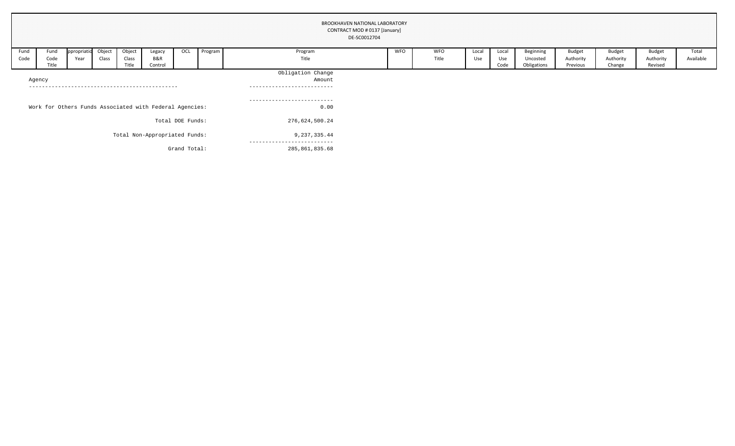BROOKHAVEN NATIONAL LABORATORY
CONTRACT MOD # 0137 [January]
DE-SC0012704

| Fund Code | Fund Code Title | ppropriatio Year | Object Class | Object Class Title | Legacy B&R Control | OCL | Program | Program Title | WFO | WFO Title | Local Use | Local Use Code | Beginning Uncosted Obligations | Budget Authority Previous | Budget Authority Change | Budget Authority Revised | Total Available |
|---|---|---|---|---|---|---|---|---|---|---|---|---|---|---|---|---|---|

| Agency | Obligation Change Amount |
|---|---|
| Work for Others Funds Associated with Federal Agencies: | 0.00 |
| Total DOE Funds: | 276,624,500.24 |
| Total Non-Appropriated Funds: | 9,237,335.44 |
| Grand Total: | 285,861,835.68 |